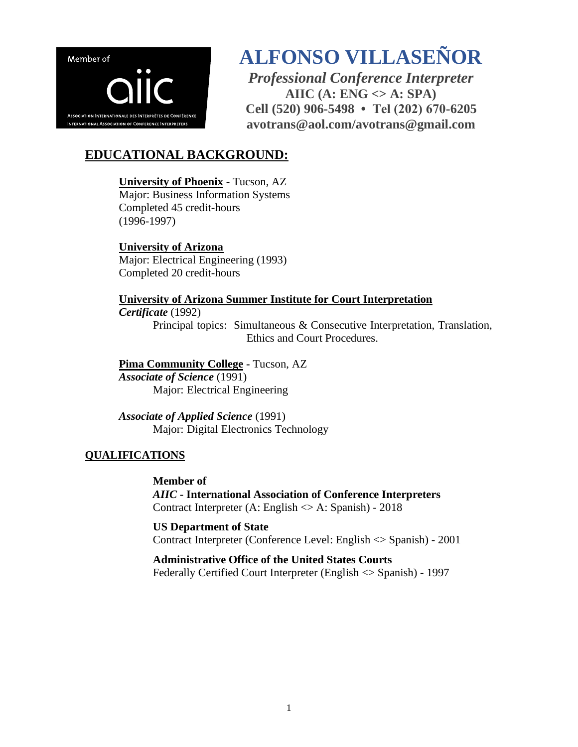Member of

aiic

Association Internationale des Interprètes de Conférence
International Association of Conference Interpreters

# ALFONSO VILLASEÑOR

***Professional Conference Interpreter***

**AIIC (A: ENG <> A: SPA)**

**Cell (520) 906-5498 • Tel (202) 670-6205**

**avotrans@aol.com/avotrans@gmail.com**

## EDUCATIONAL BACKGROUND:

**University of Phoenix** - Tucson, AZ
Major: Business Information Systems
Completed 45 credit-hours
(1996-1997)

**University of Arizona**
Major: Electrical Engineering (1993)
Completed 20 credit-hours

**University of Arizona Summer Institute for Court Interpretation**
***Certificate*** (1992)
Principal topics: Simultaneous & Consecutive Interpretation, Translation, Ethics and Court Procedures.

**Pima Community College** - Tucson, AZ
***Associate of Science*** (1991)
Major: Electrical Engineering

***Associate of Applied Science*** (1991)
Major: Digital Electronics Technology

## QUALIFICATIONS

**Member of**
***AIIC*** **- International Association of Conference Interpreters**
Contract Interpreter (A: English <> A: Spanish) - 2018

**US Department of State**
Contract Interpreter (Conference Level: English <> Spanish) - 2001

**Administrative Office of the United States Courts**
Federally Certified Court Interpreter (English <> Spanish) - 1997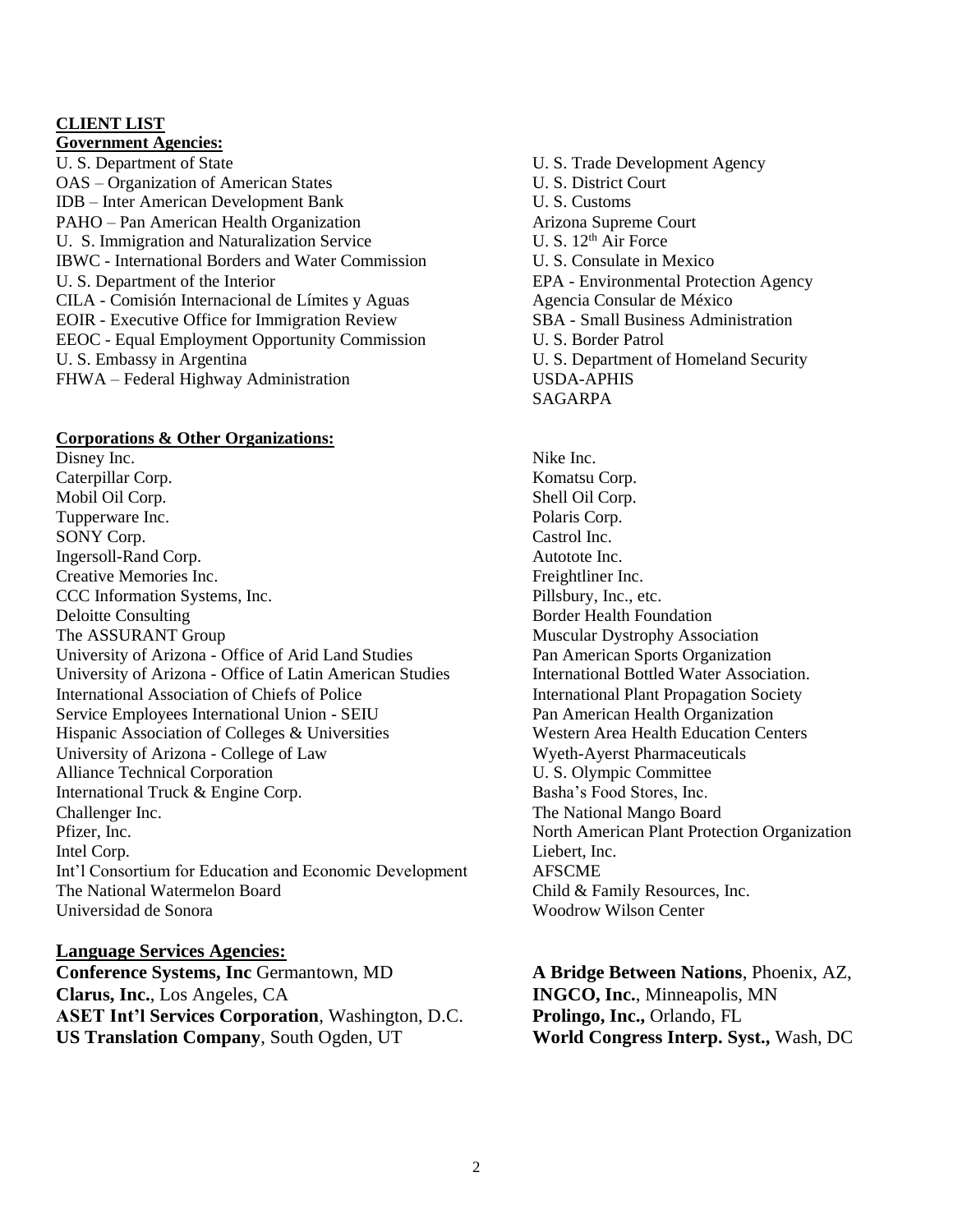## CLIENT LIST

### Government Agencies:

U. S. Department of State
OAS – Organization of American States
IDB – Inter American Development Bank
PAHO – Pan American Health Organization
U. S. Immigration and Naturalization Service
IBWC - International Borders and Water Commission
U. S. Department of the Interior
CILA - Comisión Internacional de Límites y Aguas
EOIR - Executive Office for Immigration Review
EEOC - Equal Employment Opportunity Commission
U. S. Embassy in Argentina
FHWA – Federal Highway Administration
U. S. Trade Development Agency
U. S. District Court
U. S. Customs
Arizona Supreme Court
U. S. 12th Air Force
U. S. Consulate in Mexico
EPA - Environmental Protection Agency
Agencia Consular de México
SBA - Small Business Administration
U. S. Border Patrol
U. S. Department of Homeland Security
USDA-APHIS
SAGARPA

### Corporations & Other Organizations:

Disney Inc.
Caterpillar Corp.
Mobil Oil Corp.
Tupperware Inc.
SONY Corp.
Ingersoll-Rand Corp.
Creative Memories Inc.
CCC Information Systems, Inc.
Deloitte Consulting
The ASSURANT Group
University of Arizona - Office of Arid Land Studies
University of Arizona - Office of Latin American Studies
International Association of Chiefs of Police
Service Employees International Union - SEIU
Hispanic Association of Colleges & Universities
University of Arizona - College of Law
Alliance Technical Corporation
International Truck & Engine Corp.
Challenger Inc.
Pfizer, Inc.
Intel Corp.
Int'l Consortium for Education and Economic Development
The National Watermelon Board
Universidad de Sonora
Nike Inc.
Komatsu Corp.
Shell Oil Corp.
Polaris Corp.
Castrol Inc.
Autotote Inc.
Freightliner Inc.
Pillsbury, Inc., etc.
Border Health Foundation
Muscular Dystrophy Association
Pan American Sports Organization
International Bottled Water Association.
International Plant Propagation Society
Pan American Health Organization
Western Area Health Education Centers
Wyeth-Ayerst Pharmaceuticals
U. S. Olympic Committee
Basha's Food Stores, Inc.
The National Mango Board
North American Plant Protection Organization
Liebert, Inc.
AFSCME
Child & Family Resources, Inc.
Woodrow Wilson Center

### Language Services Agencies:

**Conference Systems, Inc** Germantown, MD
**Clarus, Inc.**, Los Angeles, CA
**ASET Int'l Services Corporation**, Washington, D.C.
**US Translation Company**, South Ogden, UT
**A Bridge Between Nations**, Phoenix, AZ,
**INGCO, Inc.**, Minneapolis, MN
**Prolingo, Inc.,** Orlando, FL
**World Congress Interp. Syst.,** Wash, DC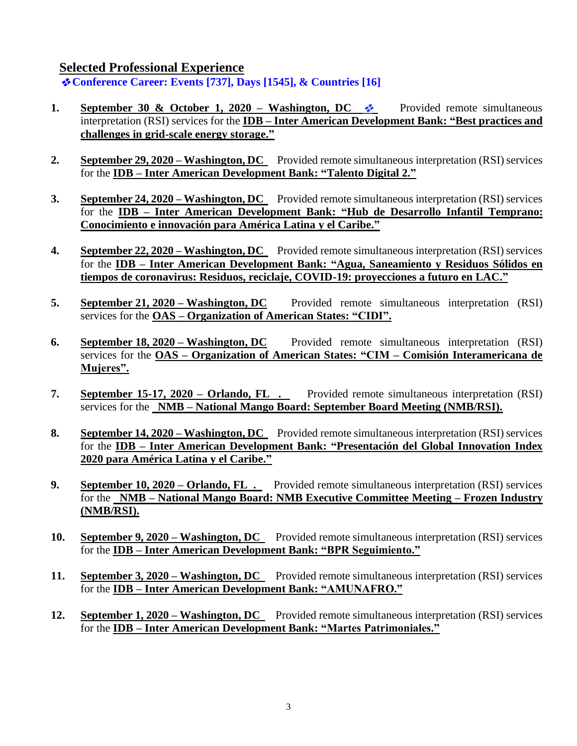## Selected Professional Experience

❖**Conference Career: Events [737], Days [1545], & Countries [16]**

1. **September 30 & October 1, 2020 – Washington, DC** ❖ Provided remote simultaneous interpretation (RSI) services for the **IDB – Inter American Development Bank: "Best practices and challenges in grid-scale energy storage."**

2. **September 29, 2020 – Washington, DC** Provided remote simultaneous interpretation (RSI) services for the **IDB – Inter American Development Bank: "Talento Digital 2."**

3. **September 24, 2020 – Washington, DC** Provided remote simultaneous interpretation (RSI) services for the **IDB – Inter American Development Bank: "Hub de Desarrollo Infantil Temprano: Conocimiento e innovación para América Latina y el Caribe."**

4. **September 22, 2020 – Washington, DC** Provided remote simultaneous interpretation (RSI) services for the **IDB – Inter American Development Bank: "Agua, Saneamiento y Residuos Sólidos en tiempos de coronavirus: Residuos, reciclaje, COVID-19: proyecciones a futuro en LAC."**

5. **September 21, 2020 – Washington, DC** Provided remote simultaneous interpretation (RSI) services for the **OAS – Organization of American States: "CIDI".**

6. **September 18, 2020 – Washington, DC** Provided remote simultaneous interpretation (RSI) services for the **OAS – Organization of American States: "CIM – Comisión Interamericana de Mujeres".**

7. **September 15-17, 2020 – Orlando, FL .** Provided remote simultaneous interpretation (RSI) services for the **NMB – National Mango Board: September Board Meeting (NMB/RSI).**

8. **September 14, 2020 – Washington, DC** Provided remote simultaneous interpretation (RSI) services for the **IDB – Inter American Development Bank: "Presentación del Global Innovation Index 2020 para América Latina y el Caribe."**

9. **September 10, 2020 – Orlando, FL .** Provided remote simultaneous interpretation (RSI) services for the **NMB – National Mango Board: NMB Executive Committee Meeting – Frozen Industry (NMB/RSI).**

10. **September 9, 2020 – Washington, DC** Provided remote simultaneous interpretation (RSI) services for the **IDB – Inter American Development Bank: "BPR Seguimiento."**

11. **September 3, 2020 – Washington, DC** Provided remote simultaneous interpretation (RSI) services for the **IDB – Inter American Development Bank: "AMUNAFRO."**

12. **September 1, 2020 – Washington, DC** Provided remote simultaneous interpretation (RSI) services for the **IDB – Inter American Development Bank: "Martes Patrimoniales."**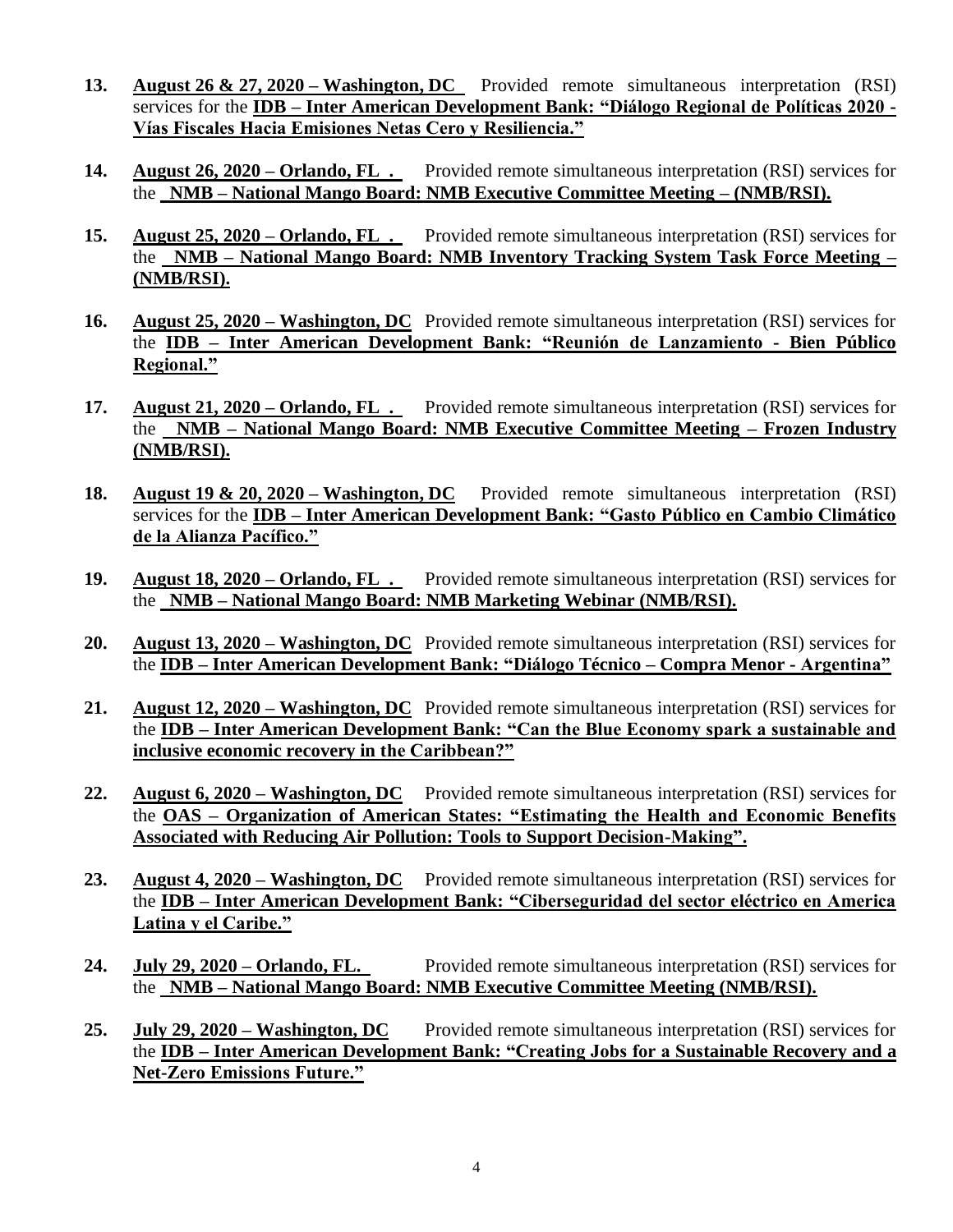13. **August 26 & 27, 2020 – Washington, DC** Provided remote simultaneous interpretation (RSI) services for the **IDB – Inter American Development Bank: "Diálogo Regional de Políticas 2020 - Vías Fiscales Hacia Emisiones Netas Cero y Resiliencia."**

14. **August 26, 2020 – Orlando, FL .** Provided remote simultaneous interpretation (RSI) services for the **NMB – National Mango Board: NMB Executive Committee Meeting – (NMB/RSI).**

15. **August 25, 2020 – Orlando, FL .** Provided remote simultaneous interpretation (RSI) services for the **NMB – National Mango Board: NMB Inventory Tracking System Task Force Meeting – (NMB/RSI).**

16. **August 25, 2020 – Washington, DC** Provided remote simultaneous interpretation (RSI) services for the **IDB – Inter American Development Bank: "Reunión de Lanzamiento - Bien Público Regional."**

17. **August 21, 2020 – Orlando, FL .** Provided remote simultaneous interpretation (RSI) services for the **NMB – National Mango Board: NMB Executive Committee Meeting – Frozen Industry (NMB/RSI).**

18. **August 19 & 20, 2020 – Washington, DC** Provided remote simultaneous interpretation (RSI) services for the **IDB – Inter American Development Bank: "Gasto Público en Cambio Climático de la Alianza Pacífico."**

19. **August 18, 2020 – Orlando, FL .** Provided remote simultaneous interpretation (RSI) services for the **NMB – National Mango Board: NMB Marketing Webinar (NMB/RSI).**

20. **August 13, 2020 – Washington, DC** Provided remote simultaneous interpretation (RSI) services for the **IDB – Inter American Development Bank: "Diálogo Técnico – Compra Menor - Argentina"**

21. **August 12, 2020 – Washington, DC** Provided remote simultaneous interpretation (RSI) services for the **IDB – Inter American Development Bank: "Can the Blue Economy spark a sustainable and inclusive economic recovery in the Caribbean?"**

22. **August 6, 2020 – Washington, DC** Provided remote simultaneous interpretation (RSI) services for the **OAS – Organization of American States: "Estimating the Health and Economic Benefits Associated with Reducing Air Pollution: Tools to Support Decision-Making".**

23. **August 4, 2020 – Washington, DC** Provided remote simultaneous interpretation (RSI) services for the **IDB – Inter American Development Bank: "Ciberseguridad del sector eléctrico en America Latina y el Caribe."**

24. **July 29, 2020 – Orlando, FL.** Provided remote simultaneous interpretation (RSI) services for the **NMB – National Mango Board: NMB Executive Committee Meeting (NMB/RSI).**

25. **July 29, 2020 – Washington, DC** Provided remote simultaneous interpretation (RSI) services for the **IDB – Inter American Development Bank: "Creating Jobs for a Sustainable Recovery and a Net-Zero Emissions Future."**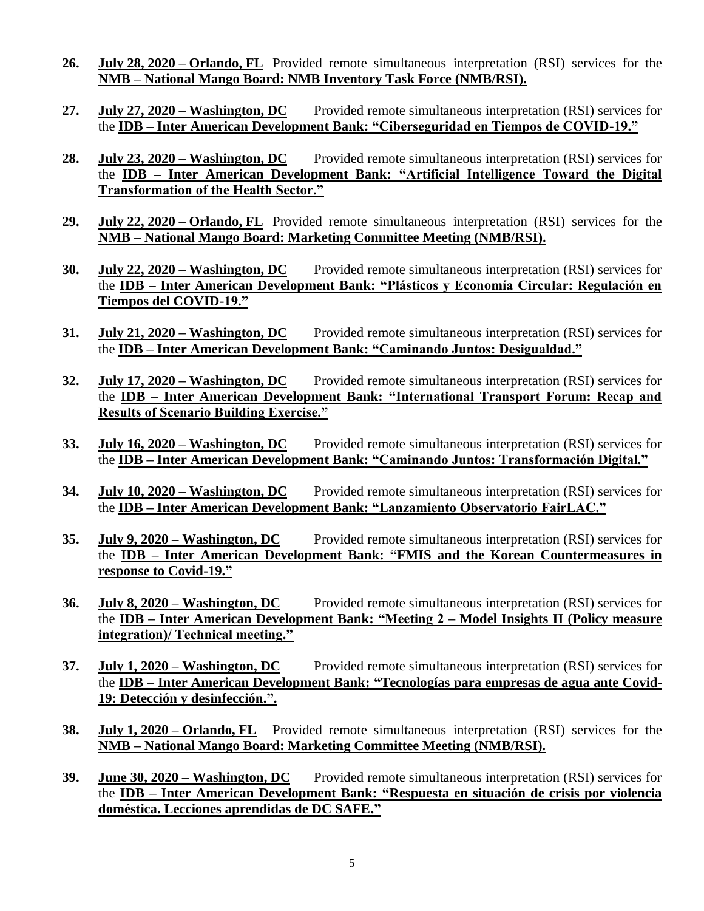26. **July 28, 2020 – Orlando, FL** Provided remote simultaneous interpretation (RSI) services for the **NMB – National Mango Board: NMB Inventory Task Force (NMB/RSI).**

27. **July 27, 2020 – Washington, DC** Provided remote simultaneous interpretation (RSI) services for the **IDB – Inter American Development Bank: "Ciberseguridad en Tiempos de COVID-19."**

28. **July 23, 2020 – Washington, DC** Provided remote simultaneous interpretation (RSI) services for the **IDB – Inter American Development Bank: "Artificial Intelligence Toward the Digital Transformation of the Health Sector."**

29. **July 22, 2020 – Orlando, FL** Provided remote simultaneous interpretation (RSI) services for the **NMB – National Mango Board: Marketing Committee Meeting (NMB/RSI).**

30. **July 22, 2020 – Washington, DC** Provided remote simultaneous interpretation (RSI) services for the **IDB – Inter American Development Bank: "Plásticos y Economía Circular: Regulación en Tiempos del COVID-19."**

31. **July 21, 2020 – Washington, DC** Provided remote simultaneous interpretation (RSI) services for the **IDB – Inter American Development Bank: "Caminando Juntos: Desigualdad."**

32. **July 17, 2020 – Washington, DC** Provided remote simultaneous interpretation (RSI) services for the **IDB – Inter American Development Bank: "International Transport Forum: Recap and Results of Scenario Building Exercise."**

33. **July 16, 2020 – Washington, DC** Provided remote simultaneous interpretation (RSI) services for the **IDB – Inter American Development Bank: "Caminando Juntos: Transformación Digital."**

34. **July 10, 2020 – Washington, DC** Provided remote simultaneous interpretation (RSI) services for the **IDB – Inter American Development Bank: "Lanzamiento Observatorio FairLAC."**

35. **July 9, 2020 – Washington, DC** Provided remote simultaneous interpretation (RSI) services for the **IDB – Inter American Development Bank: "FMIS and the Korean Countermeasures in response to Covid-19."**

36. **July 8, 2020 – Washington, DC** Provided remote simultaneous interpretation (RSI) services for the **IDB – Inter American Development Bank: "Meeting 2 – Model Insights II (Policy measure integration)/ Technical meeting."**

37. **July 1, 2020 – Washington, DC** Provided remote simultaneous interpretation (RSI) services for the **IDB – Inter American Development Bank: "Tecnologías para empresas de agua ante Covid-19: Detección y desinfección.".**

38. **July 1, 2020 – Orlando, FL** Provided remote simultaneous interpretation (RSI) services for the **NMB – National Mango Board: Marketing Committee Meeting (NMB/RSI).**

39. **June 30, 2020 – Washington, DC** Provided remote simultaneous interpretation (RSI) services for the **IDB – Inter American Development Bank: "Respuesta en situación de crisis por violencia doméstica. Lecciones aprendidas de DC SAFE."**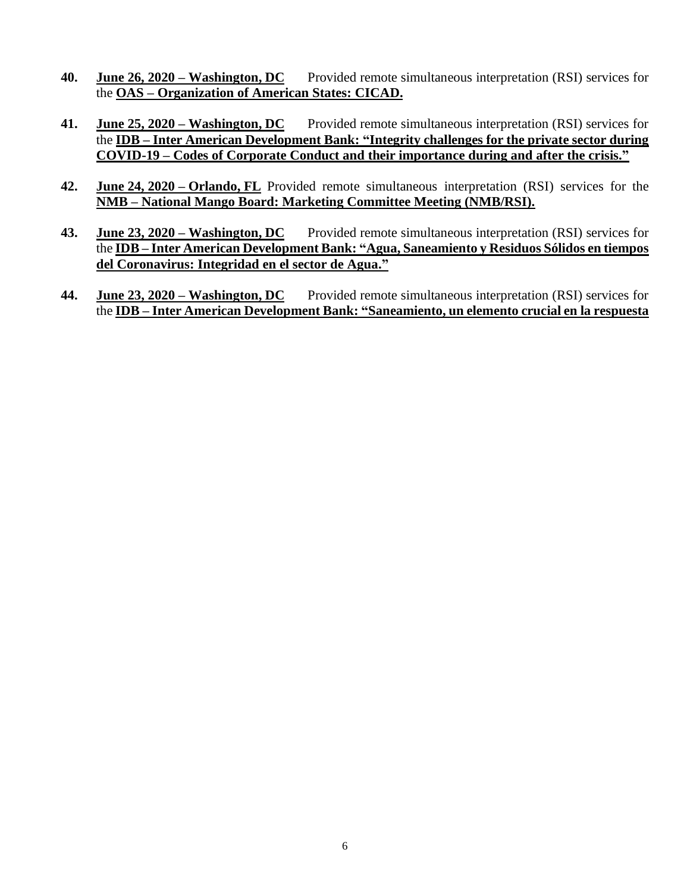**40.** **<u>June 26, 2020 – Washington, DC</u>** Provided remote simultaneous interpretation (RSI) services for the **<u>OAS – Organization of American States: CICAD.</u>**

**41.** **<u>June 25, 2020 – Washington, DC</u>** Provided remote simultaneous interpretation (RSI) services for the **<u>IDB – Inter American Development Bank: "Integrity challenges for the private sector during COVID-19 – Codes of Corporate Conduct and their importance during and after the crisis."</u>**

**42.** **<u>June 24, 2020 – Orlando, FL</u>** Provided remote simultaneous interpretation (RSI) services for the **<u>NMB – National Mango Board: Marketing Committee Meeting (NMB/RSI).</u>**

**43.** **<u>June 23, 2020 – Washington, DC</u>** Provided remote simultaneous interpretation (RSI) services for the **<u>IDB – Inter American Development Bank: "Agua, Saneamiento y Residuos Sólidos en tiempos del Coronavirus: Integridad en el sector de Agua."</u>**

**44.** **<u>June 23, 2020 – Washington, DC</u>** Provided remote simultaneous interpretation (RSI) services for the **<u>IDB – Inter American Development Bank: "Saneamiento, un elemento crucial en la respuesta</u>**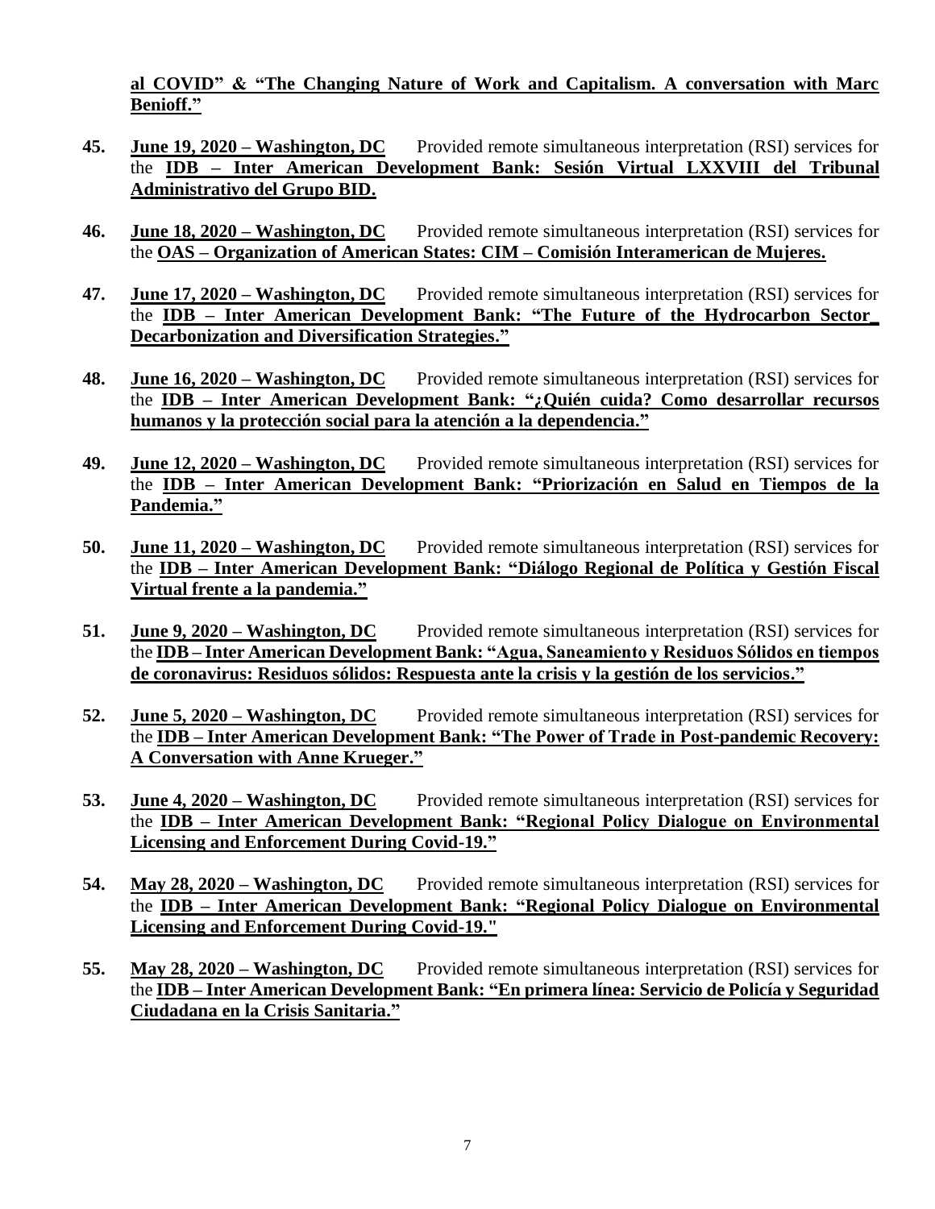**al COVID" & "The Changing Nature of Work and Capitalism. A conversation with Marc Benioff."**

45. **June 19, 2020 – Washington, DC** Provided remote simultaneous interpretation (RSI) services for the **IDB – Inter American Development Bank: Sesión Virtual LXXVIII del Tribunal Administrativo del Grupo BID.**

46. **June 18, 2020 – Washington, DC** Provided remote simultaneous interpretation (RSI) services for the **OAS – Organization of American States: CIM – Comisión Interamerican de Mujeres.**

47. **June 17, 2020 – Washington, DC** Provided remote simultaneous interpretation (RSI) services for the **IDB – Inter American Development Bank: "The Future of the Hydrocarbon Sector_ Decarbonization and Diversification Strategies."**

48. **June 16, 2020 – Washington, DC** Provided remote simultaneous interpretation (RSI) services for the **IDB – Inter American Development Bank: "¿Quién cuida? Como desarrollar recursos humanos y la protección social para la atención a la dependencia."**

49. **June 12, 2020 – Washington, DC** Provided remote simultaneous interpretation (RSI) services for the **IDB – Inter American Development Bank: "Priorización en Salud en Tiempos de la Pandemia."**

50. **June 11, 2020 – Washington, DC** Provided remote simultaneous interpretation (RSI) services for the **IDB – Inter American Development Bank: "Diálogo Regional de Política y Gestión Fiscal Virtual frente a la pandemia."**

51. **June 9, 2020 – Washington, DC** Provided remote simultaneous interpretation (RSI) services for the **IDB – Inter American Development Bank: "Agua, Saneamiento y Residuos Sólidos en tiempos de coronavirus: Residuos sólidos: Respuesta ante la crisis y la gestión de los servicios."**

52. **June 5, 2020 – Washington, DC** Provided remote simultaneous interpretation (RSI) services for the **IDB – Inter American Development Bank: "The Power of Trade in Post-pandemic Recovery: A Conversation with Anne Krueger."**

53. **June 4, 2020 – Washington, DC** Provided remote simultaneous interpretation (RSI) services for the **IDB – Inter American Development Bank: "Regional Policy Dialogue on Environmental Licensing and Enforcement During Covid-19."**

54. **May 28, 2020 – Washington, DC** Provided remote simultaneous interpretation (RSI) services for the **IDB – Inter American Development Bank: "Regional Policy Dialogue on Environmental Licensing and Enforcement During Covid-19."**

55. **May 28, 2020 – Washington, DC** Provided remote simultaneous interpretation (RSI) services for the **IDB – Inter American Development Bank: "En primera línea: Servicio de Policía y Seguridad Ciudadana en la Crisis Sanitaria."**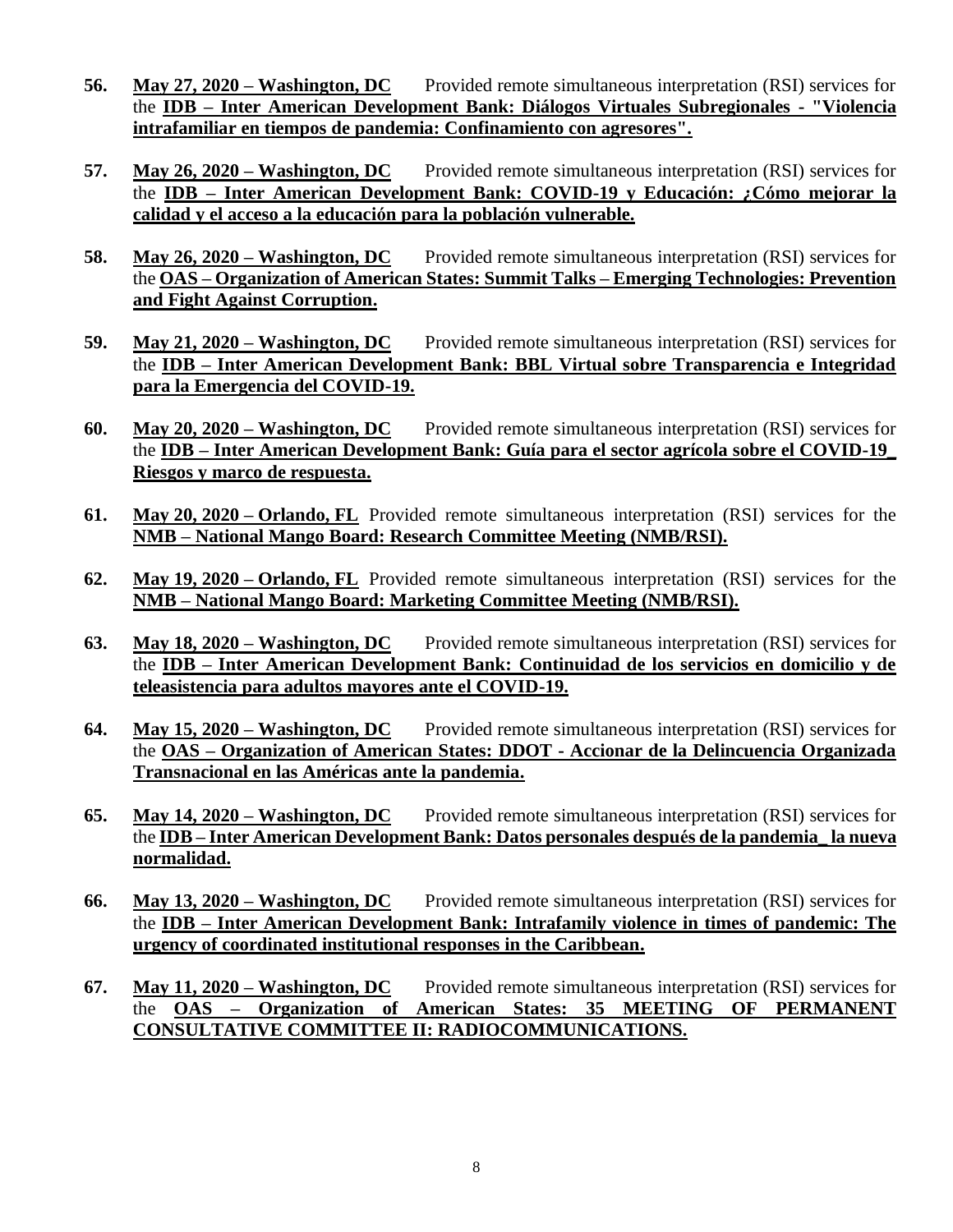**56.** **May 27, 2020 – Washington, DC** Provided remote simultaneous interpretation (RSI) services for the **IDB – Inter American Development Bank: Diálogos Virtuales Subregionales - "Violencia intrafamiliar en tiempos de pandemia: Confinamiento con agresores".**

**57.** **May 26, 2020 – Washington, DC** Provided remote simultaneous interpretation (RSI) services for the **IDB – Inter American Development Bank: COVID-19 y Educación: ¿Cómo mejorar la calidad y el acceso a la educación para la población vulnerable.**

**58.** **May 26, 2020 – Washington, DC** Provided remote simultaneous interpretation (RSI) services for the **OAS – Organization of American States: Summit Talks – Emerging Technologies: Prevention and Fight Against Corruption.**

**59.** **May 21, 2020 – Washington, DC** Provided remote simultaneous interpretation (RSI) services for the **IDB – Inter American Development Bank: BBL Virtual sobre Transparencia e Integridad para la Emergencia del COVID-19.**

**60.** **May 20, 2020 – Washington, DC** Provided remote simultaneous interpretation (RSI) services for the **IDB – Inter American Development Bank: Guía para el sector agrícola sobre el COVID-19_ Riesgos y marco de respuesta.**

**61.** **May 20, 2020 – Orlando, FL** Provided remote simultaneous interpretation (RSI) services for the **NMB – National Mango Board: Research Committee Meeting (NMB/RSI).**

**62.** **May 19, 2020 – Orlando, FL** Provided remote simultaneous interpretation (RSI) services for the **NMB – National Mango Board: Marketing Committee Meeting (NMB/RSI).**

**63.** **May 18, 2020 – Washington, DC** Provided remote simultaneous interpretation (RSI) services for the **IDB – Inter American Development Bank: Continuidad de los servicios en domicilio y de teleasistencia para adultos mayores ante el COVID-19.**

**64.** **May 15, 2020 – Washington, DC** Provided remote simultaneous interpretation (RSI) services for the **OAS – Organization of American States: DDOT - Accionar de la Delincuencia Organizada Transnacional en las Américas ante la pandemia.**

**65.** **May 14, 2020 – Washington, DC** Provided remote simultaneous interpretation (RSI) services for the **IDB – Inter American Development Bank: Datos personales después de la pandemia_ la nueva normalidad.**

**66.** **May 13, 2020 – Washington, DC** Provided remote simultaneous interpretation (RSI) services for the **IDB – Inter American Development Bank: Intrafamily violence in times of pandemic: The urgency of coordinated institutional responses in the Caribbean.**

**67.** **May 11, 2020 – Washington, DC** Provided remote simultaneous interpretation (RSI) services for the **OAS – Organization of American States: 35 MEETING OF PERMANENT CONSULTATIVE COMMITTEE II: RADIOCOMMUNICATIONS.**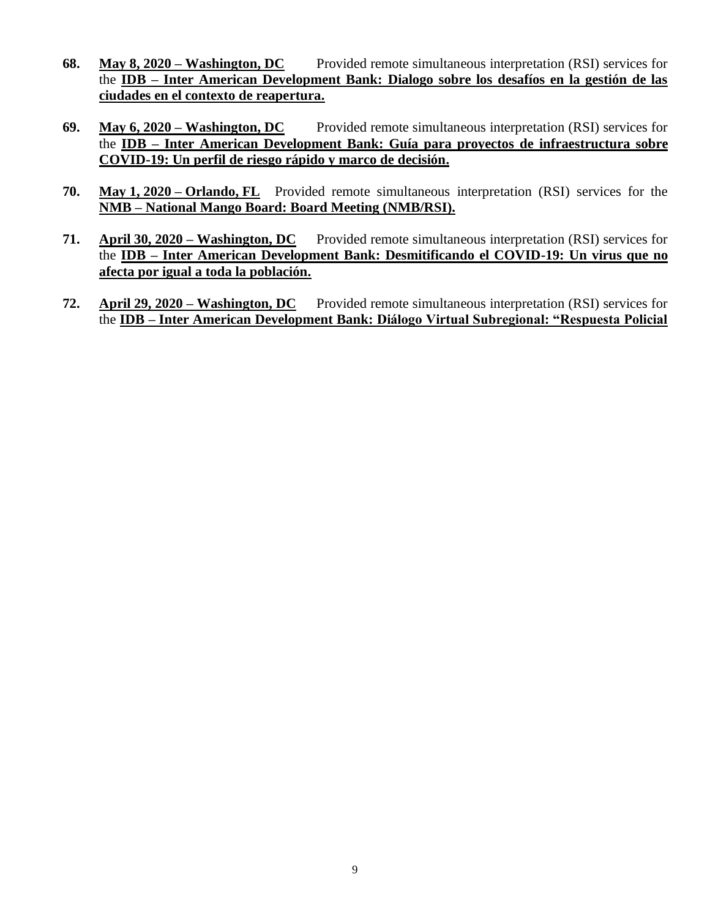**68.** **May 8, 2020 – Washington, DC** Provided remote simultaneous interpretation (RSI) services for the **IDB – Inter American Development Bank: Dialogo sobre los desafíos en la gestión de las ciudades en el contexto de reapertura.**

**69.** **May 6, 2020 – Washington, DC** Provided remote simultaneous interpretation (RSI) services for the **IDB – Inter American Development Bank: Guía para proyectos de infraestructura sobre COVID-19: Un perfil de riesgo rápido y marco de decisión.**

**70.** **May 1, 2020 – Orlando, FL** Provided remote simultaneous interpretation (RSI) services for the **NMB – National Mango Board: Board Meeting (NMB/RSI).**

**71.** **April 30, 2020 – Washington, DC** Provided remote simultaneous interpretation (RSI) services for the **IDB – Inter American Development Bank: Desmitificando el COVID-19: Un virus que no afecta por igual a toda la población.**

**72.** **April 29, 2020 – Washington, DC** Provided remote simultaneous interpretation (RSI) services for the **IDB – Inter American Development Bank: Diálogo Virtual Subregional: "Respuesta Policial**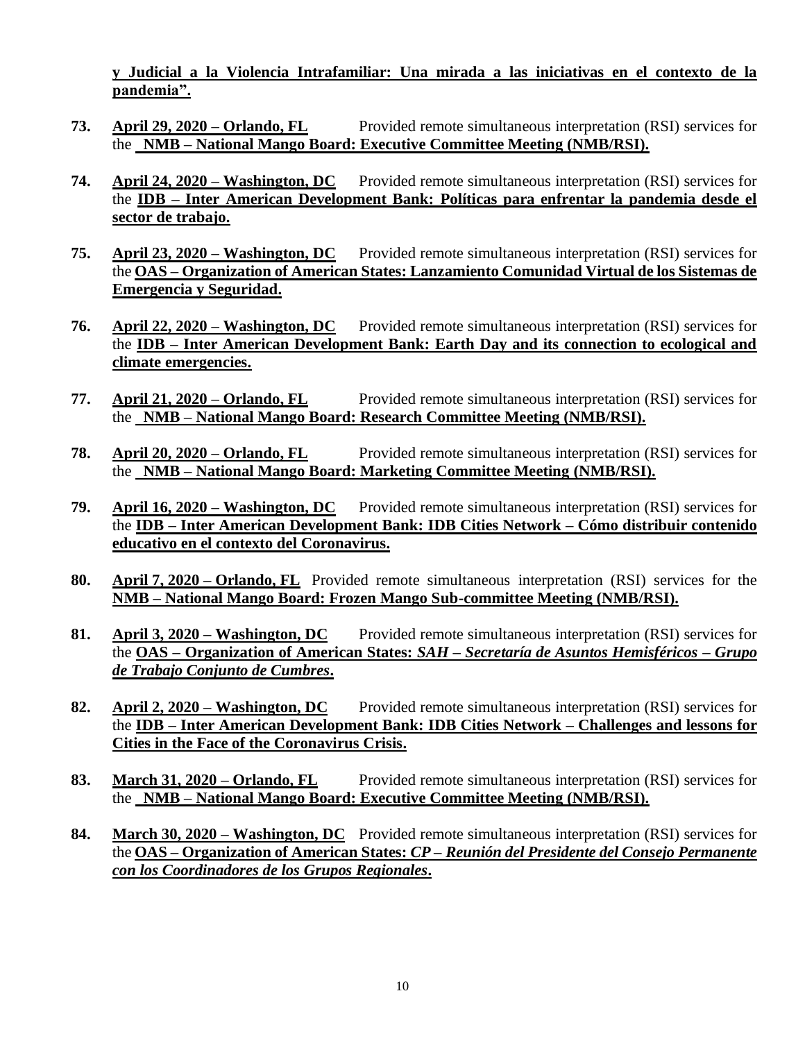**y Judicial a la Violencia Intrafamiliar: Una mirada a las iniciativas en el contexto de la pandemia".**

73. **April 29, 2020 – Orlando, FL** Provided remote simultaneous interpretation (RSI) services for the **NMB – National Mango Board: Executive Committee Meeting (NMB/RSI).**

74. **April 24, 2020 – Washington, DC** Provided remote simultaneous interpretation (RSI) services for the **IDB – Inter American Development Bank: Políticas para enfrentar la pandemia desde el sector de trabajo.**

75. **April 23, 2020 – Washington, DC** Provided remote simultaneous interpretation (RSI) services for the **OAS – Organization of American States: Lanzamiento Comunidad Virtual de los Sistemas de Emergencia y Seguridad.**

76. **April 22, 2020 – Washington, DC** Provided remote simultaneous interpretation (RSI) services for the **IDB – Inter American Development Bank: Earth Day and its connection to ecological and climate emergencies.**

77. **April 21, 2020 – Orlando, FL** Provided remote simultaneous interpretation (RSI) services for the **NMB – National Mango Board: Research Committee Meeting (NMB/RSI).**

78. **April 20, 2020 – Orlando, FL** Provided remote simultaneous interpretation (RSI) services for the **NMB – National Mango Board: Marketing Committee Meeting (NMB/RSI).**

79. **April 16, 2020 – Washington, DC** Provided remote simultaneous interpretation (RSI) services for the **IDB – Inter American Development Bank: IDB Cities Network – Cómo distribuir contenido educativo en el contexto del Coronavirus.**

80. **April 7, 2020 – Orlando, FL** Provided remote simultaneous interpretation (RSI) services for the **NMB – National Mango Board: Frozen Mango Sub-committee Meeting (NMB/RSI).**

81. **April 3, 2020 – Washington, DC** Provided remote simultaneous interpretation (RSI) services for the **OAS – Organization of American States: *SAH – Secretaría de Asuntos Hemisféricos – Grupo de Trabajo Conjunto de Cumbres*.**

82. **April 2, 2020 – Washington, DC** Provided remote simultaneous interpretation (RSI) services for the **IDB – Inter American Development Bank: IDB Cities Network – Challenges and lessons for Cities in the Face of the Coronavirus Crisis.**

83. **March 31, 2020 – Orlando, FL** Provided remote simultaneous interpretation (RSI) services for the **NMB – National Mango Board: Executive Committee Meeting (NMB/RSI).**

84. **March 30, 2020 – Washington, DC** Provided remote simultaneous interpretation (RSI) services for the **OAS – Organization of American States: *CP – Reunión del Presidente del Consejo Permanente con los Coordinadores de los Grupos Regionales*.**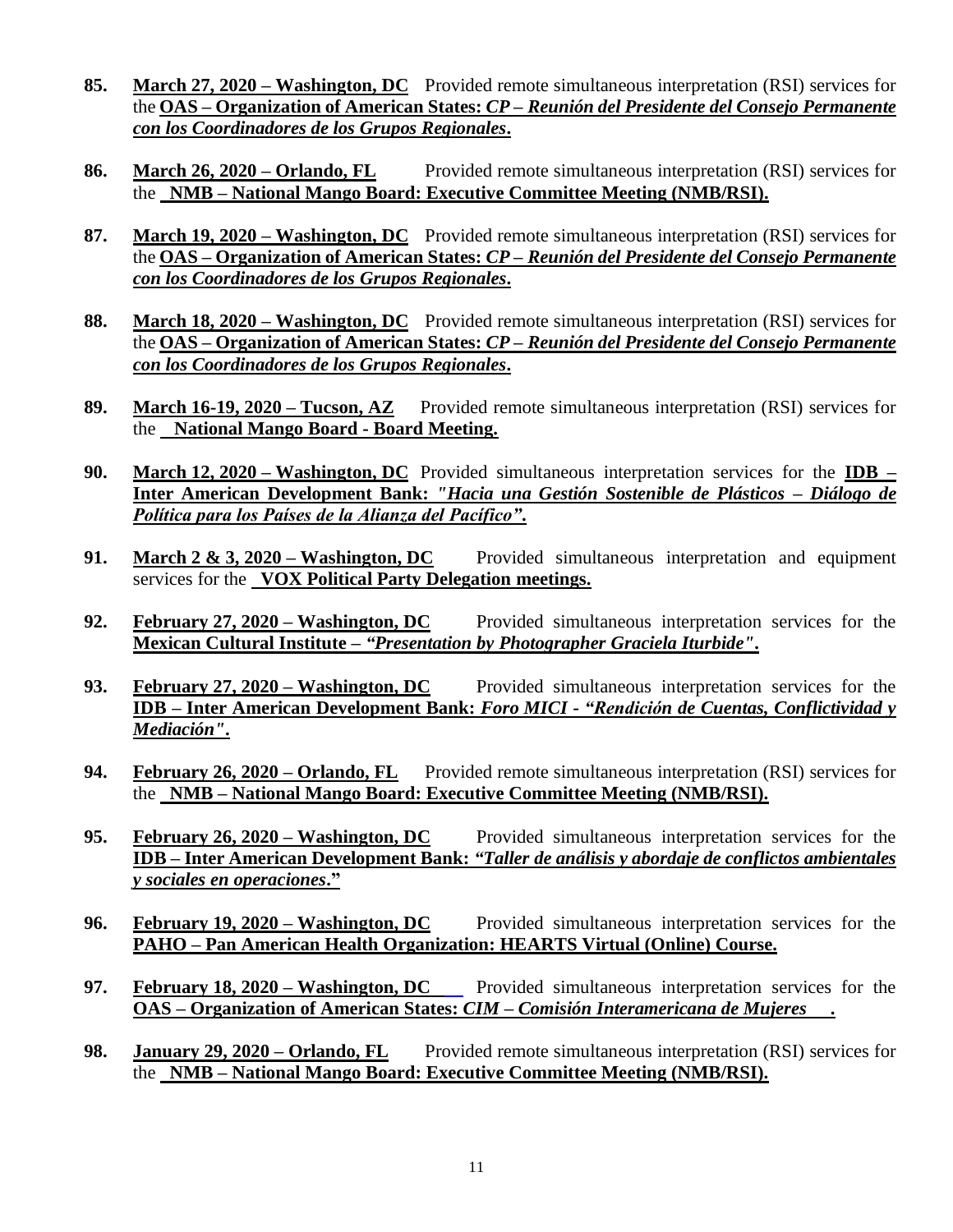85. **March 27, 2020 – Washington, DC** Provided remote simultaneous interpretation (RSI) services for the **OAS – Organization of American States: *CP – Reunión del Presidente del Consejo Permanente con los Coordinadores de los Grupos Regionales*.**

86. **March 26, 2020 – Orlando, FL** Provided remote simultaneous interpretation (RSI) services for the **NMB – National Mango Board: Executive Committee Meeting (NMB/RSI).**

87. **March 19, 2020 – Washington, DC** Provided remote simultaneous interpretation (RSI) services for the **OAS – Organization of American States: *CP – Reunión del Presidente del Consejo Permanente con los Coordinadores de los Grupos Regionales*.**

88. **March 18, 2020 – Washington, DC** Provided remote simultaneous interpretation (RSI) services for the **OAS – Organization of American States: *CP – Reunión del Presidente del Consejo Permanente con los Coordinadores de los Grupos Regionales*.**

89. **March 16-19, 2020 – Tucson, AZ** Provided remote simultaneous interpretation (RSI) services for the **National Mango Board - Board Meeting.**

90. **March 12, 2020 – Washington, DC** Provided simultaneous interpretation services for the **IDB – Inter American Development Bank: *"Hacia una Gestión Sostenible de Plásticos – Diálogo de Política para los Países de la Alianza del Pacífico"*.**

91. **March 2 & 3, 2020 – Washington, DC** Provided simultaneous interpretation and equipment services for the **VOX Political Party Delegation meetings.**

92. **February 27, 2020 – Washington, DC** Provided simultaneous interpretation services for the **Mexican Cultural Institute – *"Presentation by Photographer Graciela Iturbide"*.**

93. **February 27, 2020 – Washington, DC** Provided simultaneous interpretation services for the **IDB – Inter American Development Bank: *Foro MICI - "Rendición de Cuentas, Conflictividad y Mediación"*.**

94. **February 26, 2020 – Orlando, FL** Provided remote simultaneous interpretation (RSI) services for the **NMB – National Mango Board: Executive Committee Meeting (NMB/RSI).**

95. **February 26, 2020 – Washington, DC** Provided simultaneous interpretation services for the **IDB – Inter American Development Bank: "*Taller de análisis y abordaje de conflictos ambientales y sociales en operaciones*."**

96. **February 19, 2020 – Washington, DC** Provided simultaneous interpretation services for the **PAHO – Pan American Health Organization: HEARTS Virtual (Online) Course.**

97. **February 18, 2020 – Washington, DC** Provided simultaneous interpretation services for the **OAS – Organization of American States: *CIM – Comisión Interamericana de Mujeres*.**

98. **January 29, 2020 – Orlando, FL** Provided remote simultaneous interpretation (RSI) services for the **NMB – National Mango Board: Executive Committee Meeting (NMB/RSI).**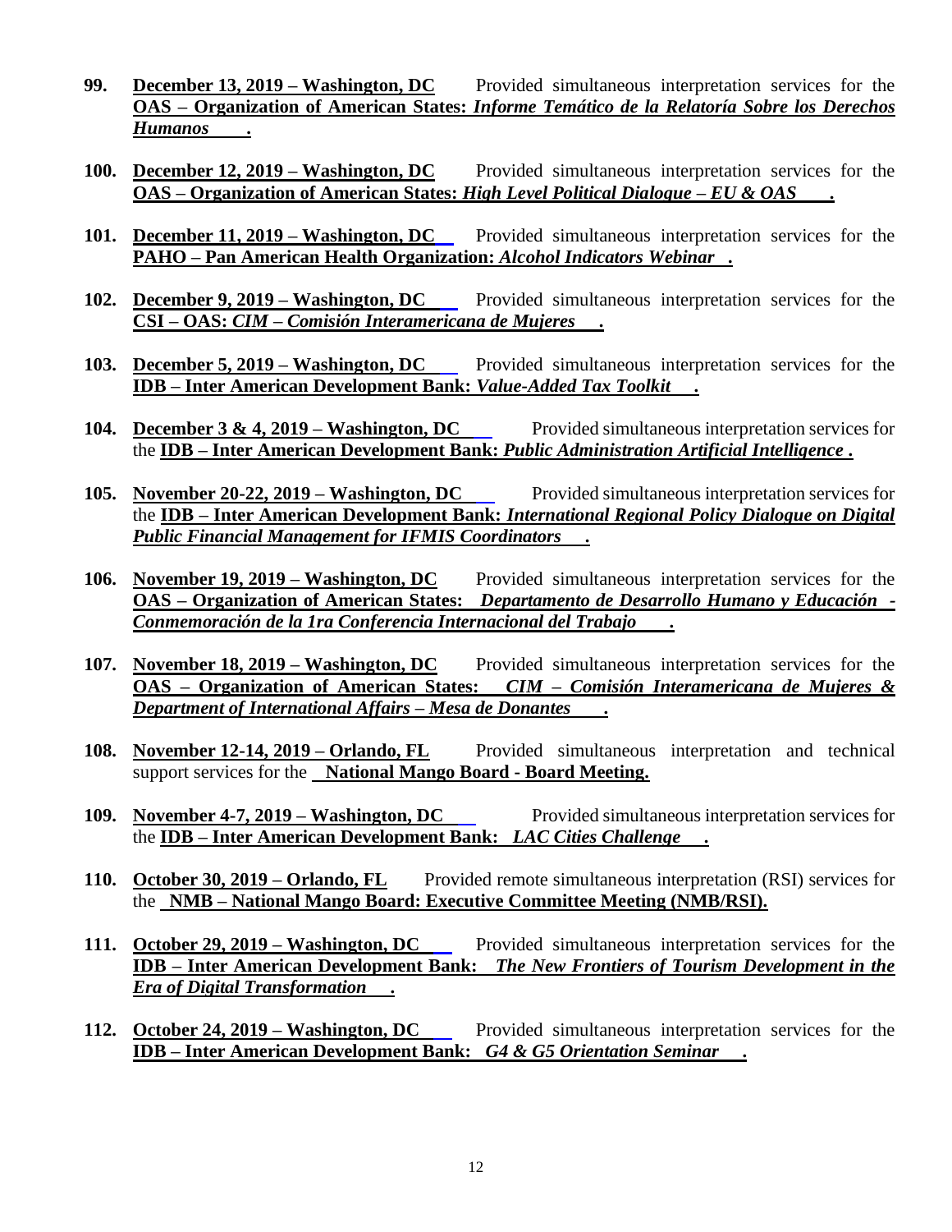99. **December 13, 2019 – Washington, DC** Provided simultaneous interpretation services for the **OAS – Organization of American States:** ***Informe Temático de la Relatoría Sobre los Derechos Humanos*****.**

100. **December 12, 2019 – Washington, DC** Provided simultaneous interpretation services for the **OAS – Organization of American States:** ***High Level Political Dialogue – EU & OAS*****.**

101. **December 11, 2019 – Washington, DC** Provided simultaneous interpretation services for the **PAHO – Pan American Health Organization:** ***Alcohol Indicators Webinar*****.**

102. **December 9, 2019 – Washington, DC** Provided simultaneous interpretation services for the **CSI – OAS:** ***CIM – Comisión Interamericana de Mujeres*****.**

103. **December 5, 2019 – Washington, DC** Provided simultaneous interpretation services for the **IDB – Inter American Development Bank:** ***Value-Added Tax Toolkit*****.**

104. **December 3 & 4, 2019 – Washington, DC** Provided simultaneous interpretation services for the **IDB – Inter American Development Bank:** ***Public Administration Artificial Intelligence*****.**

105. **November 20-22, 2019 – Washington, DC** Provided simultaneous interpretation services for the **IDB – Inter American Development Bank:** ***International Regional Policy Dialogue on Digital Public Financial Management for IFMIS Coordinators*****.**

106. **November 19, 2019 – Washington, DC** Provided simultaneous interpretation services for the **OAS – Organization of American States:** ***Departamento de Desarrollo Humano y Educación - Conmemoración de la 1ra Conferencia Internacional del Trabajo*****.**

107. **November 18, 2019 – Washington, DC** Provided simultaneous interpretation services for the **OAS – Organization of American States:** ***CIM – Comisión Interamericana de Mujeres & Department of International Affairs – Mesa de Donantes*****.**

108. **November 12-14, 2019 – Orlando, FL** Provided simultaneous interpretation and technical support services for the **National Mango Board - Board Meeting.**

109. **November 4-7, 2019 – Washington, DC** Provided simultaneous interpretation services for the **IDB – Inter American Development Bank:** ***LAC Cities Challenge*****.**

110. **October 30, 2019 – Orlando, FL** Provided remote simultaneous interpretation (RSI) services for the **NMB – National Mango Board: Executive Committee Meeting (NMB/RSI).**

111. **October 29, 2019 – Washington, DC** Provided simultaneous interpretation services for the **IDB – Inter American Development Bank:** ***The New Frontiers of Tourism Development in the Era of Digital Transformation*****.**

112. **October 24, 2019 – Washington, DC** Provided simultaneous interpretation services for the **IDB – Inter American Development Bank:** ***G4 & G5 Orientation Seminar*****.**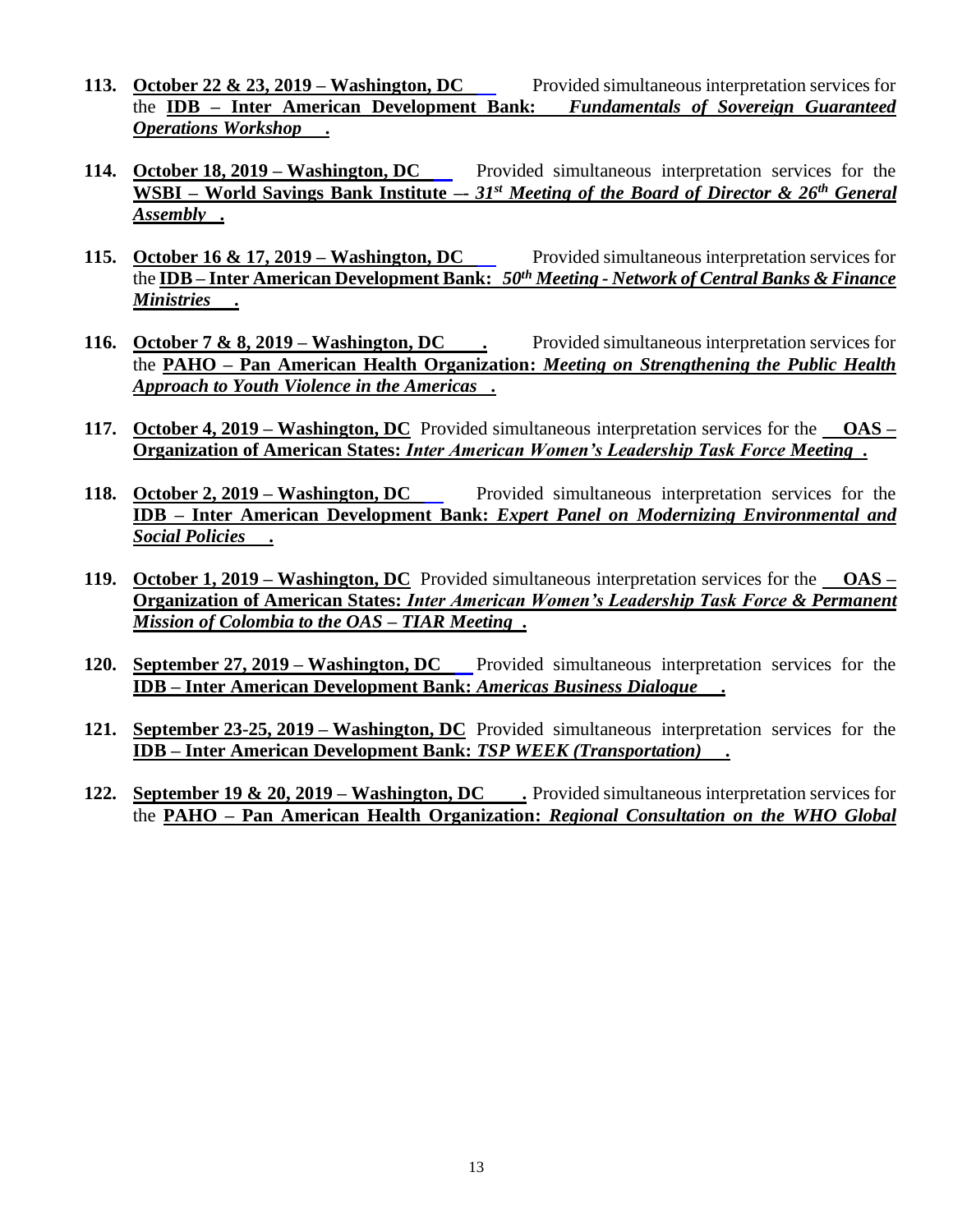113. **October 22 & 23, 2019 – Washington, DC** Provided simultaneous interpretation services for the **IDB – Inter American Development Bank:** ***Fundamentals of Sovereign Guaranteed Operations Workshop*** **.**

114. **October 18, 2019 – Washington, DC** Provided simultaneous interpretation services for the **WSBI – World Savings Bank Institute –-** ***31st Meeting of the Board of Director & 26th General Assembly*** **.**

115. **October 16 & 17, 2019 – Washington, DC** Provided simultaneous interpretation services for the **IDB – Inter American Development Bank:** ***50th Meeting - Network of Central Banks & Finance Ministries*** **.**

116. **October 7 & 8, 2019 – Washington, DC .** Provided simultaneous interpretation services for the **PAHO – Pan American Health Organization:** ***Meeting on Strengthening the Public Health Approach to Youth Violence in the Americas*** **.**

117. **October 4, 2019 – Washington, DC** Provided simultaneous interpretation services for the **OAS – Organization of American States:** ***Inter American Women's Leadership Task Force Meeting*** **.**

118. **October 2, 2019 – Washington, DC** Provided simultaneous interpretation services for the **IDB – Inter American Development Bank:** ***Expert Panel on Modernizing Environmental and Social Policies*** **.**

119. **October 1, 2019 – Washington, DC** Provided simultaneous interpretation services for the **OAS – Organization of American States:** ***Inter American Women's Leadership Task Force & Permanent Mission of Colombia to the OAS – TIAR Meeting*** **.**

120. **September 27, 2019 – Washington, DC** Provided simultaneous interpretation services for the **IDB – Inter American Development Bank:** ***Americas Business Dialogue*** **.**

121. **September 23-25, 2019 – Washington, DC** Provided simultaneous interpretation services for the **IDB – Inter American Development Bank:** ***TSP WEEK (Transportation)*** **.**

122. **September 19 & 20, 2019 – Washington, DC .** Provided simultaneous interpretation services for the **PAHO – Pan American Health Organization:** ***Regional Consultation on the WHO Global***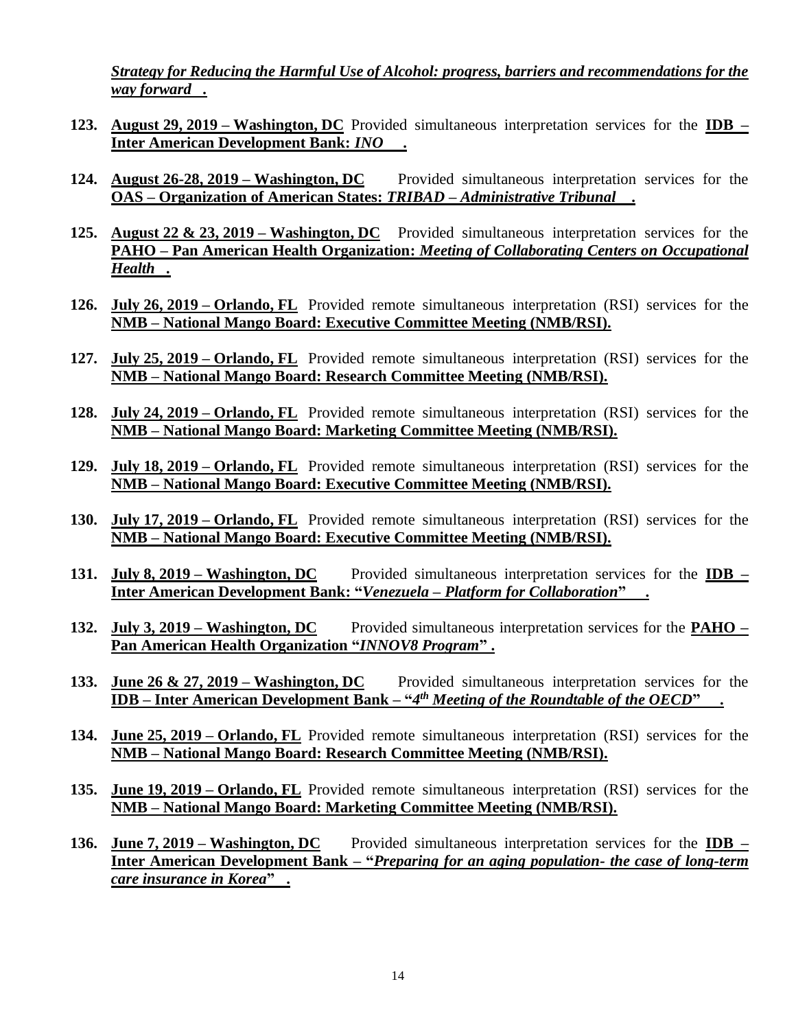***Strategy for Reducing the Harmful Use of Alcohol: progress, barriers and recommendations for the way forward*.**

123. **August 29, 2019 – Washington, DC** Provided simultaneous interpretation services for the **IDB – Inter American Development Bank: *INO*.**

124. **August 26-28, 2019 – Washington, DC** Provided simultaneous interpretation services for the **OAS – Organization of American States: *TRIBAD – Administrative Tribunal*.**

125. **August 22 & 23, 2019 – Washington, DC** Provided simultaneous interpretation services for the **PAHO – Pan American Health Organization: *Meeting of Collaborating Centers on Occupational Health*.**

126. **July 26, 2019 – Orlando, FL** Provided remote simultaneous interpretation (RSI) services for the **NMB – National Mango Board: Executive Committee Meeting (NMB/RSI).**

127. **July 25, 2019 – Orlando, FL** Provided remote simultaneous interpretation (RSI) services for the **NMB – National Mango Board: Research Committee Meeting (NMB/RSI).**

128. **July 24, 2019 – Orlando, FL** Provided remote simultaneous interpretation (RSI) services for the **NMB – National Mango Board: Marketing Committee Meeting (NMB/RSI).**

129. **July 18, 2019 – Orlando, FL** Provided remote simultaneous interpretation (RSI) services for the **NMB – National Mango Board: Executive Committee Meeting (NMB/RSI).**

130. **July 17, 2019 – Orlando, FL** Provided remote simultaneous interpretation (RSI) services for the **NMB – National Mango Board: Executive Committee Meeting (NMB/RSI).**

131. **July 8, 2019 – Washington, DC** Provided simultaneous interpretation services for the **IDB – Inter American Development Bank: "*Venezuela – Platform for Collaboration*".**

132. **July 3, 2019 – Washington, DC** Provided simultaneous interpretation services for the **PAHO – Pan American Health Organization "*INNOV8 Program*".**

133. **June 26 & 27, 2019 – Washington, DC** Provided simultaneous interpretation services for the **IDB – Inter American Development Bank – "*4th Meeting of the Roundtable of the OECD*".**

134. **June 25, 2019 – Orlando, FL** Provided remote simultaneous interpretation (RSI) services for the **NMB – National Mango Board: Research Committee Meeting (NMB/RSI).**

135. **June 19, 2019 – Orlando, FL** Provided remote simultaneous interpretation (RSI) services for the **NMB – National Mango Board: Marketing Committee Meeting (NMB/RSI).**

136. **June 7, 2019 – Washington, DC** Provided simultaneous interpretation services for the **IDB – Inter American Development Bank – "*Preparing for an aging population- the case of long-term care insurance in Korea*".**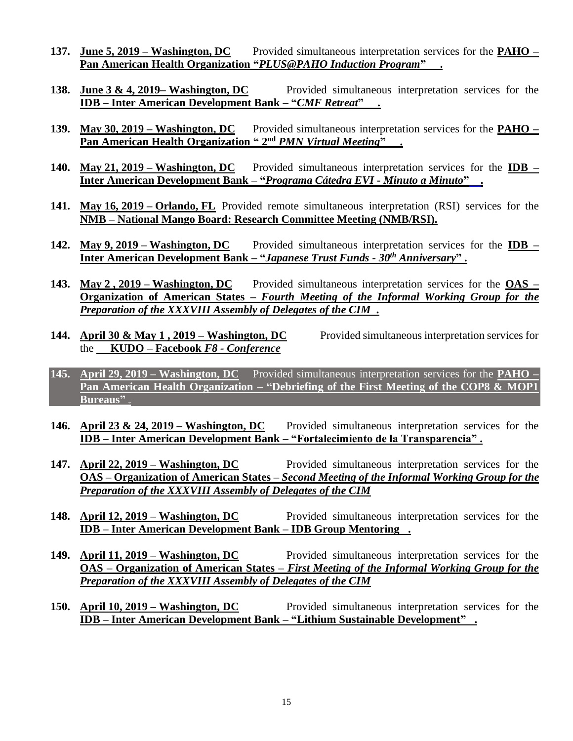137. **June 5, 2019 – Washington, DC** Provided simultaneous interpretation services for the **PAHO – Pan American Health Organization "*PLUS@PAHO Induction Program*" .**

138. **June 3 & 4, 2019– Washington, DC** Provided simultaneous interpretation services for the **IDB – Inter American Development Bank – "*CMF Retreat*" .**

139. **May 30, 2019 – Washington, DC** Provided simultaneous interpretation services for the **PAHO – Pan American Health Organization " 2nd *PMN Virtual Meeting*" .**

140. **May 21, 2019 – Washington, DC** Provided simultaneous interpretation services for the **IDB – Inter American Development Bank – "*Programa Cátedra EVI - Minuto a Minuto*" .**

141. **May 16, 2019 – Orlando, FL** Provided remote simultaneous interpretation (RSI) services for the **NMB – National Mango Board: Research Committee Meeting (NMB/RSI).**

142. **May 9, 2019 – Washington, DC** Provided simultaneous interpretation services for the **IDB – Inter American Development Bank – "*Japanese Trust Funds - 30th Anniversary*" .**

143. **May 2 , 2019 – Washington, DC** Provided simultaneous interpretation services for the **OAS – Organization of American States – *Fourth Meeting of the Informal Working Group for the Preparation of the XXXVIII Assembly of Delegates of the CIM* .**

144. **April 30 & May 1 , 2019 – Washington, DC** Provided simultaneous interpretation services for the **KUDO – Facebook *F8 - Conference***

145. **April 29, 2019 – Washington, DC** Provided simultaneous interpretation services for the **PAHO – Pan American Health Organization – "Debriefing of the First Meeting of the COP8 & MOP1 Bureaus"**

146. **April 23 & 24, 2019 – Washington, DC** Provided simultaneous interpretation services for the **IDB – Inter American Development Bank – "Fortalecimiento de la Transparencia" .**

147. **April 22, 2019 – Washington, DC** Provided simultaneous interpretation services for the **OAS – Organization of American States – *Second Meeting of the Informal Working Group for the Preparation of the XXXVIII Assembly of Delegates of the CIM***

148. **April 12, 2019 – Washington, DC** Provided simultaneous interpretation services for the **IDB – Inter American Development Bank – IDB Group Mentoring .**

149. **April 11, 2019 – Washington, DC** Provided simultaneous interpretation services for the **OAS – Organization of American States – *First Meeting of the Informal Working Group for the Preparation of the XXXVIII Assembly of Delegates of the CIM***

150. **April 10, 2019 – Washington, DC** Provided simultaneous interpretation services for the **IDB – Inter American Development Bank – "Lithium Sustainable Development" .**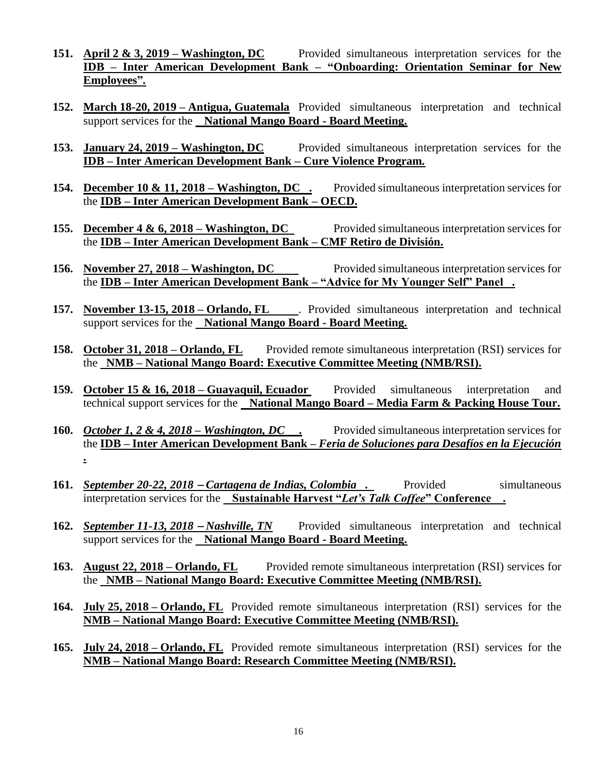151. **April 2 & 3, 2019 – Washington, DC** Provided simultaneous interpretation services for the **IDB – Inter American Development Bank – "Onboarding: Orientation Seminar for New Employees".**

152. **March 18-20, 2019 – Antigua, Guatemala** Provided simultaneous interpretation and technical support services for the **National Mango Board - Board Meeting.**

153. **January 24, 2019 – Washington, DC** Provided simultaneous interpretation services for the **IDB – Inter American Development Bank – Cure Violence Program.**

154. **December 10 & 11, 2018 – Washington, DC .** Provided simultaneous interpretation services for the **IDB – Inter American Development Bank – OECD.**

155. **December 4 & 6, 2018 – Washington, DC** Provided simultaneous interpretation services for the **IDB – Inter American Development Bank – CMF Retiro de División.**

156. **November 27, 2018 – Washington, DC** Provided simultaneous interpretation services for the **IDB – Inter American Development Bank – "Advice for My Younger Self" Panel .**

157. **November 13-15, 2018 – Orlando, FL**. Provided simultaneous interpretation and technical support services for the **National Mango Board - Board Meeting.**

158. **October 31, 2018 – Orlando, FL** Provided remote simultaneous interpretation (RSI) services for the **NMB – National Mango Board: Executive Committee Meeting (NMB/RSI).**

159. **October 15 & 16, 2018 – Guayaquil, Ecuador** Provided simultaneous interpretation and technical support services for the **National Mango Board – Media Farm & Packing House Tour.**

160. ***October 1, 2 & 4, 2018 – Washington, DC .*** Provided simultaneous interpretation services for the **IDB – Inter American Development Bank – *Feria de Soluciones para Desafíos en la Ejecución* .**

161. ***September 20-22, 2018 – Cartagena de Indias, Colombia .*** Provided simultaneous interpretation services for the **Sustainable Harvest "*Let's Talk Coffee*" Conference .**

162. ***September 11-13, 2018 – Nashville, TN*** Provided simultaneous interpretation and technical support services for the **National Mango Board - Board Meeting.**

163. **August 22, 2018 – Orlando, FL** Provided remote simultaneous interpretation (RSI) services for the **NMB – National Mango Board: Executive Committee Meeting (NMB/RSI).**

164. **July 25, 2018 – Orlando, FL** Provided remote simultaneous interpretation (RSI) services for the **NMB – National Mango Board: Executive Committee Meeting (NMB/RSI).**

165. **July 24, 2018 – Orlando, FL** Provided remote simultaneous interpretation (RSI) services for the **NMB – National Mango Board: Research Committee Meeting (NMB/RSI).**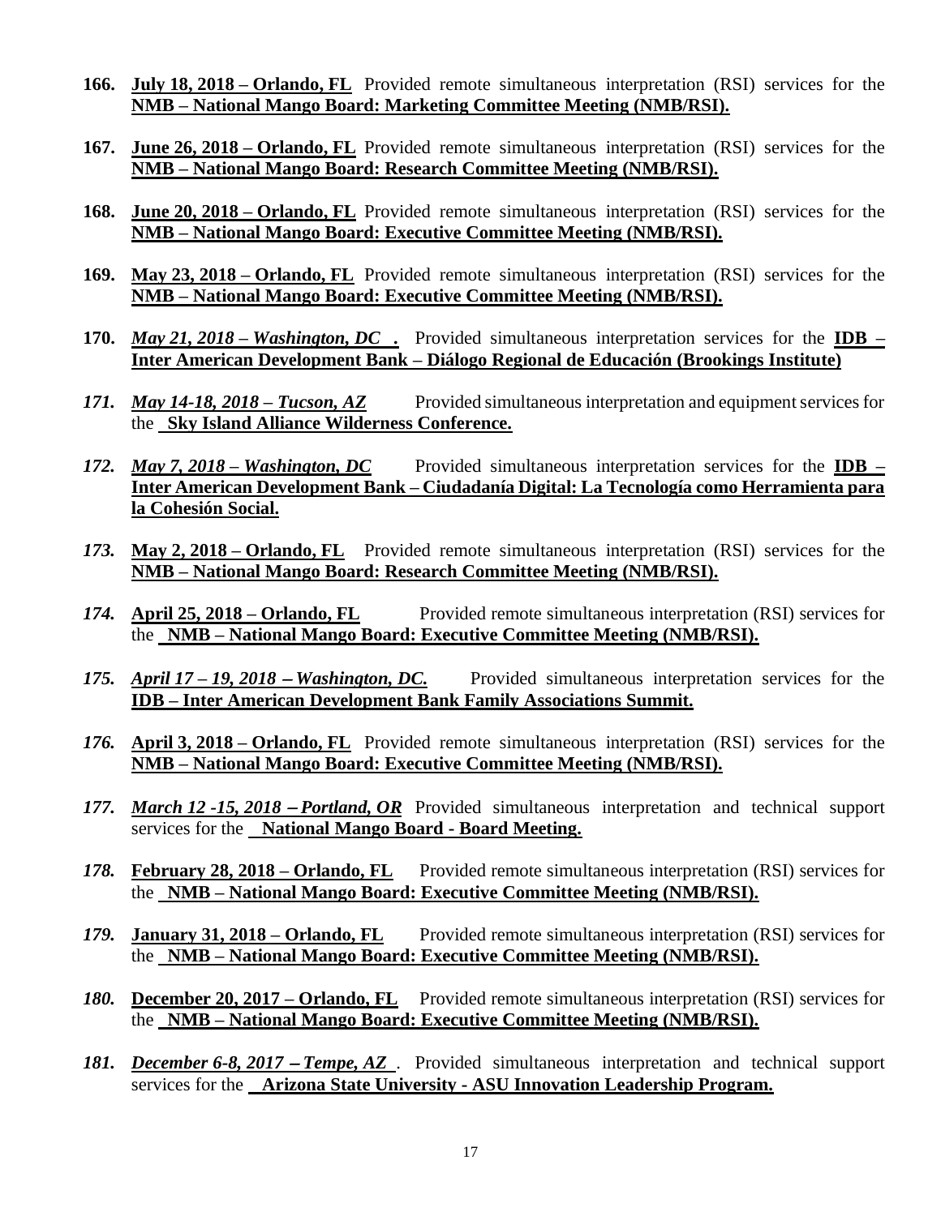166. **July 18, 2018 – Orlando, FL** Provided remote simultaneous interpretation (RSI) services for the **NMB – National Mango Board: Marketing Committee Meeting (NMB/RSI).**

167. **June 26, 2018 – Orlando, FL** Provided remote simultaneous interpretation (RSI) services for the **NMB – National Mango Board: Research Committee Meeting (NMB/RSI).**

168. **June 20, 2018 – Orlando, FL** Provided remote simultaneous interpretation (RSI) services for the **NMB – National Mango Board: Executive Committee Meeting (NMB/RSI).**

169. **May 23, 2018 – Orlando, FL** Provided remote simultaneous interpretation (RSI) services for the **NMB – National Mango Board: Executive Committee Meeting (NMB/RSI).**

170. ***May 21, 2018 – Washington, DC .*** Provided simultaneous interpretation services for the **IDB – Inter American Development Bank – Diálogo Regional de Educación (Brookings Institute)**

171. ***May 14-18, 2018 – Tucson, AZ*** Provided simultaneous interpretation and equipment services for the **Sky Island Alliance Wilderness Conference.**

172. ***May 7, 2018 – Washington, DC*** Provided simultaneous interpretation services for the **IDB – Inter American Development Bank – Ciudadanía Digital: La Tecnología como Herramienta para la Cohesión Social.**

173. **May 2, 2018 – Orlando, FL** Provided remote simultaneous interpretation (RSI) services for the **NMB – National Mango Board: Research Committee Meeting (NMB/RSI).**

174. **April 25, 2018 – Orlando, FL** Provided remote simultaneous interpretation (RSI) services for the **NMB – National Mango Board: Executive Committee Meeting (NMB/RSI).**

175. ***April 17 – 19, 2018 – Washington, DC.*** Provided simultaneous interpretation services for the **IDB – Inter American Development Bank Family Associations Summit.**

176. **April 3, 2018 – Orlando, FL** Provided remote simultaneous interpretation (RSI) services for the **NMB – National Mango Board: Executive Committee Meeting (NMB/RSI).**

177. ***March 12 -15, 2018 – Portland, OR*** Provided simultaneous interpretation and technical support services for the **National Mango Board - Board Meeting.**

178. **February 28, 2018 – Orlando, FL** Provided remote simultaneous interpretation (RSI) services for the **NMB – National Mango Board: Executive Committee Meeting (NMB/RSI).**

179. **January 31, 2018 – Orlando, FL** Provided remote simultaneous interpretation (RSI) services for the **NMB – National Mango Board: Executive Committee Meeting (NMB/RSI).**

180. **December 20, 2017 – Orlando, FL** Provided remote simultaneous interpretation (RSI) services for the **NMB – National Mango Board: Executive Committee Meeting (NMB/RSI).**

181. ***December 6-8, 2017 – Tempe, AZ*** . Provided simultaneous interpretation and technical support services for the **Arizona State University - ASU Innovation Leadership Program.**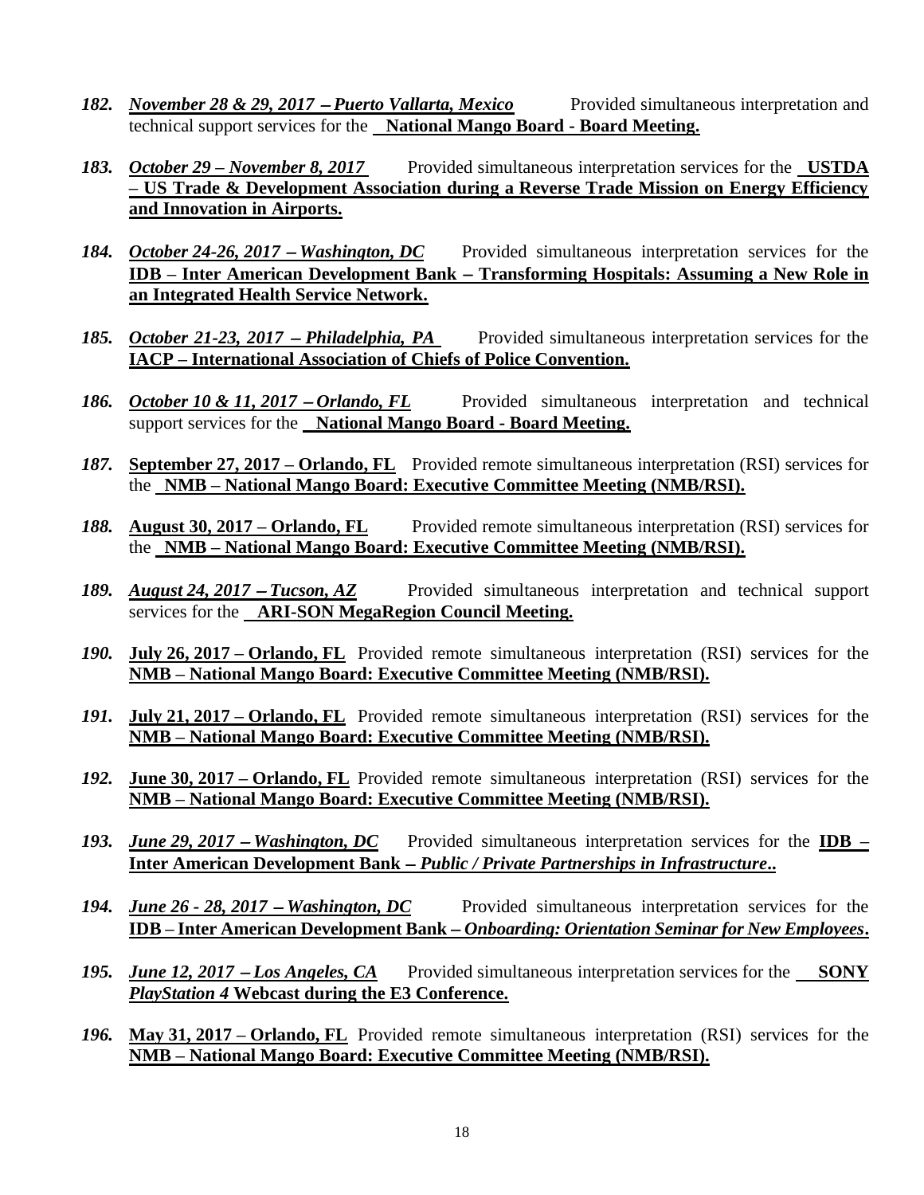182. ***November 28 & 29, 2017 – Puerto Vallarta, Mexico*** Provided simultaneous interpretation and technical support services for the **National Mango Board - Board Meeting.**

183. ***October 29 – November 8, 2017*** Provided simultaneous interpretation services for the **USTDA – US Trade & Development Association during a Reverse Trade Mission on Energy Efficiency and Innovation in Airports.**

184. ***October 24-26, 2017 – Washington, DC*** Provided simultaneous interpretation services for the **IDB – Inter American Development Bank – Transforming Hospitals: Assuming a New Role in an Integrated Health Service Network.**

185. ***October 21-23, 2017 – Philadelphia, PA*** Provided simultaneous interpretation services for the **IACP – International Association of Chiefs of Police Convention.**

186. ***October 10 & 11, 2017 – Orlando, FL*** Provided simultaneous interpretation and technical support services for the **National Mango Board - Board Meeting.**

187. **September 27, 2017 – Orlando, FL** Provided remote simultaneous interpretation (RSI) services for the **NMB – National Mango Board: Executive Committee Meeting (NMB/RSI).**

188. **August 30, 2017 – Orlando, FL** Provided remote simultaneous interpretation (RSI) services for the **NMB – National Mango Board: Executive Committee Meeting (NMB/RSI).**

189. ***August 24, 2017 – Tucson, AZ*** Provided simultaneous interpretation and technical support services for the **ARI-SON MegaRegion Council Meeting.**

190. **July 26, 2017 – Orlando, FL** Provided remote simultaneous interpretation (RSI) services for the **NMB – National Mango Board: Executive Committee Meeting (NMB/RSI).**

191. **July 21, 2017 – Orlando, FL** Provided remote simultaneous interpretation (RSI) services for the **NMB – National Mango Board: Executive Committee Meeting (NMB/RSI).**

192. **June 30, 2017 – Orlando, FL** Provided remote simultaneous interpretation (RSI) services for the **NMB – National Mango Board: Executive Committee Meeting (NMB/RSI).**

193. ***June 29, 2017 – Washington, DC*** Provided simultaneous interpretation services for the **IDB – Inter American Development Bank – *Public / Private Partnerships in Infrastructure*..**

194. ***June 26 - 28, 2017 – Washington, DC*** Provided simultaneous interpretation services for the **IDB – Inter American Development Bank – *Onboarding: Orientation Seminar for New Employees*.**

195. ***June 12, 2017 – Los Angeles, CA*** Provided simultaneous interpretation services for the **SONY *PlayStation 4* Webcast during the E3 Conference.**

196. **May 31, 2017 – Orlando, FL** Provided remote simultaneous interpretation (RSI) services for the **NMB – National Mango Board: Executive Committee Meeting (NMB/RSI).**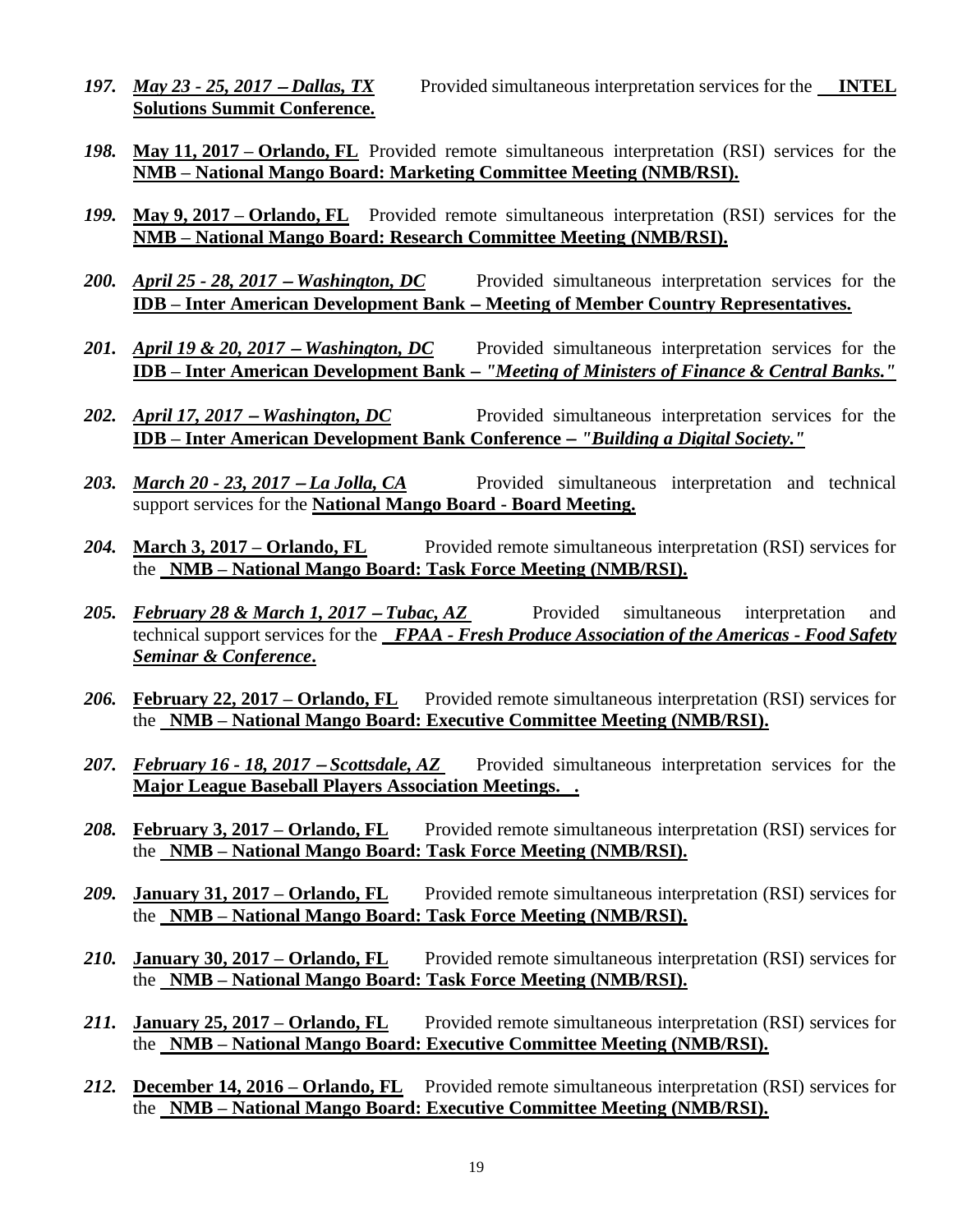197. ***May 23 - 25, 2017 – Dallas, TX*** Provided simultaneous interpretation services for the **INTEL Solutions Summit Conference.**

198. **May 11, 2017 – Orlando, FL** Provided remote simultaneous interpretation (RSI) services for the **NMB – National Mango Board: Marketing Committee Meeting (NMB/RSI).**

199. **May 9, 2017 – Orlando, FL** Provided remote simultaneous interpretation (RSI) services for the **NMB – National Mango Board: Research Committee Meeting (NMB/RSI).**

200. ***April 25 - 28, 2017 – Washington, DC*** Provided simultaneous interpretation services for the **IDB – Inter American Development Bank – Meeting of Member Country Representatives.**

201. ***April 19 & 20, 2017 – Washington, DC*** Provided simultaneous interpretation services for the **IDB – Inter American Development Bank – *"Meeting of Ministers of Finance & Central Banks."***

202. ***April 17, 2017 – Washington, DC*** Provided simultaneous interpretation services for the **IDB – Inter American Development Bank Conference – *"Building a Digital Society."***

203. ***March 20 - 23, 2017 – La Jolla, CA*** Provided simultaneous interpretation and technical support services for the **National Mango Board - Board Meeting.**

204. **March 3, 2017 – Orlando, FL** Provided remote simultaneous interpretation (RSI) services for the **NMB – National Mango Board: Task Force Meeting (NMB/RSI).**

205. ***February 28 & March 1, 2017 – Tubac, AZ*** Provided simultaneous interpretation and technical support services for the ***FPAA - Fresh Produce Association of the Americas - Food Safety Seminar & Conference*.**

206. **February 22, 2017 – Orlando, FL** Provided remote simultaneous interpretation (RSI) services for the **NMB – National Mango Board: Executive Committee Meeting (NMB/RSI).**

207. ***February 16 - 18, 2017 – Scottsdale, AZ*** Provided simultaneous interpretation services for the **Major League Baseball Players Association Meetings. .**

208. **February 3, 2017 – Orlando, FL** Provided remote simultaneous interpretation (RSI) services for the **NMB – National Mango Board: Task Force Meeting (NMB/RSI).**

209. **January 31, 2017 – Orlando, FL** Provided remote simultaneous interpretation (RSI) services for the **NMB – National Mango Board: Task Force Meeting (NMB/RSI).**

210. **January 30, 2017 – Orlando, FL** Provided remote simultaneous interpretation (RSI) services for the **NMB – National Mango Board: Task Force Meeting (NMB/RSI).**

211. **January 25, 2017 – Orlando, FL** Provided remote simultaneous interpretation (RSI) services for the **NMB – National Mango Board: Executive Committee Meeting (NMB/RSI).**

212. **December 14, 2016 – Orlando, FL** Provided remote simultaneous interpretation (RSI) services for the **NMB – National Mango Board: Executive Committee Meeting (NMB/RSI).**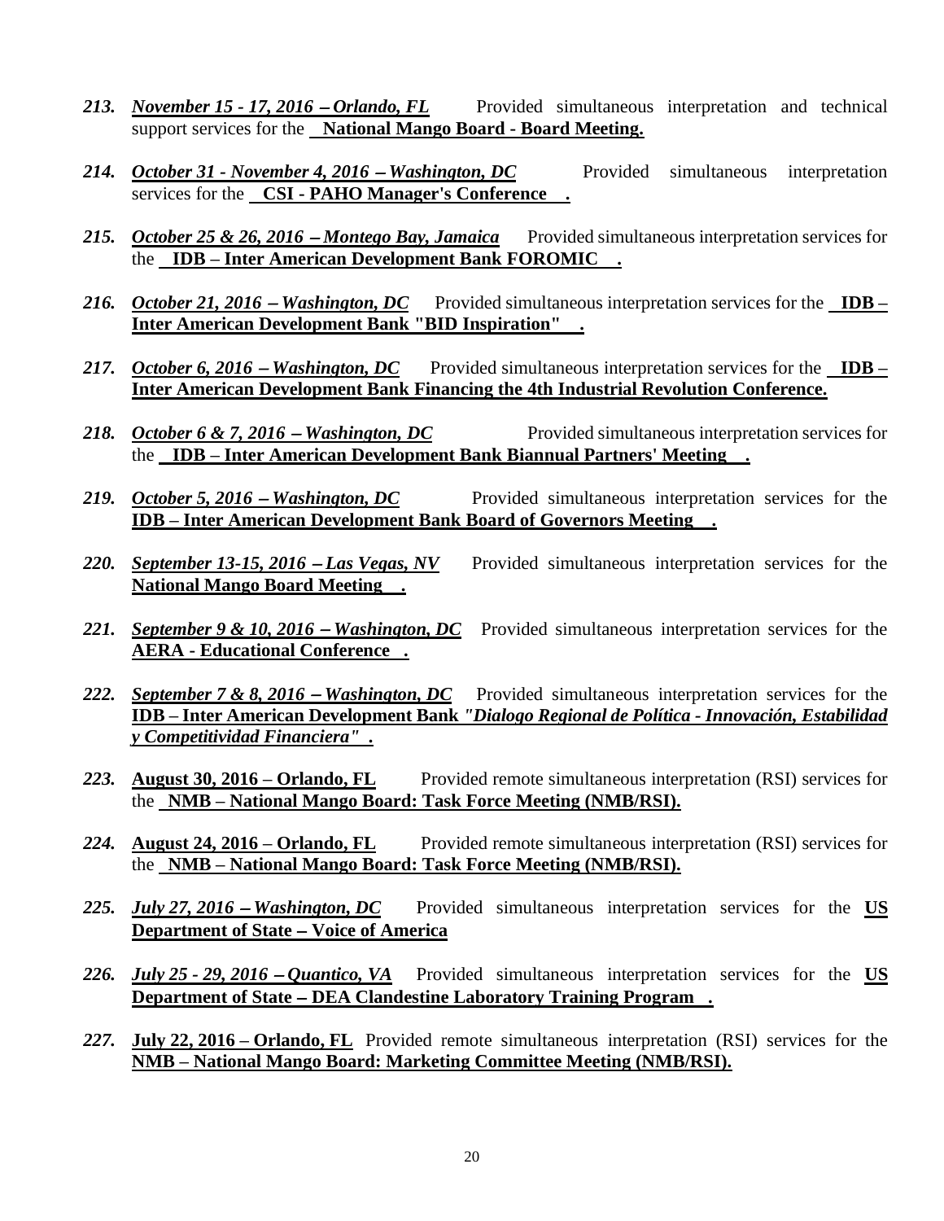213. ***November 15 - 17, 2016 – Orlando, FL*** Provided simultaneous interpretation and technical support services for the **National Mango Board - Board Meeting.**

214. ***October 31 - November 4, 2016 – Washington, DC*** Provided simultaneous interpretation services for the **CSI - PAHO Manager's Conference .**

215. ***October 25 & 26, 2016 – Montego Bay, Jamaica*** Provided simultaneous interpretation services for the **IDB – Inter American Development Bank FOROMIC .**

216. ***October 21, 2016 – Washington, DC*** Provided simultaneous interpretation services for the **IDB – Inter American Development Bank "BID Inspiration" .**

217. ***October 6, 2016 – Washington, DC*** Provided simultaneous interpretation services for the **IDB – Inter American Development Bank Financing the 4th Industrial Revolution Conference.**

218. ***October 6 & 7, 2016 – Washington, DC*** Provided simultaneous interpretation services for the **IDB – Inter American Development Bank Biannual Partners' Meeting .**

219. ***October 5, 2016 – Washington, DC*** Provided simultaneous interpretation services for the **IDB – Inter American Development Bank Board of Governors Meeting .**

220. ***September 13-15, 2016 – Las Vegas, NV*** Provided simultaneous interpretation services for the **National Mango Board Meeting .**

221. ***September 9 & 10, 2016 – Washington, DC*** Provided simultaneous interpretation services for the **AERA - Educational Conference .**

222. ***September 7 & 8, 2016 – Washington, DC*** Provided simultaneous interpretation services for the **IDB – Inter American Development Bank *"Dialogo Regional de Política - Innovación, Estabilidad y Competitividad Financiera" .***

223. **August 30, 2016 – Orlando, FL** Provided remote simultaneous interpretation (RSI) services for the **NMB – National Mango Board: Task Force Meeting (NMB/RSI).**

224. **August 24, 2016 – Orlando, FL** Provided remote simultaneous interpretation (RSI) services for the **NMB – National Mango Board: Task Force Meeting (NMB/RSI).**

225. ***July 27, 2016 – Washington, DC*** Provided simultaneous interpretation services for the **US Department of State – Voice of America**

226. ***July 25 - 29, 2016 – Quantico, VA*** Provided simultaneous interpretation services for the **US Department of State – DEA Clandestine Laboratory Training Program .**

227. **July 22, 2016 – Orlando, FL** Provided remote simultaneous interpretation (RSI) services for the **NMB – National Mango Board: Marketing Committee Meeting (NMB/RSI).**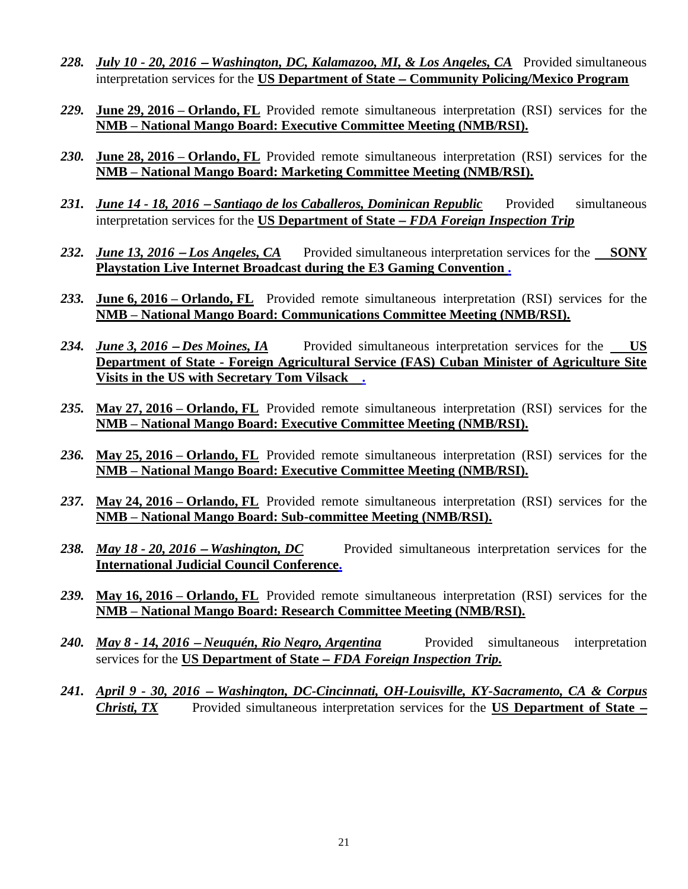228. ***July 10 - 20, 2016 – Washington, DC, Kalamazoo, MI, & Los Angeles, CA*** Provided simultaneous interpretation services for the **US Department of State – Community Policing/Mexico Program**

229. **June 29, 2016 – Orlando, FL** Provided remote simultaneous interpretation (RSI) services for the **NMB – National Mango Board: Executive Committee Meeting (NMB/RSI).**

230. **June 28, 2016 – Orlando, FL** Provided remote simultaneous interpretation (RSI) services for the **NMB – National Mango Board: Marketing Committee Meeting (NMB/RSI).**

231. ***June 14 - 18, 2016 – Santiago de los Caballeros, Dominican Republic*** Provided simultaneous interpretation services for the **US Department of State – *FDA Foreign Inspection Trip***

232. ***June 13, 2016 – Los Angeles, CA*** Provided simultaneous interpretation services for the **SONY Playstation Live Internet Broadcast during the E3 Gaming Convention .**

233. **June 6, 2016 – Orlando, FL** Provided remote simultaneous interpretation (RSI) services for the **NMB – National Mango Board: Communications Committee Meeting (NMB/RSI).**

234. ***June 3, 2016 – Des Moines, IA*** Provided simultaneous interpretation services for the **US Department of State - Foreign Agricultural Service (FAS) Cuban Minister of Agriculture Site Visits in the US with Secretary Tom Vilsack .**

235. **May 27, 2016 – Orlando, FL** Provided remote simultaneous interpretation (RSI) services for the **NMB – National Mango Board: Executive Committee Meeting (NMB/RSI).**

236. **May 25, 2016 – Orlando, FL** Provided remote simultaneous interpretation (RSI) services for the **NMB – National Mango Board: Executive Committee Meeting (NMB/RSI).**

237. **May 24, 2016 – Orlando, FL** Provided remote simultaneous interpretation (RSI) services for the **NMB – National Mango Board: Sub-committee Meeting (NMB/RSI).**

238. ***May 18 - 20, 2016 – Washington, DC*** Provided simultaneous interpretation services for the **International Judicial Council Conference.**

239. **May 16, 2016 – Orlando, FL** Provided remote simultaneous interpretation (RSI) services for the **NMB – National Mango Board: Research Committee Meeting (NMB/RSI).**

240. ***May 8 - 14, 2016 – Neuquén, Rio Negro, Argentina*** Provided simultaneous interpretation services for the **US Department of State – *FDA Foreign Inspection Trip.***

241. ***April 9 - 30, 2016 – Washington, DC-Cincinnati, OH-Louisville, KY-Sacramento, CA & Corpus Christi, TX*** Provided simultaneous interpretation services for the **US Department of State –**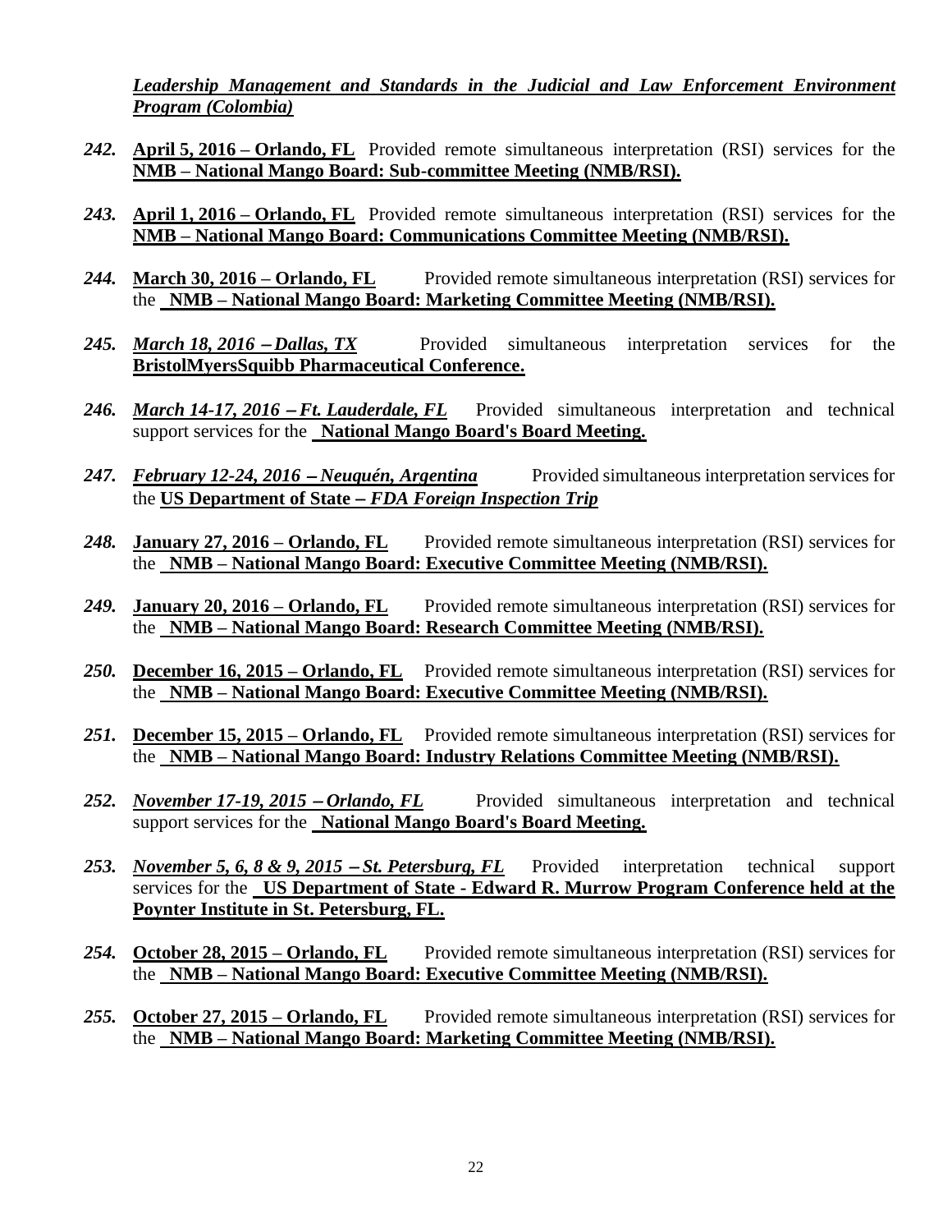***Leadership Management and Standards in the Judicial and Law Enforcement Environment Program (Colombia)***

*242.* **April 5, 2016 – Orlando, FL** Provided remote simultaneous interpretation (RSI) services for the **NMB – National Mango Board: Sub-committee Meeting (NMB/RSI).**

*243.* **April 1, 2016 – Orlando, FL** Provided remote simultaneous interpretation (RSI) services for the **NMB – National Mango Board: Communications Committee Meeting (NMB/RSI).**

*244.* **March 30, 2016 – Orlando, FL** Provided remote simultaneous interpretation (RSI) services for the **NMB – National Mango Board: Marketing Committee Meeting (NMB/RSI).**

*245.* ***March 18, 2016 – Dallas, TX*** Provided simultaneous interpretation services for the **BristolMyersSquibb Pharmaceutical Conference.**

*246.* ***March 14-17, 2016 – Ft. Lauderdale, FL*** Provided simultaneous interpretation and technical support services for the **National Mango Board's Board Meeting.**

*247.* ***February 12-24, 2016 – Neuquén, Argentina*** Provided simultaneous interpretation services for the **US Department of State –** ***FDA Foreign Inspection Trip***

*248.* **January 27, 2016 – Orlando, FL** Provided remote simultaneous interpretation (RSI) services for the **NMB – National Mango Board: Executive Committee Meeting (NMB/RSI).**

*249.* **January 20, 2016 – Orlando, FL** Provided remote simultaneous interpretation (RSI) services for the **NMB – National Mango Board: Research Committee Meeting (NMB/RSI).**

*250.* **December 16, 2015 – Orlando, FL** Provided remote simultaneous interpretation (RSI) services for the **NMB – National Mango Board: Executive Committee Meeting (NMB/RSI).**

*251.* **December 15, 2015 – Orlando, FL** Provided remote simultaneous interpretation (RSI) services for the **NMB – National Mango Board: Industry Relations Committee Meeting (NMB/RSI).**

*252.* ***November 17-19, 2015 – Orlando, FL*** Provided simultaneous interpretation and technical support services for the **National Mango Board's Board Meeting.**

*253.* ***November 5, 6, 8 & 9, 2015 – St. Petersburg, FL*** Provided interpretation technical support services for the **US Department of State - Edward R. Murrow Program Conference held at the Poynter Institute in St. Petersburg, FL.**

*254.* **October 28, 2015 – Orlando, FL** Provided remote simultaneous interpretation (RSI) services for the **NMB – National Mango Board: Executive Committee Meeting (NMB/RSI).**

*255.* **October 27, 2015 – Orlando, FL** Provided remote simultaneous interpretation (RSI) services for the **NMB – National Mango Board: Marketing Committee Meeting (NMB/RSI).**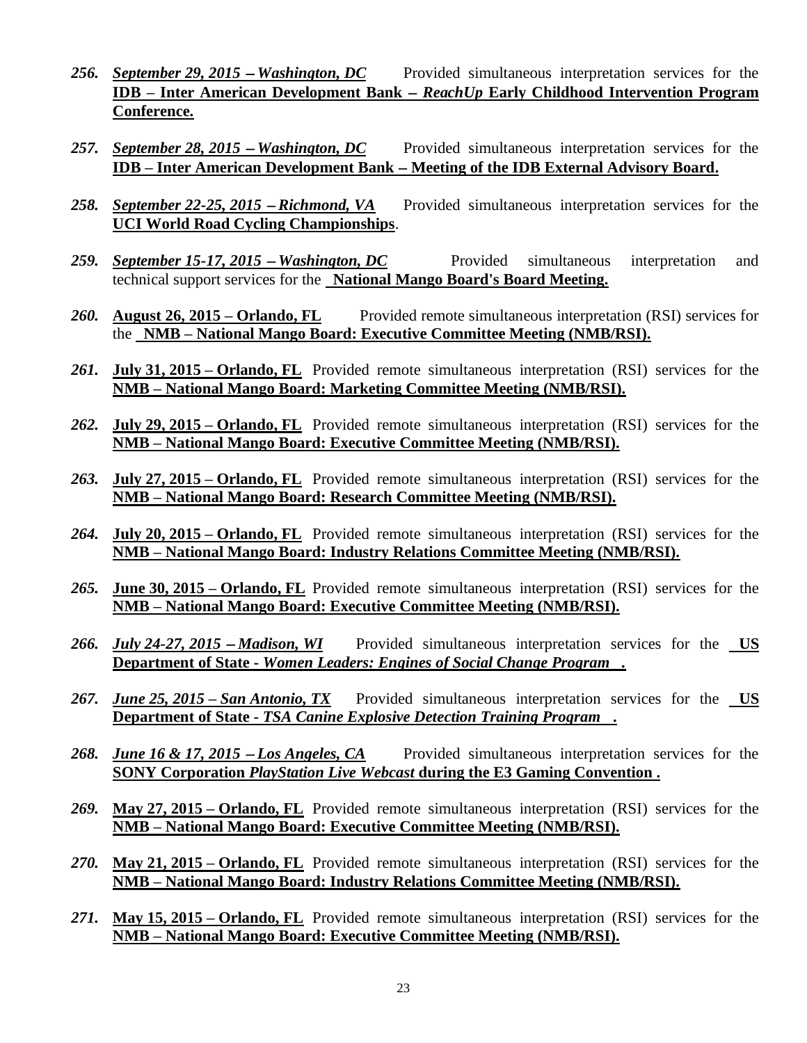256. ***September 29, 2015 – Washington, DC*** Provided simultaneous interpretation services for the **IDB – Inter American Development Bank – *ReachUp* Early Childhood Intervention Program Conference.**

257. ***September 28, 2015 – Washington, DC*** Provided simultaneous interpretation services for the **IDB – Inter American Development Bank – Meeting of the IDB External Advisory Board.**

258. ***September 22-25, 2015 – Richmond, VA*** Provided simultaneous interpretation services for the **UCI World Road Cycling Championships**.

259. ***September 15-17, 2015 – Washington, DC*** Provided simultaneous interpretation and technical support services for the **National Mango Board's Board Meeting.**

260. **August 26, 2015 – Orlando, FL** Provided remote simultaneous interpretation (RSI) services for the **NMB – National Mango Board: Executive Committee Meeting (NMB/RSI).**

261. **July 31, 2015 – Orlando, FL** Provided remote simultaneous interpretation (RSI) services for the **NMB – National Mango Board: Marketing Committee Meeting (NMB/RSI).**

262. **July 29, 2015 – Orlando, FL** Provided remote simultaneous interpretation (RSI) services for the **NMB – National Mango Board: Executive Committee Meeting (NMB/RSI).**

263. **July 27, 2015 – Orlando, FL** Provided remote simultaneous interpretation (RSI) services for the **NMB – National Mango Board: Research Committee Meeting (NMB/RSI).**

264. **July 20, 2015 – Orlando, FL** Provided remote simultaneous interpretation (RSI) services for the **NMB – National Mango Board: Industry Relations Committee Meeting (NMB/RSI).**

265. **June 30, 2015 – Orlando, FL** Provided remote simultaneous interpretation (RSI) services for the **NMB – National Mango Board: Executive Committee Meeting (NMB/RSI).**

266. ***July 24-27, 2015 – Madison, WI*** Provided simultaneous interpretation services for the **US Department of State - *Women Leaders: Engines of Social Change Program* .**

267. ***June 25, 2015 – San Antonio, TX*** Provided simultaneous interpretation services for the **US Department of State - *TSA Canine Explosive Detection Training Program* .**

268. ***June 16 & 17, 2015 – Los Angeles, CA*** Provided simultaneous interpretation services for the **SONY Corporation *PlayStation Live Webcast* during the E3 Gaming Convention .**

269. **May 27, 2015 – Orlando, FL** Provided remote simultaneous interpretation (RSI) services for the **NMB – National Mango Board: Executive Committee Meeting (NMB/RSI).**

270. **May 21, 2015 – Orlando, FL** Provided remote simultaneous interpretation (RSI) services for the **NMB – National Mango Board: Industry Relations Committee Meeting (NMB/RSI).**

271. **May 15, 2015 – Orlando, FL** Provided remote simultaneous interpretation (RSI) services for the **NMB – National Mango Board: Executive Committee Meeting (NMB/RSI).**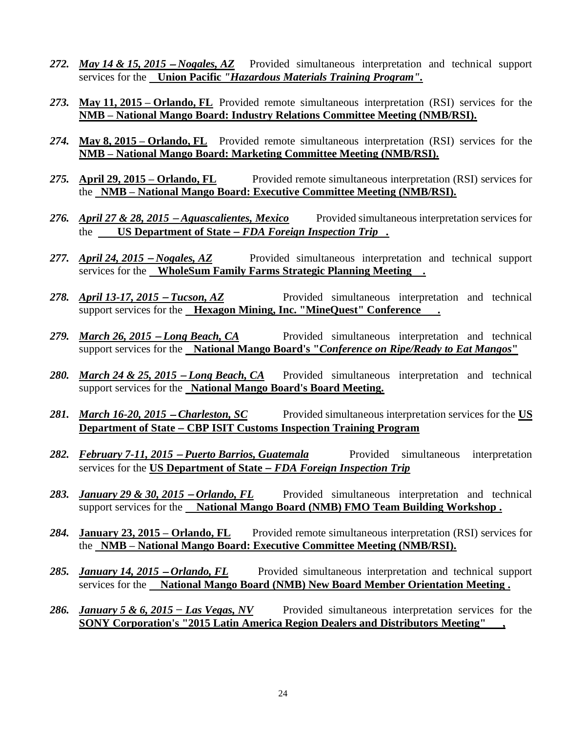272. ***May 14 & 15, 2015 – Nogales, AZ*** Provided simultaneous interpretation and technical support services for the **Union Pacific *"Hazardous Materials Training Program".***

273. **May 11, 2015 – Orlando, FL** Provided remote simultaneous interpretation (RSI) services for the **NMB – National Mango Board: Industry Relations Committee Meeting (NMB/RSI).**

274. **May 8, 2015 – Orlando, FL** Provided remote simultaneous interpretation (RSI) services for the **NMB – National Mango Board: Marketing Committee Meeting (NMB/RSI).**

275. **April 29, 2015 – Orlando, FL** Provided remote simultaneous interpretation (RSI) services for the **NMB – National Mango Board: Executive Committee Meeting (NMB/RSI).**

276. ***April 27 & 28, 2015 – Aguascalientes, Mexico*** Provided simultaneous interpretation services for the **US Department of State – *FDA Foreign Inspection Trip*.**

277. ***April 24, 2015 – Nogales, AZ*** Provided simultaneous interpretation and technical support services for the **WholeSum Family Farms Strategic Planning Meeting.**

278. ***April 13-17, 2015 – Tucson, AZ*** Provided simultaneous interpretation and technical support services for the **Hexagon Mining, Inc. "MineQuest" Conference.**

279. ***March 26, 2015 – Long Beach, CA*** Provided simultaneous interpretation and technical support services for the **National Mango Board's "*Conference on Ripe/Ready to Eat Mangos*"**

280. ***March 24 & 25, 2015 – Long Beach, CA*** Provided simultaneous interpretation and technical support services for the **National Mango Board's Board Meeting.**

281. ***March 16-20, 2015 – Charleston, SC*** Provided simultaneous interpretation services for the **US Department of State – CBP ISIT Customs Inspection Training Program**

282. ***February 7-11, 2015 – Puerto Barrios, Guatemala*** Provided simultaneous interpretation services for the **US Department of State – *FDA Foreign Inspection Trip***

283. ***January 29 & 30, 2015 – Orlando, FL*** Provided simultaneous interpretation and technical support services for the **National Mango Board (NMB) FMO Team Building Workshop.**

284. **January 23, 2015 – Orlando, FL** Provided remote simultaneous interpretation (RSI) services for the **NMB – National Mango Board: Executive Committee Meeting (NMB/RSI).**

285. ***January 14, 2015 – Orlando, FL*** Provided simultaneous interpretation and technical support services for the **National Mango Board (NMB) New Board Member Orientation Meeting.**

286. ***January 5 & 6, 2015 – Las Vegas, NV*** Provided simultaneous interpretation services for the **SONY Corporation's "2015 Latin America Region Dealers and Distributors Meeting",**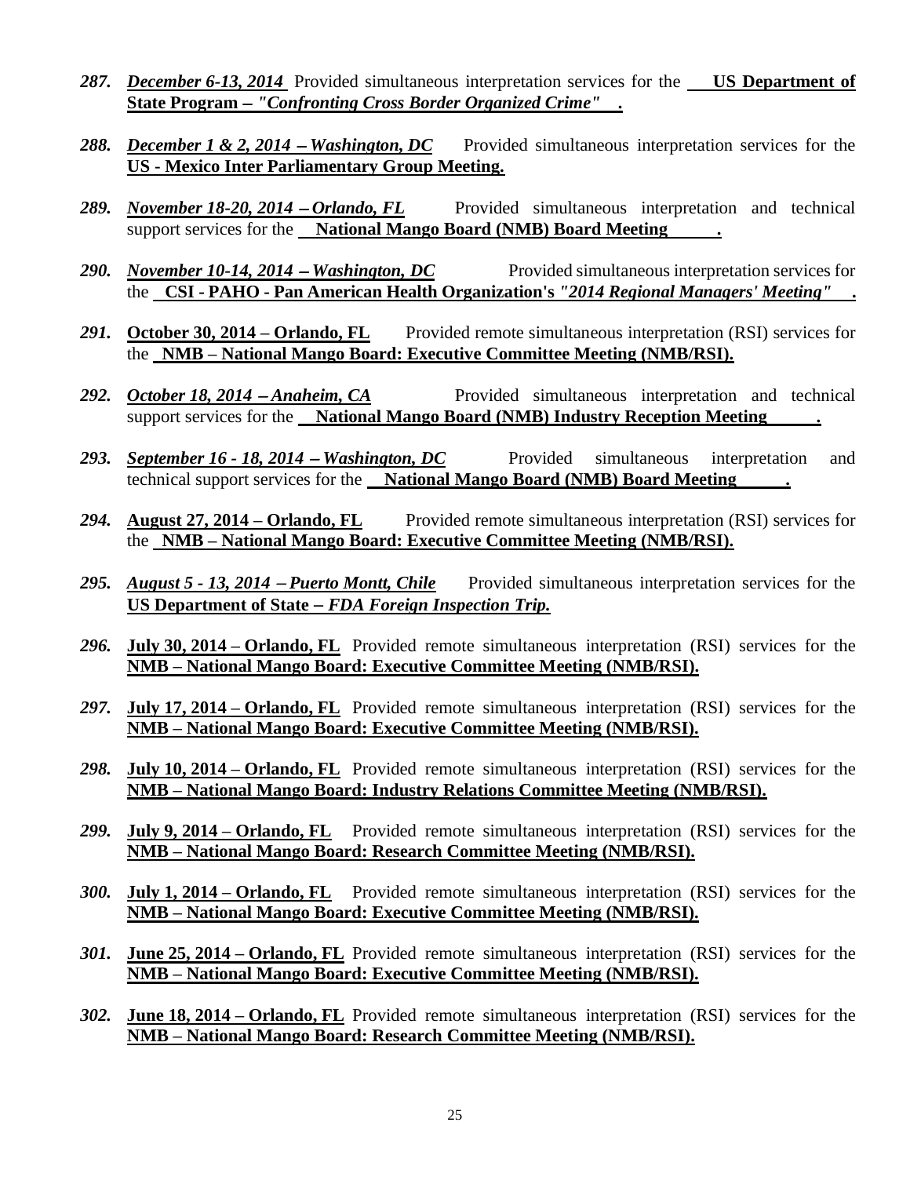287. ***December 6-13, 2014*** Provided simultaneous interpretation services for the **US Department of State Program – *"Confronting Cross Border Organized Crime"*.**

288. ***December 1 & 2, 2014 – Washington, DC*** Provided simultaneous interpretation services for the **US - Mexico Inter Parliamentary Group Meeting.**

289. ***November 18-20, 2014 – Orlando, FL*** Provided simultaneous interpretation and technical support services for the **National Mango Board (NMB) Board Meeting.**

290. ***November 10-14, 2014 – Washington, DC*** Provided simultaneous interpretation services for the **CSI - PAHO - Pan American Health Organization's *"2014 Regional Managers' Meeting"*.**

291. **October 30, 2014 – Orlando, FL** Provided remote simultaneous interpretation (RSI) services for the **NMB – National Mango Board: Executive Committee Meeting (NMB/RSI).**

292. ***October 18, 2014 – Anaheim, CA*** Provided simultaneous interpretation and technical support services for the **National Mango Board (NMB) Industry Reception Meeting.**

293. ***September 16 - 18, 2014 – Washington, DC*** Provided simultaneous interpretation and technical support services for the **National Mango Board (NMB) Board Meeting.**

294. **August 27, 2014 – Orlando, FL** Provided remote simultaneous interpretation (RSI) services for the **NMB – National Mango Board: Executive Committee Meeting (NMB/RSI).**

295. ***August 5 - 13, 2014 – Puerto Montt, Chile*** Provided simultaneous interpretation services for the **US Department of State – *FDA Foreign Inspection Trip.***

296. **July 30, 2014 – Orlando, FL** Provided remote simultaneous interpretation (RSI) services for the **NMB – National Mango Board: Executive Committee Meeting (NMB/RSI).**

297. **July 17, 2014 – Orlando, FL** Provided remote simultaneous interpretation (RSI) services for the **NMB – National Mango Board: Executive Committee Meeting (NMB/RSI).**

298. **July 10, 2014 – Orlando, FL** Provided remote simultaneous interpretation (RSI) services for the **NMB – National Mango Board: Industry Relations Committee Meeting (NMB/RSI).**

299. **July 9, 2014 – Orlando, FL** Provided remote simultaneous interpretation (RSI) services for the **NMB – National Mango Board: Research Committee Meeting (NMB/RSI).**

300. **July 1, 2014 – Orlando, FL** Provided remote simultaneous interpretation (RSI) services for the **NMB – National Mango Board: Executive Committee Meeting (NMB/RSI).**

301. **June 25, 2014 – Orlando, FL** Provided remote simultaneous interpretation (RSI) services for the **NMB – National Mango Board: Executive Committee Meeting (NMB/RSI).**

302. **June 18, 2014 – Orlando, FL** Provided remote simultaneous interpretation (RSI) services for the **NMB – National Mango Board: Research Committee Meeting (NMB/RSI).**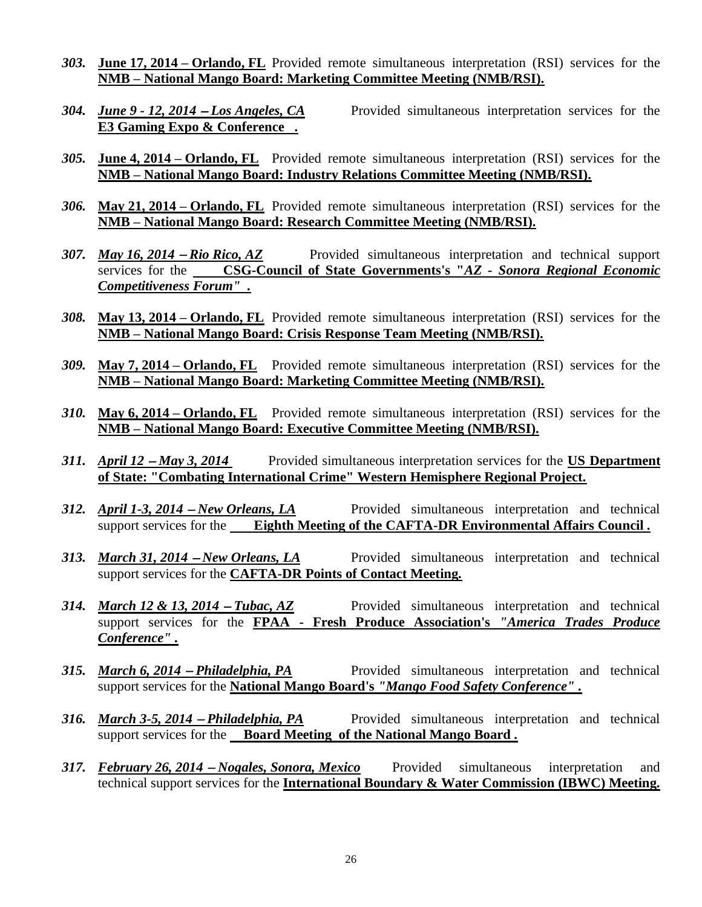*303.* **June 17, 2014 – Orlando, FL** Provided remote simultaneous interpretation (RSI) services for the **NMB – National Mango Board: Marketing Committee Meeting (NMB/RSI).**

*304.* ***June 9 - 12, 2014 – Los Angeles, CA*** Provided simultaneous interpretation services for the **E3 Gaming Expo & Conference .**

*305.* **June 4, 2014 – Orlando, FL** Provided remote simultaneous interpretation (RSI) services for the **NMB – National Mango Board: Industry Relations Committee Meeting (NMB/RSI).**

*306.* **May 21, 2014 – Orlando, FL** Provided remote simultaneous interpretation (RSI) services for the **NMB – National Mango Board: Research Committee Meeting (NMB/RSI).**

*307.* ***May 16, 2014 – Rio Rico, AZ*** Provided simultaneous interpretation and technical support services for the **CSG-Council of State Governments's "*AZ - Sonora Regional Economic Competitiveness Forum"* .**

*308.* **May 13, 2014 – Orlando, FL** Provided remote simultaneous interpretation (RSI) services for the **NMB – National Mango Board: Crisis Response Team Meeting (NMB/RSI).**

*309.* **May 7, 2014 – Orlando, FL** Provided remote simultaneous interpretation (RSI) services for the **NMB – National Mango Board: Marketing Committee Meeting (NMB/RSI).**

*310.* **May 6, 2014 – Orlando, FL** Provided remote simultaneous interpretation (RSI) services for the **NMB – National Mango Board: Executive Committee Meeting (NMB/RSI).**

*311.* ***April 12 – May 3, 2014*** Provided simultaneous interpretation services for the **US Department of State: "Combating International Crime" Western Hemisphere Regional Project.**

*312.* ***April 1-3, 2014 – New Orleans, LA*** Provided simultaneous interpretation and technical support services for the **Eighth Meeting of the CAFTA-DR Environmental Affairs Council .**

*313.* ***March 31, 2014 – New Orleans, LA*** Provided simultaneous interpretation and technical support services for the **CAFTA-DR Points of Contact Meeting.**

*314.* ***March 12 & 13, 2014 – Tubac, AZ*** Provided simultaneous interpretation and technical support services for the **FPAA - Fresh Produce Association's *"America Trades Produce Conference"* .**

*315.* ***March 6, 2014 – Philadelphia, PA*** Provided simultaneous interpretation and technical support services for the **National Mango Board's *"Mango Food Safety Conference"* .**

*316.* ***March 3-5, 2014 – Philadelphia, PA*** Provided simultaneous interpretation and technical support services for the **Board Meeting of the National Mango Board .**

*317.* ***February 26, 2014 – Nogales, Sonora, Mexico*** Provided simultaneous interpretation and technical support services for the **International Boundary & Water Commission (IBWC) Meeting.**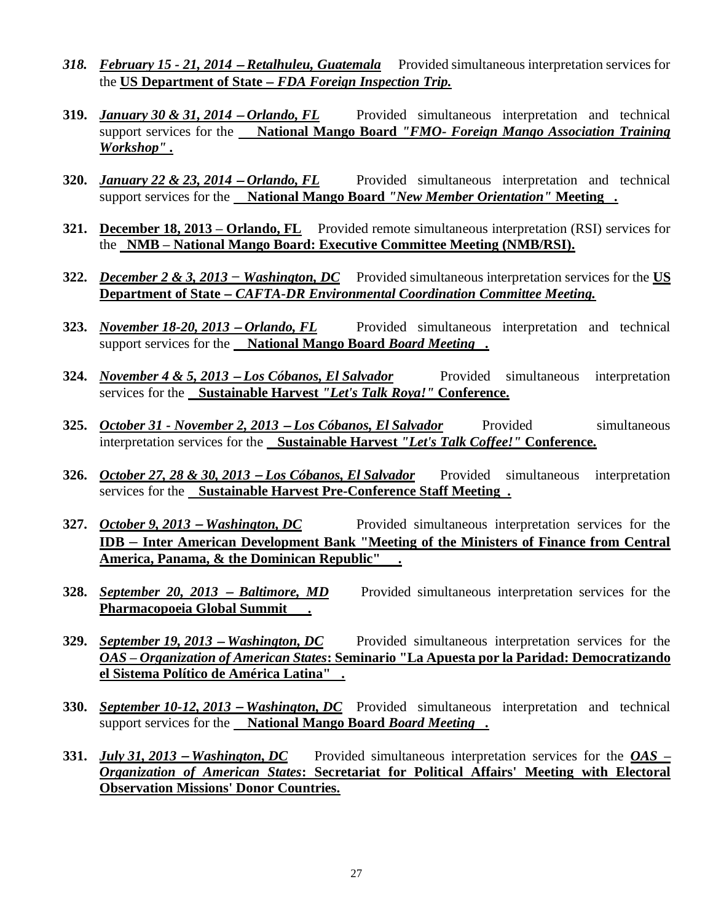318. ***February 15 - 21, 2014 – Retalhuleu, Guatemala*** Provided simultaneous interpretation services for the **US Department of State – *FDA Foreign Inspection Trip.***

319. ***January 30 & 31, 2014 – Orlando, FL*** Provided simultaneous interpretation and technical support services for the **National Mango Board *"FMO- Foreign Mango Association Training Workshop"* .**

320. ***January 22 & 23, 2014 – Orlando, FL*** Provided simultaneous interpretation and technical support services for the **National Mango Board *"New Member Orientation"* Meeting .**

321. **December 18, 2013 – Orlando, FL** Provided remote simultaneous interpretation (RSI) services for the **NMB – National Mango Board: Executive Committee Meeting (NMB/RSI).**

322. ***December 2 & 3, 2013 – Washington, DC*** Provided simultaneous interpretation services for the **US Department of State – *CAFTA-DR Environmental Coordination Committee Meeting.***

323. ***November 18-20, 2013 – Orlando, FL*** Provided simultaneous interpretation and technical support services for the **National Mango Board *Board Meeting* .**

324. ***November 4 & 5, 2013 – Los Cóbanos, El Salvador*** Provided simultaneous interpretation services for the **Sustainable Harvest *"Let's Talk Roya!"* Conference.**

325. ***October 31 - November 2, 2013 – Los Cóbanos, El Salvador*** Provided simultaneous interpretation services for the **Sustainable Harvest *"Let's Talk Coffee!"* Conference.**

326. ***October 27, 28 & 30, 2013 – Los Cóbanos, El Salvador*** Provided simultaneous interpretation services for the **Sustainable Harvest Pre-Conference Staff Meeting .**

327. ***October 9, 2013 – Washington, DC*** Provided simultaneous interpretation services for the **IDB – Inter American Development Bank "Meeting of the Ministers of Finance from Central America, Panama, & the Dominican Republic" .**

328. ***September 20, 2013 – Baltimore, MD*** Provided simultaneous interpretation services for the **Pharmacopoeia Global Summit .**

329. ***September 19, 2013 – Washington, DC*** Provided simultaneous interpretation services for the ***OAS – Organization of American States*: Seminario "La Apuesta por la Paridad: Democratizando el Sistema Político de América Latina" .**

330. ***September 10-12, 2013 – Washington, DC*** Provided simultaneous interpretation and technical support services for the **National Mango Board *Board Meeting* .**

331. ***July 31, 2013 – Washington, DC*** Provided simultaneous interpretation services for the ***OAS – Organization of American States*: Secretariat for Political Affairs' Meeting with Electoral Observation Missions' Donor Countries.**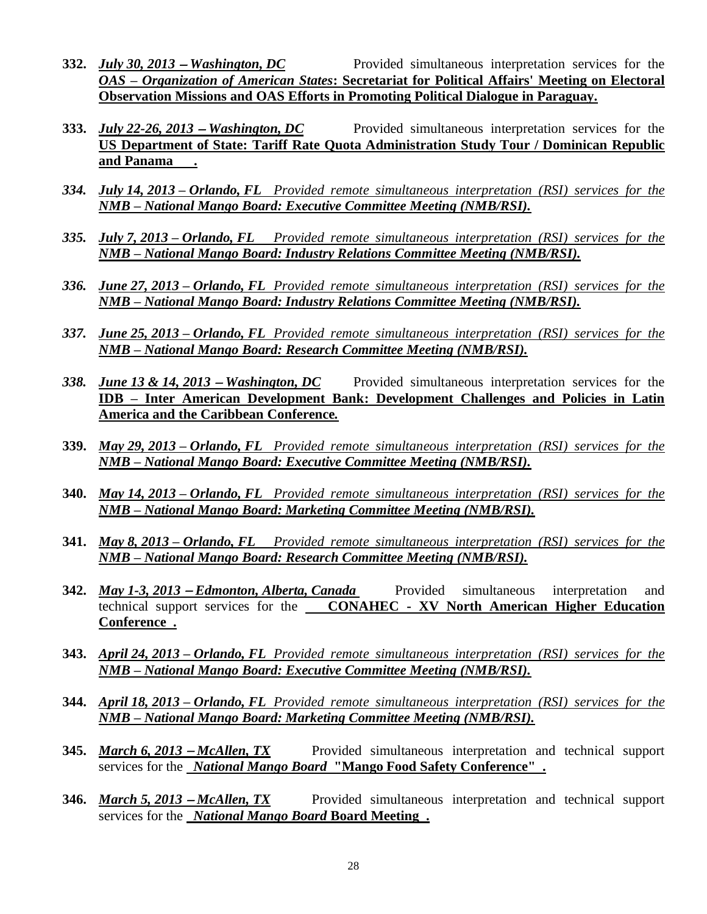**332.** ***July 30, 2013 – Washington, DC*** Provided simultaneous interpretation services for the ***OAS – Organization of American States*: Secretariat for Political Affairs' Meeting on Electoral Observation Missions and OAS Efforts in Promoting Political Dialogue in Paraguay.**

**333.** ***July 22-26, 2013 – Washington, DC*** Provided simultaneous interpretation services for the **US Department of State: Tariff Rate Quota Administration Study Tour / Dominican Republic and Panama .**

***334. July 14, 2013 – Orlando, FL*** *Provided remote simultaneous interpretation (RSI) services for the* ***NMB – National Mango Board: Executive Committee Meeting (NMB/RSI).***

***335. July 7, 2013 – Orlando, FL*** *Provided remote simultaneous interpretation (RSI) services for the* ***NMB – National Mango Board: Industry Relations Committee Meeting (NMB/RSI).***

***336. June 27, 2013 – Orlando, FL*** *Provided remote simultaneous interpretation (RSI) services for the* ***NMB – National Mango Board: Industry Relations Committee Meeting (NMB/RSI).***

***337. June 25, 2013 – Orlando, FL*** *Provided remote simultaneous interpretation (RSI) services for the* ***NMB – National Mango Board: Research Committee Meeting (NMB/RSI).***

***338. June 13 & 14, 2013 – Washington, DC*** Provided simultaneous interpretation services for the **IDB – Inter American Development Bank: Development Challenges and Policies in Latin America and the Caribbean Conference.**

**339.** ***May 29, 2013 – Orlando, FL*** *Provided remote simultaneous interpretation (RSI) services for the* ***NMB – National Mango Board: Executive Committee Meeting (NMB/RSI).***

**340.** ***May 14, 2013 – Orlando, FL*** *Provided remote simultaneous interpretation (RSI) services for the* ***NMB – National Mango Board: Marketing Committee Meeting (NMB/RSI).***

**341.** ***May 8, 2013 – Orlando, FL*** *Provided remote simultaneous interpretation (RSI) services for the* ***NMB – National Mango Board: Research Committee Meeting (NMB/RSI).***

**342.** ***May 1-3, 2013 – Edmonton, Alberta, Canada*** Provided simultaneous interpretation and technical support services for the **CONAHEC - XV North American Higher Education Conference .**

**343.** ***April 24, 2013 – Orlando, FL*** *Provided remote simultaneous interpretation (RSI) services for the* ***NMB – National Mango Board: Executive Committee Meeting (NMB/RSI).***

**344.** ***April 18, 2013 – Orlando, FL*** *Provided remote simultaneous interpretation (RSI) services for the* ***NMB – National Mango Board: Marketing Committee Meeting (NMB/RSI).***

**345.** ***March 6, 2013 – McAllen, TX*** Provided simultaneous interpretation and technical support services for the ***National Mango Board* "Mango Food Safety Conference" .**

**346.** ***March 5, 2013 – McAllen, TX*** Provided simultaneous interpretation and technical support services for the ***National Mango Board* Board Meeting .**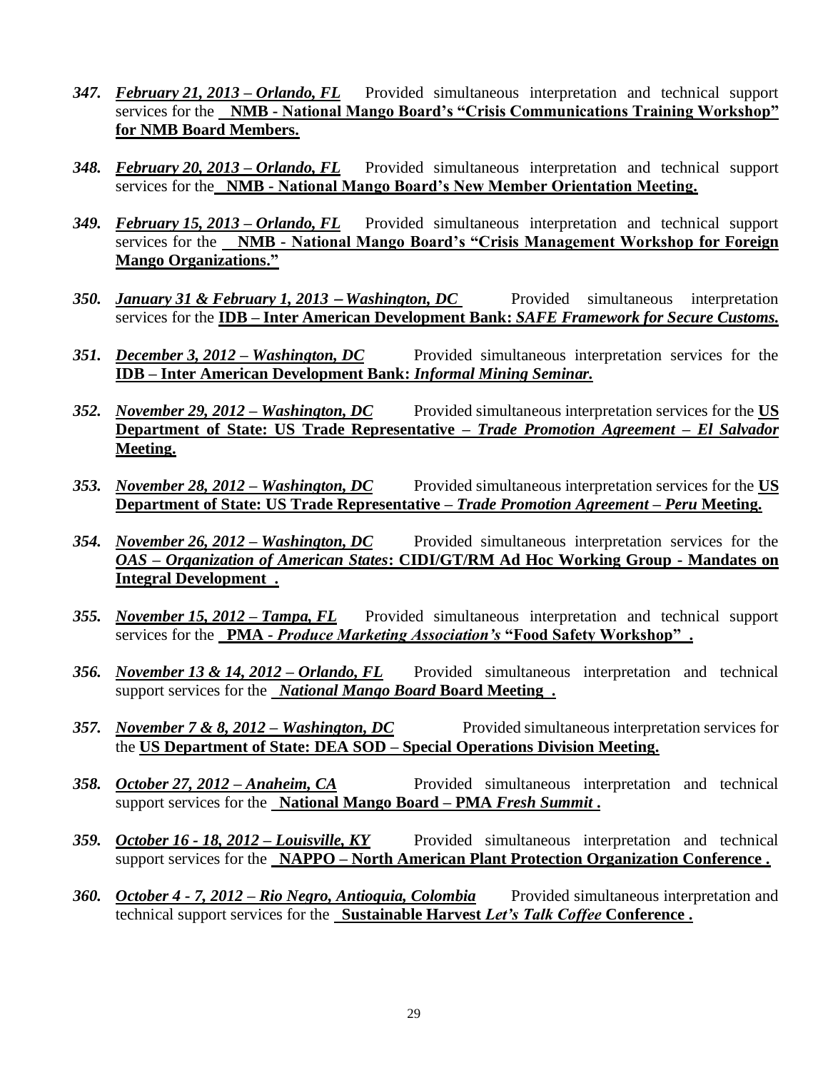347. ***February 21, 2013 – Orlando, FL*** Provided simultaneous interpretation and technical support services for the **NMB - National Mango Board's "Crisis Communications Training Workshop" for NMB Board Members.**

348. ***February 20, 2013 – Orlando, FL*** Provided simultaneous interpretation and technical support services for the **NMB - National Mango Board's New Member Orientation Meeting.**

349. ***February 15, 2013 – Orlando, FL*** Provided simultaneous interpretation and technical support services for the **NMB - National Mango Board's "Crisis Management Workshop for Foreign Mango Organizations."**

350. ***January 31 & February 1, 2013 – Washington, DC*** Provided simultaneous interpretation services for the **IDB – Inter American Development Bank:** ***SAFE Framework for Secure Customs.***

351. ***December 3, 2012 – Washington, DC*** Provided simultaneous interpretation services for the **IDB – Inter American Development Bank:** ***Informal Mining Seminar.***

352. ***November 29, 2012 – Washington, DC*** Provided simultaneous interpretation services for the **US Department of State: US Trade Representative –** ***Trade Promotion Agreement – El Salvador*** **Meeting.**

353. ***November 28, 2012 – Washington, DC*** Provided simultaneous interpretation services for the **US Department of State: US Trade Representative –** ***Trade Promotion Agreement – Peru*** **Meeting.**

354. ***November 26, 2012 – Washington, DC*** Provided simultaneous interpretation services for the ***OAS – Organization of American States*****: CIDI/GT/RM Ad Hoc Working Group - Mandates on Integral Development .**

355. ***November 15, 2012 – Tampa, FL*** Provided simultaneous interpretation and technical support services for the **PMA -** ***Produce Marketing Association's*** **"Food Safety Workshop" .**

356. ***November 13 & 14, 2012 – Orlando, FL*** Provided simultaneous interpretation and technical support services for the ***National Mango Board*** **Board Meeting .**

357. ***November 7 & 8, 2012 – Washington, DC*** Provided simultaneous interpretation services for the **US Department of State: DEA SOD – Special Operations Division Meeting.**

358. ***October 27, 2012 – Anaheim, CA*** Provided simultaneous interpretation and technical support services for the **National Mango Board – PMA** ***Fresh Summit*** **.**

359. ***October 16 - 18, 2012 – Louisville, KY*** Provided simultaneous interpretation and technical support services for the **NAPPO – North American Plant Protection Organization Conference .**

360. ***October 4 - 7, 2012 – Rio Negro, Antioquia, Colombia*** Provided simultaneous interpretation and technical support services for the **Sustainable Harvest** ***Let's Talk Coffee*** **Conference .**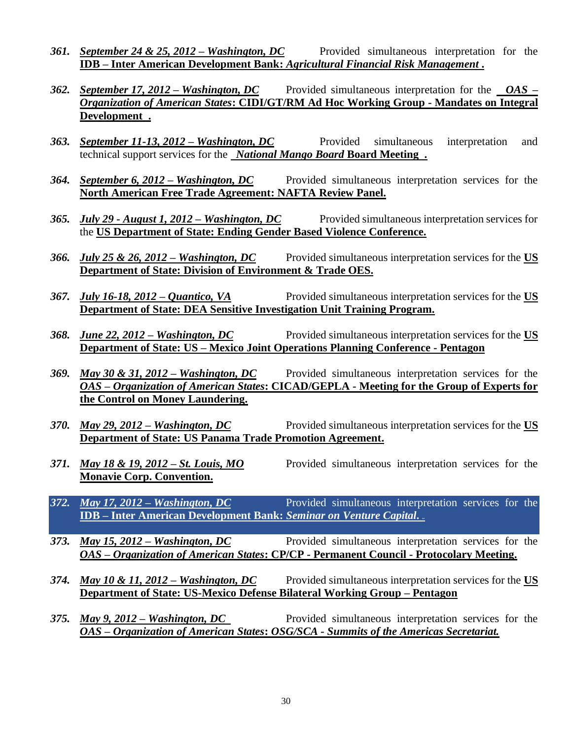361. ***September 24 & 25, 2012 – Washington, DC*** Provided simultaneous interpretation for the **IDB – Inter American Development Bank: *Agricultural Financial Risk Management* .**

362. ***September 17, 2012 – Washington, DC*** Provided simultaneous interpretation for the ***OAS – Organization of American States*: CIDI/GT/RM Ad Hoc Working Group - Mandates on Integral Development .**

363. ***September 11-13, 2012 – Washington, DC*** Provided simultaneous interpretation and technical support services for the ***National Mango Board* Board Meeting .**

364. ***September 6, 2012 – Washington, DC*** Provided simultaneous interpretation services for the **North American Free Trade Agreement: NAFTA Review Panel.**

365. ***July 29 - August 1, 2012 – Washington, DC*** Provided simultaneous interpretation services for the **US Department of State: Ending Gender Based Violence Conference.**

366. ***July 25 & 26, 2012 – Washington, DC*** Provided simultaneous interpretation services for the **US Department of State: Division of Environment & Trade OES.**

367. ***July 16-18, 2012 – Quantico, VA*** Provided simultaneous interpretation services for the **US Department of State: DEA Sensitive Investigation Unit Training Program.**

368. ***June 22, 2012 – Washington, DC*** Provided simultaneous interpretation services for the **US Department of State: US – Mexico Joint Operations Planning Conference - Pentagon**

369. ***May 30 & 31, 2012 – Washington, DC*** Provided simultaneous interpretation services for the ***OAS – Organization of American States*: CICAD/GEPLA - Meeting for the Group of Experts for the Control on Money Laundering.**

370. ***May 29, 2012 – Washington, DC*** Provided simultaneous interpretation services for the **US Department of State: US Panama Trade Promotion Agreement.**

371. ***May 18 & 19, 2012 – St. Louis, MO*** Provided simultaneous interpretation services for the **Monavie Corp. Convention.**

372. ***May 17, 2012 – Washington, DC*** Provided simultaneous interpretation services for the **IDB – Inter American Development Bank: *Seminar on Venture Capital*.**

373. ***May 15, 2012 – Washington, DC*** Provided simultaneous interpretation services for the ***OAS – Organization of American States*: CP/CP - Permanent Council - Protocolary Meeting.**

374. ***May 10 & 11, 2012 – Washington, DC*** Provided simultaneous interpretation services for the **US Department of State: US-Mexico Defense Bilateral Working Group – Pentagon**

375. ***May 9, 2012 – Washington, DC*** Provided simultaneous interpretation services for the ***OAS – Organization of American States*: *OSG/SCA - Summits of the Americas Secretariat.***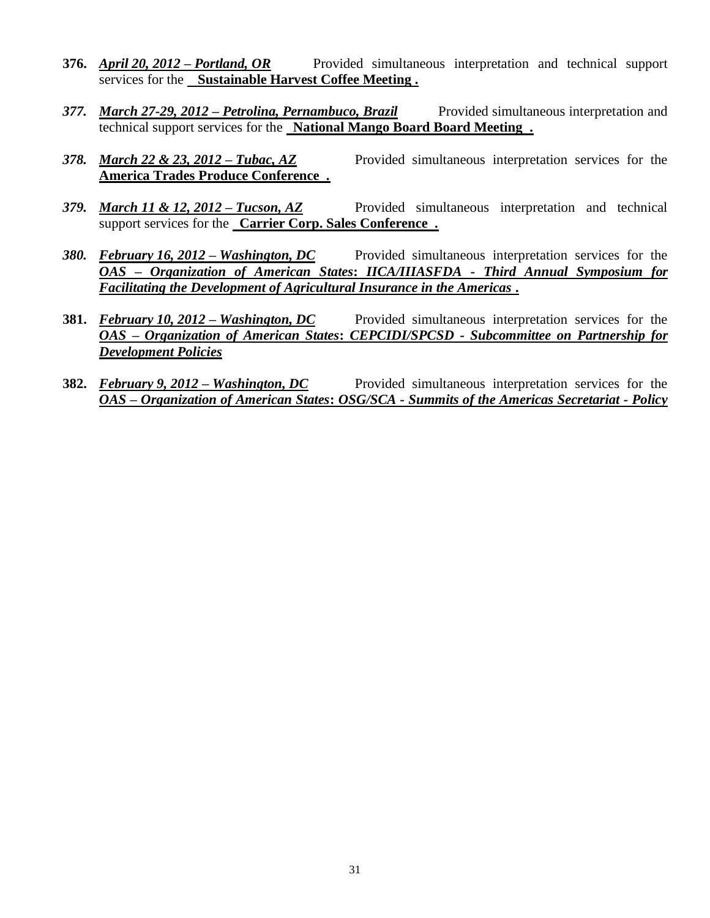**376.** ***April 20, 2012 – Portland, OR*** Provided simultaneous interpretation and technical support services for the **Sustainable Harvest Coffee Meeting .**

***377.*** ***March 27-29, 2012 – Petrolina, Pernambuco, Brazil*** Provided simultaneous interpretation and technical support services for the **National Mango Board Board Meeting .**

***378.*** ***March 22 & 23, 2012 – Tubac, AZ*** Provided simultaneous interpretation services for the **America Trades Produce Conference .**

***379.*** ***March 11 & 12, 2012 – Tucson, AZ*** Provided simultaneous interpretation and technical support services for the **Carrier Corp. Sales Conference .**

***380.*** ***February 16, 2012 – Washington, DC*** Provided simultaneous interpretation services for the ***OAS – Organization of American States: IICA/IIIASFDA - Third Annual Symposium for Facilitating the Development of Agricultural Insurance in the Americas .***

**381.** ***February 10, 2012 – Washington, DC*** Provided simultaneous interpretation services for the ***OAS – Organization of American States: CEPCIDI/SPCSD - Subcommittee on Partnership for Development Policies***

**382.** ***February 9, 2012 – Washington, DC*** Provided simultaneous interpretation services for the ***OAS – Organization of American States: OSG/SCA - Summits of the Americas Secretariat - Policy***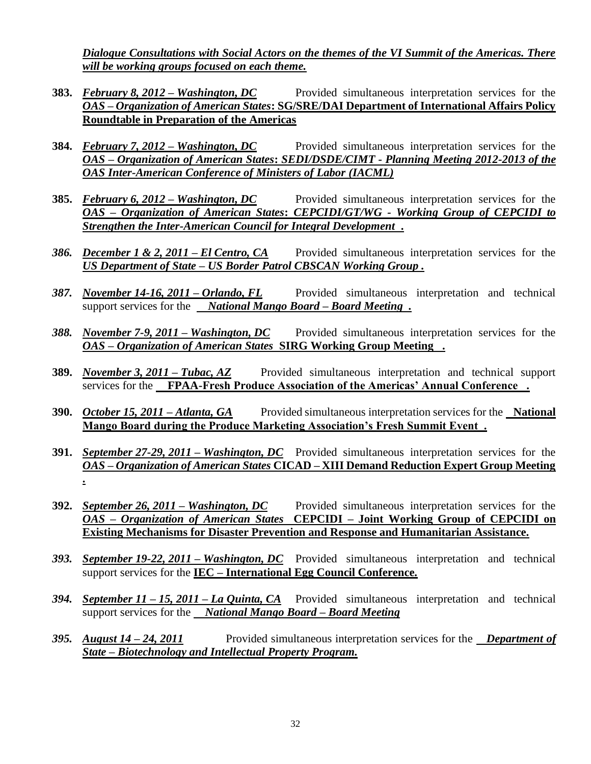***Dialogue Consultations with Social Actors on the themes of the VI Summit of the Americas. There will be working groups focused on each theme.***

**383.** ***February 8, 2012 – Washington, DC*** Provided simultaneous interpretation services for the ***OAS – Organization of American States*****: SG/SRE/DAI Department of International Affairs Policy Roundtable in Preparation of the Americas**

**384.** ***February 7, 2012 – Washington, DC*** Provided simultaneous interpretation services for the ***OAS – Organization of American States*****:** ***SEDI/DSDE/CIMT - Planning Meeting 2012-2013 of the OAS Inter-American Conference of Ministers of Labor (IACML)***

**385.** ***February 6, 2012 – Washington, DC*** Provided simultaneous interpretation services for the ***OAS – Organization of American States*****:** ***CEPCIDI/GT/WG - Working Group of CEPCIDI to Strengthen the Inter-American Council for Integral Development .***

***386.*** ***December 1 & 2, 2011 – El Centro, CA*** Provided simultaneous interpretation services for the ***US Department of State – US Border Patrol CBSCAN Working Group .***

***387.*** ***November 14-16, 2011 – Orlando, FL*** Provided simultaneous interpretation and technical support services for the ***National Mango Board – Board Meeting .***

***388.*** ***November 7-9, 2011 – Washington, DC*** Provided simultaneous interpretation services for the ***OAS – Organization of American States*** **SIRG Working Group Meeting .**

**389.** ***November 3, 2011 – Tubac, AZ*** Provided simultaneous interpretation and technical support services for the **FPAA-Fresh Produce Association of the Americas' Annual Conference .**

**390.** ***October 15, 2011 – Atlanta, GA*** Provided simultaneous interpretation services for the **National Mango Board during the Produce Marketing Association's Fresh Summit Event .**

**391.** ***September 27-29, 2011 – Washington, DC*** Provided simultaneous interpretation services for the ***OAS – Organization of American States*** **CICAD – XIII Demand Reduction Expert Group Meeting .**

**392.** ***September 26, 2011 – Washington, DC*** Provided simultaneous interpretation services for the ***OAS – Organization of American States*** **CEPCIDI – Joint Working Group of CEPCIDI on Existing Mechanisms for Disaster Prevention and Response and Humanitarian Assistance.**

***393.*** ***September 19-22, 2011 – Washington, DC*** Provided simultaneous interpretation and technical support services for the **IEC – International Egg Council Conference.**

***394.*** ***September 11 – 15, 2011 – La Quinta, CA*** Provided simultaneous interpretation and technical support services for the ***National Mango Board – Board Meeting***

***395.*** ***August 14 – 24, 2011*** Provided simultaneous interpretation services for the ***Department of State – Biotechnology and Intellectual Property Program.***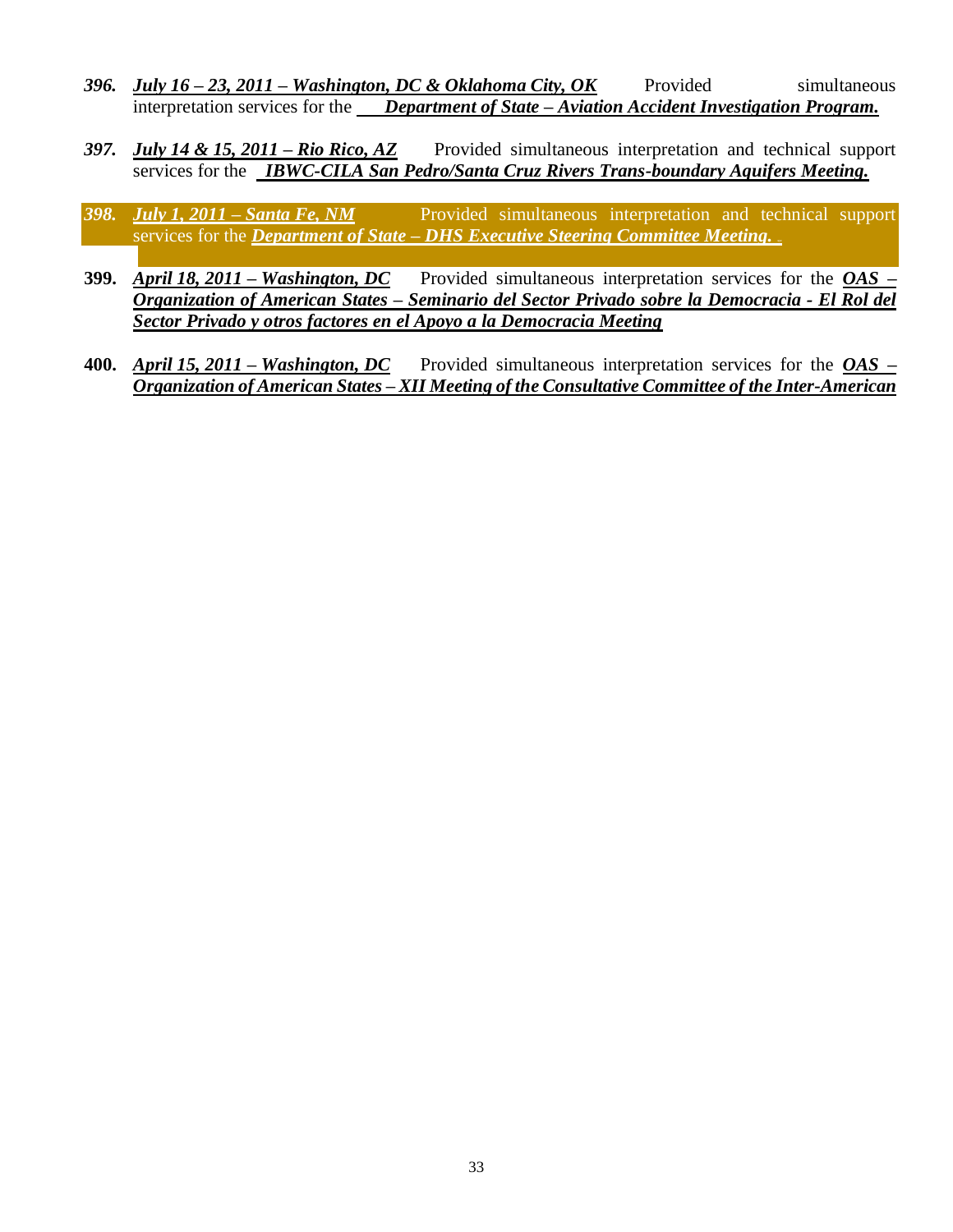396. ***July 16 – 23, 2011 – Washington, DC & Oklahoma City, OK*** Provided simultaneous interpretation services for the ***Department of State – Aviation Accident Investigation Program.***

397. ***July 14 & 15, 2011 – Rio Rico, AZ*** Provided simultaneous interpretation and technical support services for the ***IBWC-CILA San Pedro/Santa Cruz Rivers Trans-boundary Aquifers Meeting.***

398. ***July 1, 2011 – Santa Fe, NM*** Provided simultaneous interpretation and technical support services for the ***Department of State – DHS Executive Steering Committee Meeting.***

399. ***April 18, 2011 – Washington, DC*** Provided simultaneous interpretation services for the ***OAS – Organization of American States – Seminario del Sector Privado sobre la Democracia - El Rol del Sector Privado y otros factores en el Apoyo a la Democracia Meeting***

400. ***April 15, 2011 – Washington, DC*** Provided simultaneous interpretation services for the ***OAS – Organization of American States – XII Meeting of the Consultative Committee of the Inter-American***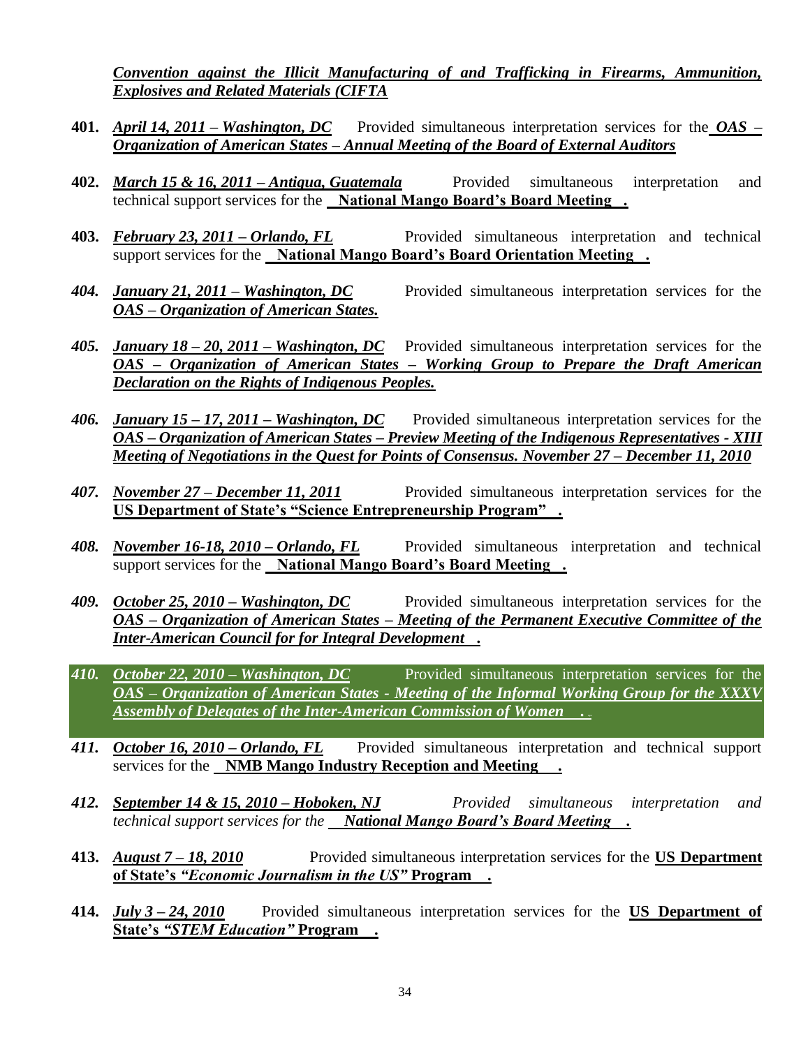***Convention against the Illicit Manufacturing of and Trafficking in Firearms, Ammunition, Explosives and Related Materials (CIFTA***

**401.** ***April 14, 2011 – Washington, DC*** Provided simultaneous interpretation services for the ***OAS – Organization of American States – Annual Meeting of the Board of External Auditors***

**402.** ***March 15 & 16, 2011 – Antigua, Guatemala*** Provided simultaneous interpretation and technical support services for the **National Mango Board's Board Meeting .**

**403.** ***February 23, 2011 – Orlando, FL*** Provided simultaneous interpretation and technical support services for the **National Mango Board's Board Orientation Meeting .**

***404.*** ***January 21, 2011 – Washington, DC*** Provided simultaneous interpretation services for the ***OAS – Organization of American States.***

***405.*** ***January 18 – 20, 2011 – Washington, DC*** Provided simultaneous interpretation services for the ***OAS – Organization of American States – Working Group to Prepare the Draft American Declaration on the Rights of Indigenous Peoples.***

***406.*** ***January 15 – 17, 2011 – Washington, DC*** Provided simultaneous interpretation services for the ***OAS – Organization of American States – Preview Meeting of the Indigenous Representatives - XIII Meeting of Negotiations in the Quest for Points of Consensus. November 27 – December 11, 2010***

***407.*** ***November 27 – December 11, 2011*** Provided simultaneous interpretation services for the **US Department of State's "Science Entrepreneurship Program" .**

***408.*** ***November 16-18, 2010 – Orlando, FL*** Provided simultaneous interpretation and technical support services for the **National Mango Board's Board Meeting .**

***409.*** ***October 25, 2010 – Washington, DC*** Provided simultaneous interpretation services for the ***OAS – Organization of American States – Meeting of the Permanent Executive Committee of the Inter-American Council for for Integral Development .***

***410.*** ***October 22, 2010 – Washington, DC*** Provided simultaneous interpretation services for the ***OAS – Organization of American States - Meeting of the Informal Working Group for the XXXV Assembly of Delegates of the Inter-American Commission of Women .***

***411.*** ***October 16, 2010 – Orlando, FL*** Provided simultaneous interpretation and technical support services for the **NMB Mango Industry Reception and Meeting .**

***412.*** ***September 14 & 15, 2010 – Hoboken, NJ*** *Provided simultaneous interpretation and technical support services for the* ***National Mango Board's Board Meeting .***

**413.** ***August 7 – 18, 2010*** Provided simultaneous interpretation services for the **US Department of State's *"Economic Journalism in the US"* Program .**

**414.** ***July 3 – 24, 2010*** Provided simultaneous interpretation services for the **US Department of State's *"STEM Education"* Program .**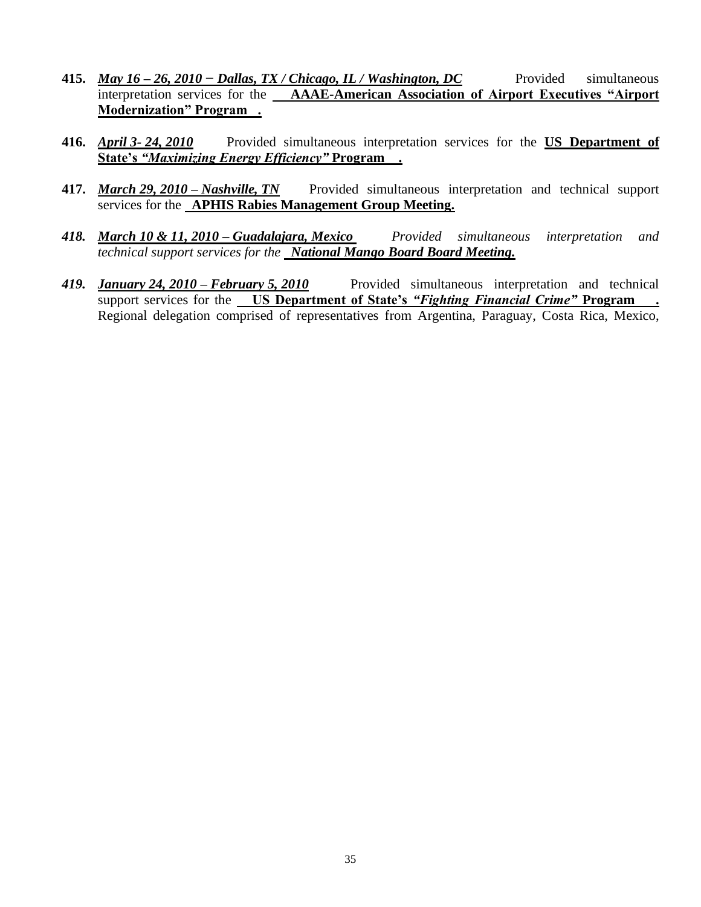**415.** ***May 16 – 26, 2010 − Dallas, TX / Chicago, IL / Washington, DC*** Provided simultaneous interpretation services for the **AAAE-American Association of Airport Executives "Airport Modernization" Program .**

**416.** ***April 3- 24, 2010*** Provided simultaneous interpretation services for the **US Department of State's *"Maximizing Energy Efficiency"* Program .**

**417.** ***March 29, 2010 – Nashville, TN*** Provided simultaneous interpretation and technical support services for the **APHIS Rabies Management Group Meeting.**

***418. March 10 & 11, 2010 – Guadalajara, Mexico*** *Provided simultaneous interpretation and technical support services for the* ***National Mango Board Board Meeting.***

***419. January 24, 2010 – February 5, 2010*** Provided simultaneous interpretation and technical support services for the **US Department of State's *"Fighting Financial Crime"* Program .** Regional delegation comprised of representatives from Argentina, Paraguay, Costa Rica, Mexico,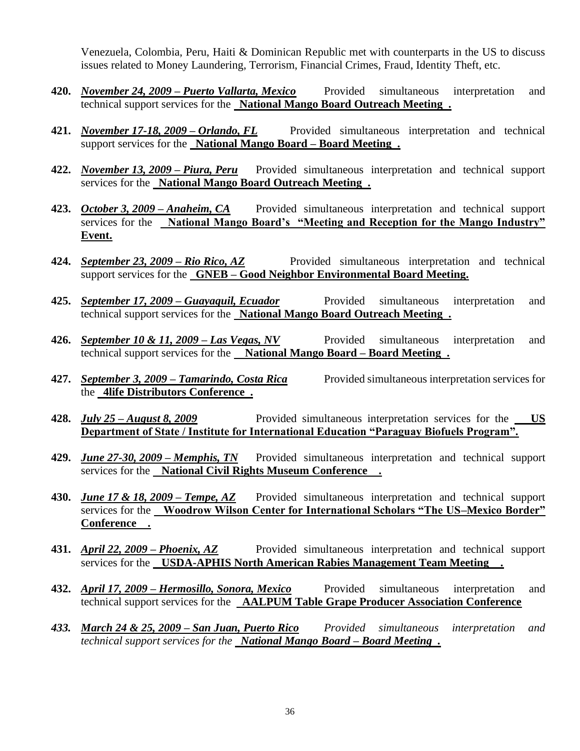Venezuela, Colombia, Peru, Haiti & Dominican Republic met with counterparts in the US to discuss issues related to Money Laundering, Terrorism, Financial Crimes, Fraud, Identity Theft, etc.

**420.** ***November 24, 2009 – Puerto Vallarta, Mexico*** Provided simultaneous interpretation and technical support services for the **National Mango Board Outreach Meeting .**

**421.** ***November 17-18, 2009 – Orlando, FL*** Provided simultaneous interpretation and technical support services for the **National Mango Board – Board Meeting .**

**422.** ***November 13, 2009 – Piura, Peru*** Provided simultaneous interpretation and technical support services for the **National Mango Board Outreach Meeting .**

**423.** ***October 3, 2009 – Anaheim, CA*** Provided simultaneous interpretation and technical support services for the **National Mango Board's "Meeting and Reception for the Mango Industry" Event.**

**424.** ***September 23, 2009 – Rio Rico, AZ*** Provided simultaneous interpretation and technical support services for the **GNEB – Good Neighbor Environmental Board Meeting.**

**425.** ***September 17, 2009 – Guayaquil, Ecuador*** Provided simultaneous interpretation and technical support services for the **National Mango Board Outreach Meeting .**

**426.** ***September 10 & 11, 2009 – Las Vegas, NV*** Provided simultaneous interpretation and technical support services for the **National Mango Board – Board Meeting .**

**427.** ***September 3, 2009 – Tamarindo, Costa Rica*** Provided simultaneous interpretation services for the **4life Distributors Conference .**

**428.** ***July 25 – August 8, 2009*** Provided simultaneous interpretation services for the **US Department of State / Institute for International Education "Paraguay Biofuels Program".**

**429.** ***June 27-30, 2009 – Memphis, TN*** Provided simultaneous interpretation and technical support services for the **National Civil Rights Museum Conference .**

**430.** ***June 17 & 18, 2009 – Tempe, AZ*** Provided simultaneous interpretation and technical support services for the **Woodrow Wilson Center for International Scholars "The US–Mexico Border" Conference .**

**431.** ***April 22, 2009 – Phoenix, AZ*** Provided simultaneous interpretation and technical support services for the **USDA-APHIS North American Rabies Management Team Meeting .**

**432.** ***April 17, 2009 – Hermosillo, Sonora, Mexico*** Provided simultaneous interpretation and technical support services for the **AALPUM Table Grape Producer Association Conference**

***433.*** ***March 24 & 25, 2009 – San Juan, Puerto Rico*** *Provided simultaneous interpretation and technical support services for the* ***National Mango Board – Board Meeting .***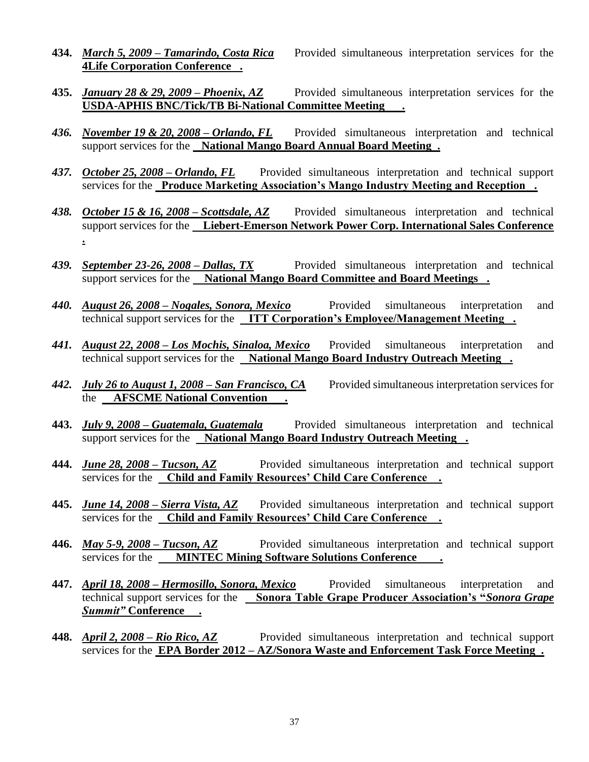**434.** ***March 5, 2009 – Tamarindo, Costa Rica*** Provided simultaneous interpretation services for the **4Life Corporation Conference .**

**435.** ***January 28 & 29, 2009 – Phoenix, AZ*** Provided simultaneous interpretation services for the **USDA-APHIS BNC/Tick/TB Bi-National Committee Meeting .**

***436.*** ***November 19 & 20, 2008 – Orlando, FL*** Provided simultaneous interpretation and technical support services for the **National Mango Board Annual Board Meeting .**

***437.*** ***October 25, 2008 – Orlando, FL*** Provided simultaneous interpretation and technical support services for the **Produce Marketing Association's Mango Industry Meeting and Reception .**

***438.*** ***October 15 & 16, 2008 – Scottsdale, AZ*** Provided simultaneous interpretation and technical support services for the **Liebert-Emerson Network Power Corp. International Sales Conference .**

***439.*** ***September 23-26, 2008 – Dallas, TX*** Provided simultaneous interpretation and technical support services for the **National Mango Board Committee and Board Meetings .**

***440.*** ***August 26, 2008 – Nogales, Sonora, Mexico*** Provided simultaneous interpretation and technical support services for the **ITT Corporation's Employee/Management Meeting .**

***441.*** ***August 22, 2008 – Los Mochis, Sinaloa, Mexico*** Provided simultaneous interpretation and technical support services for the **National Mango Board Industry Outreach Meeting .**

***442.*** ***July 26 to August 1, 2008 – San Francisco, CA*** Provided simultaneous interpretation services for the **AFSCME National Convention .**

**443.** ***July 9, 2008 – Guatemala, Guatemala*** Provided simultaneous interpretation and technical support services for the **National Mango Board Industry Outreach Meeting .**

**444.** ***June 28, 2008 – Tucson, AZ*** Provided simultaneous interpretation and technical support services for the **Child and Family Resources' Child Care Conference .**

**445.** ***June 14, 2008 – Sierra Vista, AZ*** Provided simultaneous interpretation and technical support services for the **Child and Family Resources' Child Care Conference .**

**446.** ***May 5-9, 2008 – Tucson, AZ*** Provided simultaneous interpretation and technical support services for the **MINTEC Mining Software Solutions Conference .**

**447.** ***April 18, 2008 – Hermosillo, Sonora, Mexico*** Provided simultaneous interpretation and technical support services for the **Sonora Table Grape Producer Association's "*Sonora Grape Summit*" Conference .**

**448.** ***April 2, 2008 – Rio Rico, AZ*** Provided simultaneous interpretation and technical support services for the **EPA Border 2012 – AZ/Sonora Waste and Enforcement Task Force Meeting .**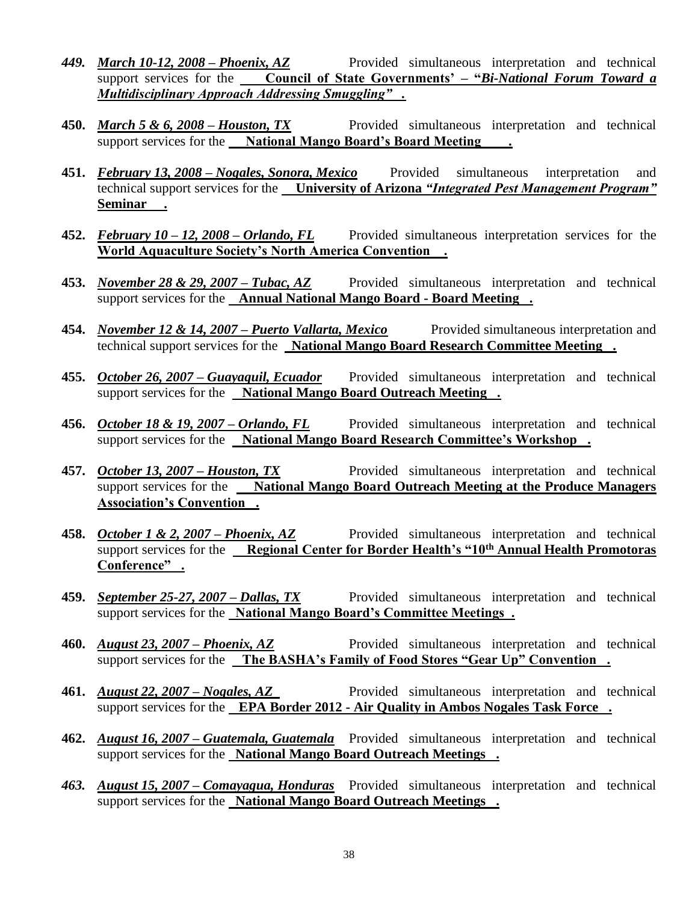***449. March 10-12, 2008 – Phoenix, AZ*** Provided simultaneous interpretation and technical support services for the **Council of State Governments' – "*Bi-National Forum Toward a Multidisciplinary Approach Addressing Smuggling*".**

**450.** ***March 5 & 6, 2008 – Houston, TX*** Provided simultaneous interpretation and technical support services for the **National Mango Board's Board Meeting.**

**451.** ***February 13, 2008 – Nogales, Sonora, Mexico*** Provided simultaneous interpretation and technical support services for the **University of Arizona *"Integrated Pest Management Program"* Seminar.**

**452.** ***February 10 – 12, 2008 – Orlando, FL*** Provided simultaneous interpretation services for the **World Aquaculture Society's North America Convention.**

**453.** ***November 28 & 29, 2007 – Tubac, AZ*** Provided simultaneous interpretation and technical support services for the **Annual National Mango Board - Board Meeting.**

**454.** ***November 12 & 14, 2007 – Puerto Vallarta, Mexico*** Provided simultaneous interpretation and technical support services for the **National Mango Board Research Committee Meeting.**

**455.** ***October 26, 2007 – Guayaquil, Ecuador*** Provided simultaneous interpretation and technical support services for the **National Mango Board Outreach Meeting.**

**456.** ***October 18 & 19, 2007 – Orlando, FL*** Provided simultaneous interpretation and technical support services for the **National Mango Board Research Committee's Workshop.**

**457.** ***October 13, 2007 – Houston, TX*** Provided simultaneous interpretation and technical support services for the **National Mango Board Outreach Meeting at the Produce Managers Association's Convention.**

**458.** ***October 1 & 2, 2007 – Phoenix, AZ*** Provided simultaneous interpretation and technical support services for the **Regional Center for Border Health's "10th Annual Health Promotoras Conference".**

**459.** ***September 25-27, 2007 – Dallas, TX*** Provided simultaneous interpretation and technical support services for the **National Mango Board's Committee Meetings.**

**460.** ***August 23, 2007 – Phoenix, AZ*** Provided simultaneous interpretation and technical support services for the **The BASHA's Family of Food Stores "Gear Up" Convention.**

**461.** ***August 22, 2007 – Nogales, AZ*** Provided simultaneous interpretation and technical support services for the **EPA Border 2012 - Air Quality in Ambos Nogales Task Force.**

**462.** ***August 16, 2007 – Guatemala, Guatemala*** Provided simultaneous interpretation and technical support services for the **National Mango Board Outreach Meetings.**

***463. August 15, 2007 – Comayagua, Honduras*** Provided simultaneous interpretation and technical support services for the **National Mango Board Outreach Meetings.**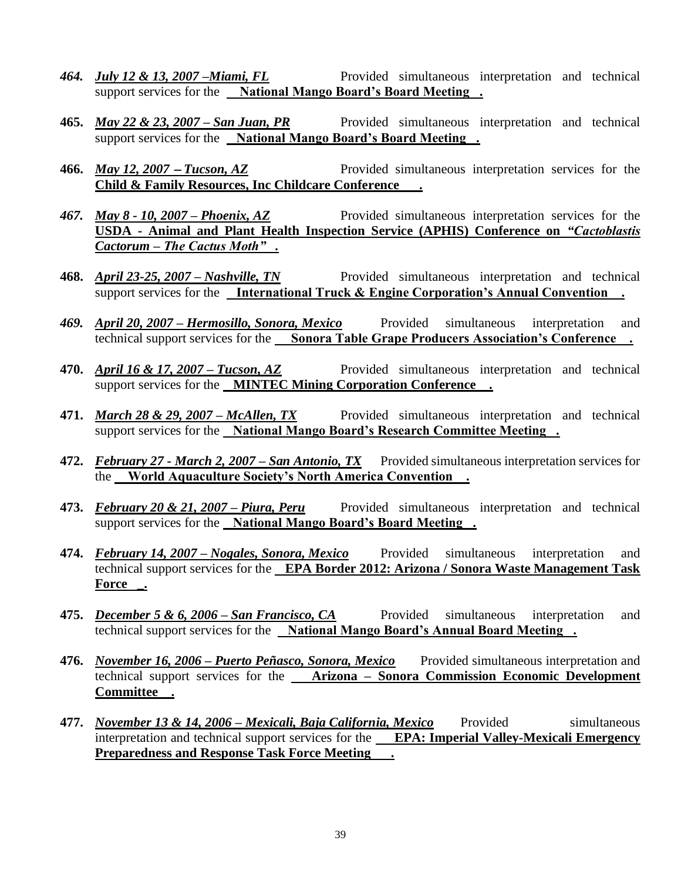*464.* ***July 12 & 13, 2007 –Miami, FL*** Provided simultaneous interpretation and technical support services for the **National Mango Board's Board Meeting .**

**465.** ***May 22 & 23, 2007 – San Juan, PR*** Provided simultaneous interpretation and technical support services for the **National Mango Board's Board Meeting .**

**466.** ***May 12, 2007 – Tucson, AZ*** Provided simultaneous interpretation services for the **Child & Family Resources, Inc Childcare Conference .**

*467.* ***May 8 - 10, 2007 – Phoenix, AZ*** Provided simultaneous interpretation services for the **USDA - Animal and Plant Health Inspection Service (APHIS) Conference on *"Cactoblastis Cactorum – The Cactus Moth"* .**

**468.** ***April 23-25, 2007 – Nashville, TN*** Provided simultaneous interpretation and technical support services for the **International Truck & Engine Corporation's Annual Convention .**

*469.* ***April 20, 2007 – Hermosillo, Sonora, Mexico*** Provided simultaneous interpretation and technical support services for the **Sonora Table Grape Producers Association's Conference .**

**470.** ***April 16 & 17, 2007 – Tucson, AZ*** Provided simultaneous interpretation and technical support services for the **MINTEC Mining Corporation Conference .**

**471.** ***March 28 & 29, 2007 – McAllen, TX*** Provided simultaneous interpretation and technical support services for the **National Mango Board's Research Committee Meeting .**

**472.** ***February 27 - March 2, 2007 – San Antonio, TX*** Provided simultaneous interpretation services for the **World Aquaculture Society's North America Convention .**

**473.** ***February 20 & 21, 2007 – Piura, Peru*** Provided simultaneous interpretation and technical support services for the **National Mango Board's Board Meeting .**

**474.** ***February 14, 2007 – Nogales, Sonora, Mexico*** Provided simultaneous interpretation and technical support services for the **EPA Border 2012: Arizona / Sonora Waste Management Task Force _.**

**475.** ***December 5 & 6, 2006 – San Francisco, CA*** Provided simultaneous interpretation and technical support services for the **National Mango Board's Annual Board Meeting .**

**476.** ***November 16, 2006 – Puerto Peñasco, Sonora, Mexico*** Provided simultaneous interpretation and technical support services for the **Arizona – Sonora Commission Economic Development Committee .**

**477.** ***November 13 & 14, 2006 – Mexicali, Baja California, Mexico*** Provided simultaneous interpretation and technical support services for the **EPA: Imperial Valley-Mexicali Emergency Preparedness and Response Task Force Meeting .**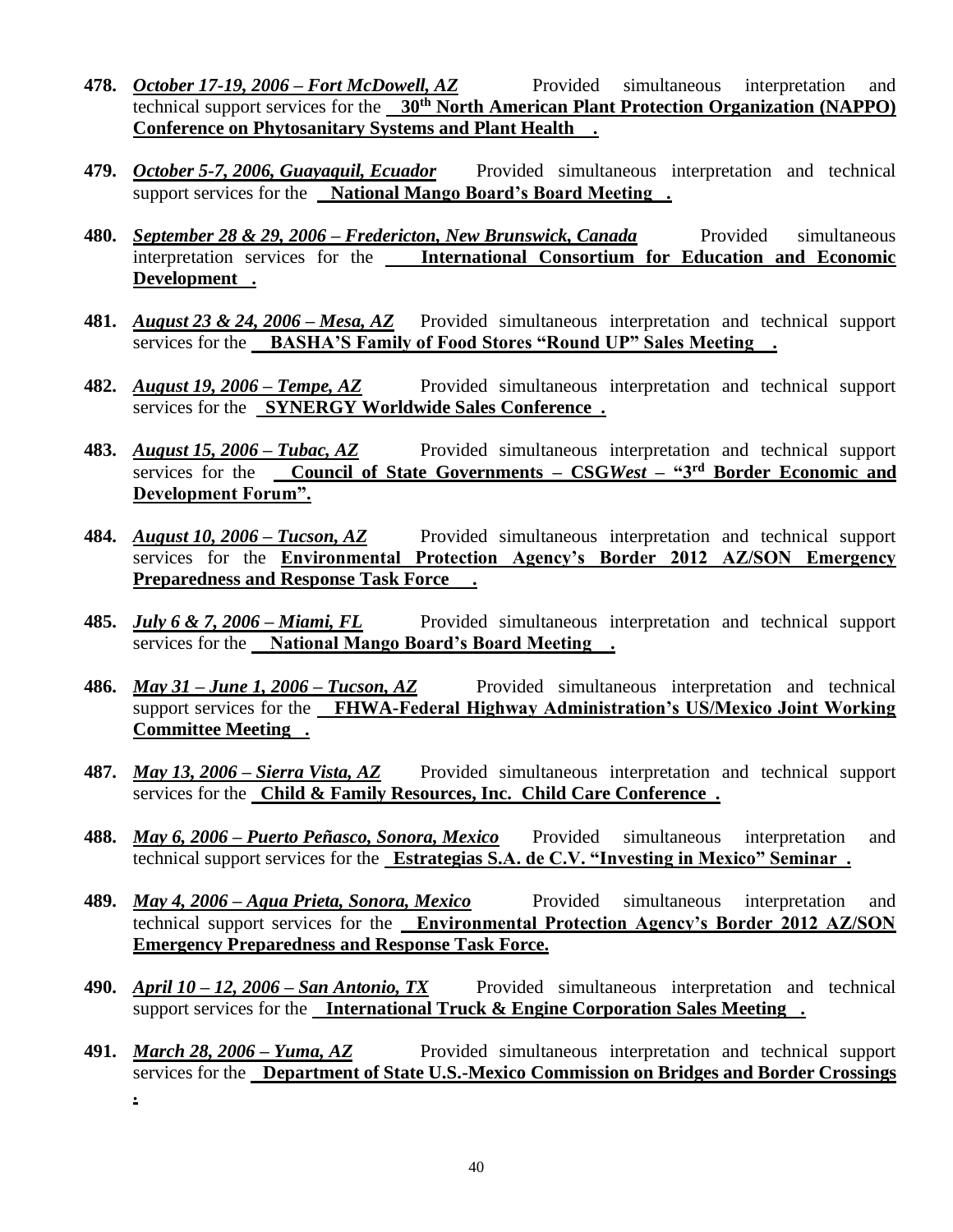**478.** ***October 17-19, 2006 – Fort McDowell, AZ*** Provided simultaneous interpretation and technical support services for the **30th North American Plant Protection Organization (NAPPO) Conference on Phytosanitary Systems and Plant Health.**

**479.** ***October 5-7, 2006, Guayaquil, Ecuador*** Provided simultaneous interpretation and technical support services for the **National Mango Board's Board Meeting.**

**480.** ***September 28 & 29, 2006 – Fredericton, New Brunswick, Canada*** Provided simultaneous interpretation services for the **International Consortium for Education and Economic Development.**

**481.** ***August 23 & 24, 2006 – Mesa, AZ*** Provided simultaneous interpretation and technical support services for the **BASHA'S Family of Food Stores "Round UP" Sales Meeting.**

**482.** ***August 19, 2006 – Tempe, AZ*** Provided simultaneous interpretation and technical support services for the **SYNERGY Worldwide Sales Conference.**

**483.** ***August 15, 2006 – Tubac, AZ*** Provided simultaneous interpretation and technical support services for the **Council of State Governments – CSG*West* – "3rd Border Economic and Development Forum".**

**484.** ***August 10, 2006 – Tucson, AZ*** Provided simultaneous interpretation and technical support services for the **Environmental Protection Agency's Border 2012 AZ/SON Emergency Preparedness and Response Task Force.**

**485.** ***July 6 & 7, 2006 – Miami, FL*** Provided simultaneous interpretation and technical support services for the **National Mango Board's Board Meeting.**

**486.** ***May 31 – June 1, 2006 – Tucson, AZ*** Provided simultaneous interpretation and technical support services for the **FHWA-Federal Highway Administration's US/Mexico Joint Working Committee Meeting.**

**487.** ***May 13, 2006 – Sierra Vista, AZ*** Provided simultaneous interpretation and technical support services for the **Child & Family Resources, Inc. Child Care Conference.**

**488.** ***May 6, 2006 – Puerto Peñasco, Sonora, Mexico*** Provided simultaneous interpretation and technical support services for the **Estrategias S.A. de C.V. "Investing in Mexico" Seminar.**

**489.** ***May 4, 2006 – Agua Prieta, Sonora, Mexico*** Provided simultaneous interpretation and technical support services for the **Environmental Protection Agency's Border 2012 AZ/SON Emergency Preparedness and Response Task Force.**

**490.** ***April 10 – 12, 2006 – San Antonio, TX*** Provided simultaneous interpretation and technical support services for the **International Truck & Engine Corporation Sales Meeting.**

**491.** ***March 28, 2006 – Yuma, AZ*** Provided simultaneous interpretation and technical support services for the **Department of State U.S.-Mexico Commission on Bridges and Border Crossings.**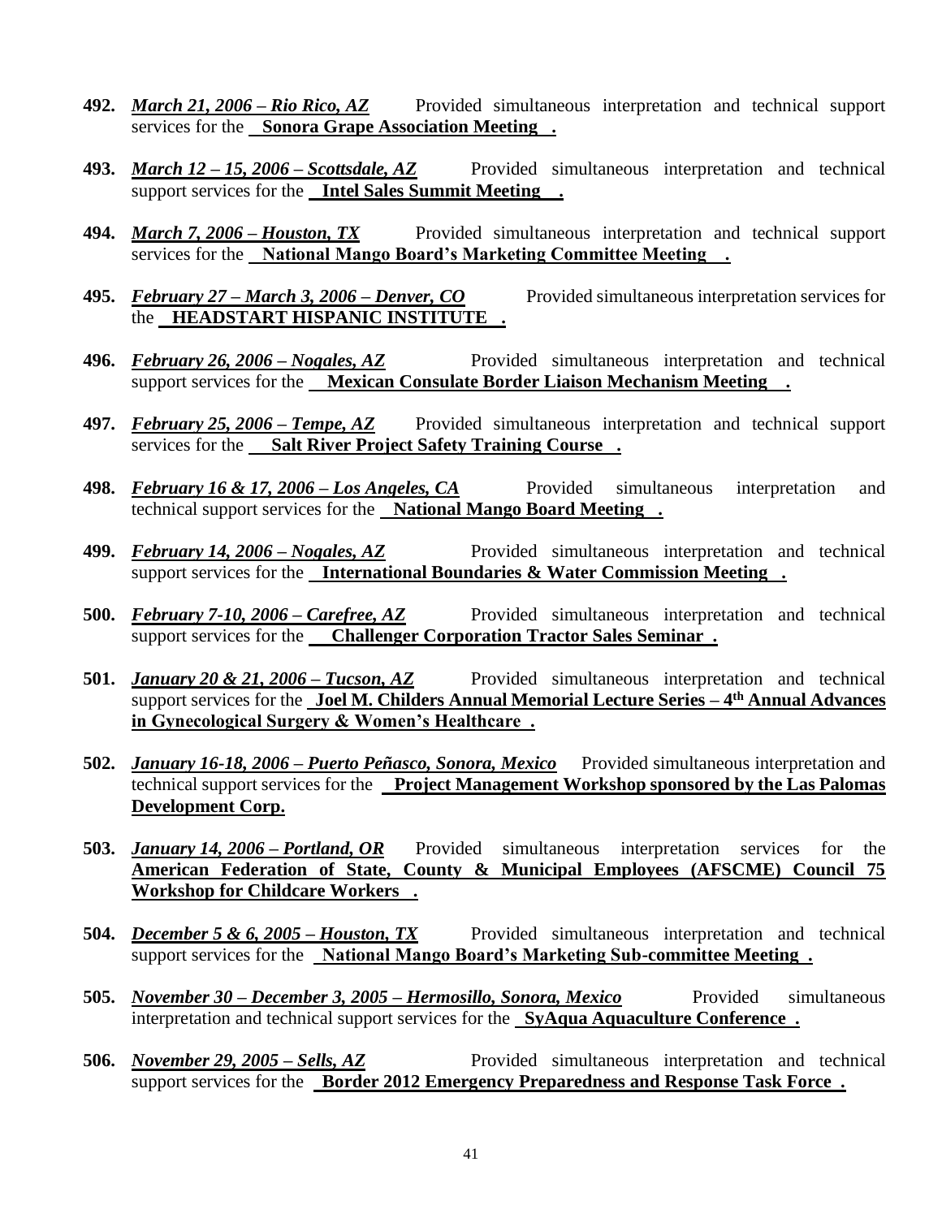**492.** ***March 21, 2006 – Rio Rico, AZ*** Provided simultaneous interpretation and technical support services for the **Sonora Grape Association Meeting .**

**493.** ***March 12 – 15, 2006 – Scottsdale, AZ*** Provided simultaneous interpretation and technical support services for the **Intel Sales Summit Meeting .**

**494.** ***March 7, 2006 – Houston, TX*** Provided simultaneous interpretation and technical support services for the **National Mango Board's Marketing Committee Meeting .**

**495.** ***February 27 – March 3, 2006 – Denver, CO*** Provided simultaneous interpretation services for the **HEADSTART HISPANIC INSTITUTE .**

**496.** ***February 26, 2006 – Nogales, AZ*** Provided simultaneous interpretation and technical support services for the **Mexican Consulate Border Liaison Mechanism Meeting .**

**497.** ***February 25, 2006 – Tempe, AZ*** Provided simultaneous interpretation and technical support services for the **Salt River Project Safety Training Course .**

**498.** ***February 16 & 17, 2006 – Los Angeles, CA*** Provided simultaneous interpretation and technical support services for the **National Mango Board Meeting .**

**499.** ***February 14, 2006 – Nogales, AZ*** Provided simultaneous interpretation and technical support services for the **International Boundaries & Water Commission Meeting .**

**500.** ***February 7-10, 2006 – Carefree, AZ*** Provided simultaneous interpretation and technical support services for the **Challenger Corporation Tractor Sales Seminar .**

**501.** ***January 20 & 21, 2006 – Tucson, AZ*** Provided simultaneous interpretation and technical support services for the **Joel M. Childers Annual Memorial Lecture Series – 4th Annual Advances in Gynecological Surgery & Women's Healthcare .**

**502.** ***January 16-18, 2006 – Puerto Peñasco, Sonora, Mexico*** Provided simultaneous interpretation and technical support services for the **Project Management Workshop sponsored by the Las Palomas Development Corp.**

**503.** ***January 14, 2006 – Portland, OR*** Provided simultaneous interpretation services for the **American Federation of State, County & Municipal Employees (AFSCME) Council 75 Workshop for Childcare Workers .**

**504.** ***December 5 & 6, 2005 – Houston, TX*** Provided simultaneous interpretation and technical support services for the **National Mango Board's Marketing Sub-committee Meeting .**

**505.** ***November 30 – December 3, 2005 – Hermosillo, Sonora, Mexico*** Provided simultaneous interpretation and technical support services for the **SyAqua Aquaculture Conference .**

**506.** ***November 29, 2005 – Sells, AZ*** Provided simultaneous interpretation and technical support services for the **Border 2012 Emergency Preparedness and Response Task Force .**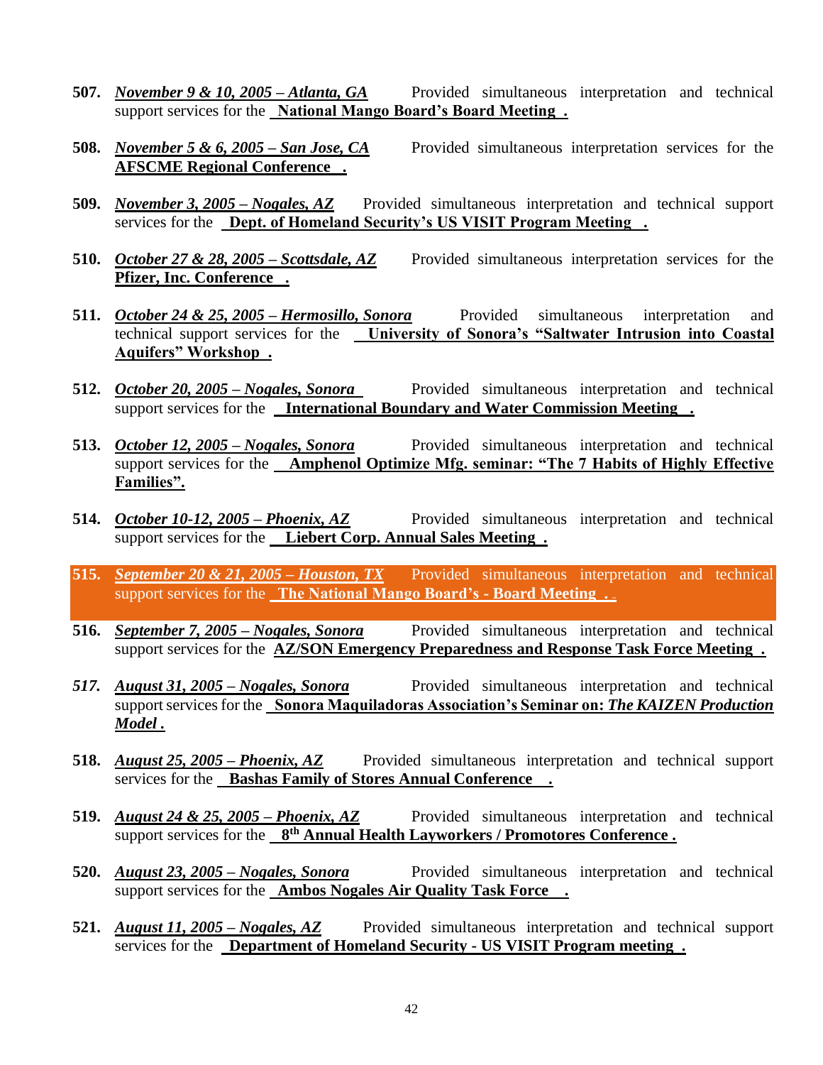**507.** ***November 9 & 10, 2005 – Atlanta, GA*** Provided simultaneous interpretation and technical support services for the **National Mango Board's Board Meeting .**

**508.** ***November 5 & 6, 2005 – San Jose, CA*** Provided simultaneous interpretation services for the **AFSCME Regional Conference .**

**509.** ***November 3, 2005 – Nogales, AZ*** Provided simultaneous interpretation and technical support services for the **Dept. of Homeland Security's US VISIT Program Meeting .**

**510.** ***October 27 & 28, 2005 – Scottsdale, AZ*** Provided simultaneous interpretation services for the **Pfizer, Inc. Conference .**

**511.** ***October 24 & 25, 2005 – Hermosillo, Sonora*** Provided simultaneous interpretation and technical support services for the **University of Sonora's "Saltwater Intrusion into Coastal Aquifers" Workshop .**

**512.** ***October 20, 2005 – Nogales, Sonora*** Provided simultaneous interpretation and technical support services for the **International Boundary and Water Commission Meeting .**

**513.** ***October 12, 2005 – Nogales, Sonora*** Provided simultaneous interpretation and technical support services for the **Amphenol Optimize Mfg. seminar: "The 7 Habits of Highly Effective Families".**

**514.** ***October 10-12, 2005 – Phoenix, AZ*** Provided simultaneous interpretation and technical support services for the **Liebert Corp. Annual Sales Meeting .**

**515.** ***September 20 & 21, 2005 – Houston, TX*** Provided simultaneous interpretation and technical support services for the **The National Mango Board's - Board Meeting .**

**516.** ***September 7, 2005 – Nogales, Sonora*** Provided simultaneous interpretation and technical support services for the **AZ/SON Emergency Preparedness and Response Task Force Meeting .**

***517.*** ***August 31, 2005 – Nogales, Sonora*** Provided simultaneous interpretation and technical support services for the **Sonora Maquiladoras Association's Seminar on: *The KAIZEN Production Model* .**

**518.** ***August 25, 2005 – Phoenix, AZ*** Provided simultaneous interpretation and technical support services for the **Bashas Family of Stores Annual Conference .**

**519.** ***August 24 & 25, 2005 – Phoenix, AZ*** Provided simultaneous interpretation and technical support services for the **8th Annual Health Layworkers / Promotores Conference .**

**520.** ***August 23, 2005 – Nogales, Sonora*** Provided simultaneous interpretation and technical support services for the **Ambos Nogales Air Quality Task Force .**

**521.** ***August 11, 2005 – Nogales, AZ*** Provided simultaneous interpretation and technical support services for the **Department of Homeland Security - US VISIT Program meeting .**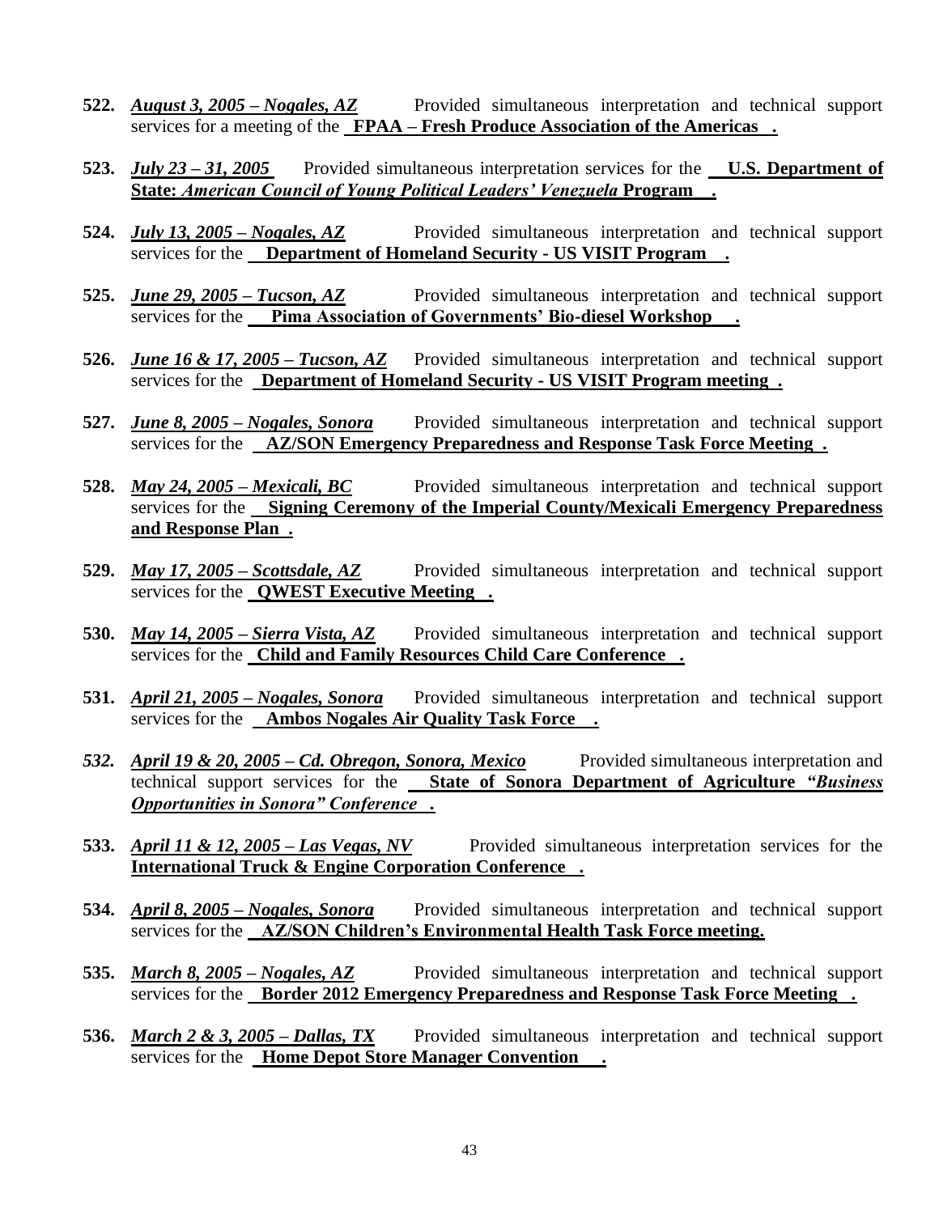**522.** ***August 3, 2005 – Nogales, AZ*** Provided simultaneous interpretation and technical support services for a meeting of the **FPAA – Fresh Produce Association of the Americas .**

**523.** ***July 23 – 31, 2005*** Provided simultaneous interpretation services for the **U.S. Department of State: *American Council of Young Political Leaders' Venezuela* Program .**

**524.** ***July 13, 2005 – Nogales, AZ*** Provided simultaneous interpretation and technical support services for the **Department of Homeland Security - US VISIT Program .**

**525.** ***June 29, 2005 – Tucson, AZ*** Provided simultaneous interpretation and technical support services for the **Pima Association of Governments' Bio-diesel Workshop .**

**526.** ***June 16 & 17, 2005 – Tucson, AZ*** Provided simultaneous interpretation and technical support services for the **Department of Homeland Security - US VISIT Program meeting .**

**527.** ***June 8, 2005 – Nogales, Sonora*** Provided simultaneous interpretation and technical support services for the **AZ/SON Emergency Preparedness and Response Task Force Meeting .**

**528.** ***May 24, 2005 – Mexicali, BC*** Provided simultaneous interpretation and technical support services for the **Signing Ceremony of the Imperial County/Mexicali Emergency Preparedness and Response Plan .**

**529.** ***May 17, 2005 – Scottsdale, AZ*** Provided simultaneous interpretation and technical support services for the **QWEST Executive Meeting .**

**530.** ***May 14, 2005 – Sierra Vista, AZ*** Provided simultaneous interpretation and technical support services for the **Child and Family Resources Child Care Conference .**

**531.** ***April 21, 2005 – Nogales, Sonora*** Provided simultaneous interpretation and technical support services for the **Ambos Nogales Air Quality Task Force .**

***532.*** ***April 19 & 20, 2005 – Cd. Obregon, Sonora, Mexico*** Provided simultaneous interpretation and technical support services for the **State of Sonora Department of Agriculture *"Business Opportunities in Sonora" Conference* .**

**533.** ***April 11 & 12, 2005 – Las Vegas, NV*** Provided simultaneous interpretation services for the **International Truck & Engine Corporation Conference .**

**534.** ***April 8, 2005 – Nogales, Sonora*** Provided simultaneous interpretation and technical support services for the **AZ/SON Children's Environmental Health Task Force meeting.**

**535.** ***March 8, 2005 – Nogales, AZ*** Provided simultaneous interpretation and technical support services for the **Border 2012 Emergency Preparedness and Response Task Force Meeting .**

**536.** ***March 2 & 3, 2005 – Dallas, TX*** Provided simultaneous interpretation and technical support services for the **Home Depot Store Manager Convention .**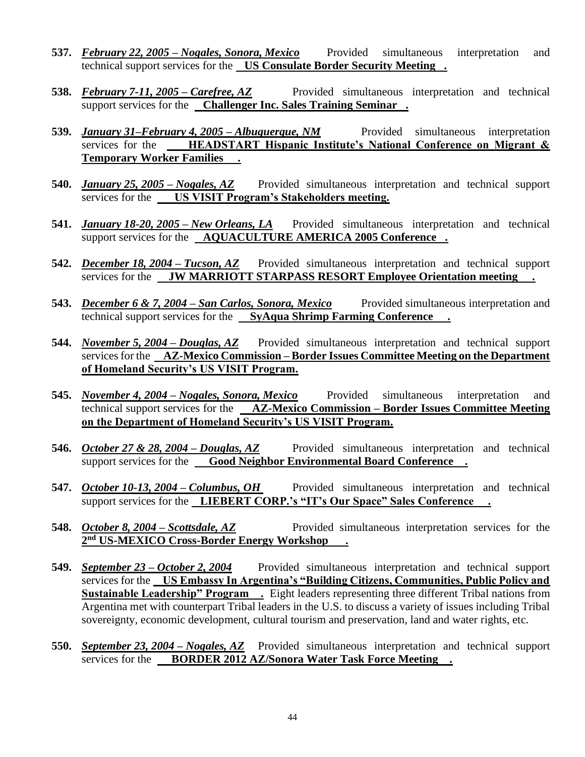**537.** ***February 22, 2005 – Nogales, Sonora, Mexico*** Provided simultaneous interpretation and technical support services for the **US Consulate Border Security Meeting .**

**538.** ***February 7-11, 2005 – Carefree, AZ*** Provided simultaneous interpretation and technical support services for the **Challenger Inc. Sales Training Seminar .**

**539.** ***January 31–February 4, 2005 – Albuquerque, NM*** Provided simultaneous interpretation services for the **HEADSTART Hispanic Institute's National Conference on Migrant & Temporary Worker Families .**

**540.** ***January 25, 2005 – Nogales, AZ*** Provided simultaneous interpretation and technical support services for the **US VISIT Program's Stakeholders meeting.**

**541.** ***January 18-20, 2005 – New Orleans, LA*** Provided simultaneous interpretation and technical support services for the **AQUACULTURE AMERICA 2005 Conference .**

**542.** ***December 18, 2004 – Tucson, AZ*** Provided simultaneous interpretation and technical support services for the **JW MARRIOTT STARPASS RESORT Employee Orientation meeting .**

**543.** ***December 6 & 7, 2004 – San Carlos, Sonora, Mexico*** Provided simultaneous interpretation and technical support services for the **SyAqua Shrimp Farming Conference .**

**544.** ***November 5, 2004 – Douglas, AZ*** Provided simultaneous interpretation and technical support services for the **AZ-Mexico Commission – Border Issues Committee Meeting on the Department of Homeland Security's US VISIT Program.**

**545.** ***November 4, 2004 – Nogales, Sonora, Mexico*** Provided simultaneous interpretation and technical support services for the **AZ-Mexico Commission – Border Issues Committee Meeting on the Department of Homeland Security's US VISIT Program.**

**546.** ***October 27 & 28, 2004 – Douglas, AZ*** Provided simultaneous interpretation and technical support services for the **Good Neighbor Environmental Board Conference .**

**547.** ***October 10-13, 2004 – Columbus, OH*** Provided simultaneous interpretation and technical support services for the **LIEBERT CORP.'s "IT's Our Space" Sales Conference .**

**548.** ***October 8, 2004 – Scottsdale, AZ*** Provided simultaneous interpretation services for the **2nd US-MEXICO Cross-Border Energy Workshop .**

**549.** ***September 23 – October 2, 2004*** Provided simultaneous interpretation and technical support services for the **US Embassy In Argentina's "Building Citizens, Communities, Public Policy and Sustainable Leadership" Program .** Eight leaders representing three different Tribal nations from Argentina met with counterpart Tribal leaders in the U.S. to discuss a variety of issues including Tribal sovereignty, economic development, cultural tourism and preservation, land and water rights, etc.

**550.** ***September 23, 2004 – Nogales, AZ*** Provided simultaneous interpretation and technical support services for the **BORDER 2012 AZ/Sonora Water Task Force Meeting .**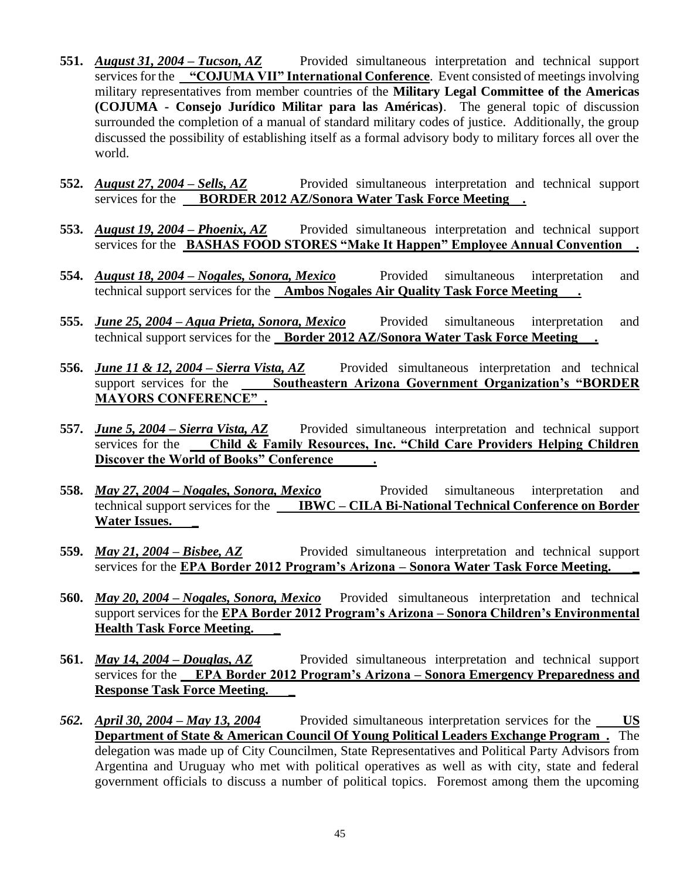**551.** ***August 31, 2004 – Tucson, AZ*** Provided simultaneous interpretation and technical support services for the **"COJUMA VII" International Conference**. Event consisted of meetings involving military representatives from member countries of the **Military Legal Committee of the Americas (COJUMA - Consejo Jurídico Militar para las Américas)**. The general topic of discussion surrounded the completion of a manual of standard military codes of justice. Additionally, the group discussed the possibility of establishing itself as a formal advisory body to military forces all over the world.

**552.** ***August 27, 2004 – Sells, AZ*** Provided simultaneous interpretation and technical support services for the **BORDER 2012 AZ/Sonora Water Task Force Meeting.**

**553.** ***August 19, 2004 – Phoenix, AZ*** Provided simultaneous interpretation and technical support services for the **BASHAS FOOD STORES "Make It Happen" Employee Annual Convention.**

**554.** ***August 18, 2004 – Nogales, Sonora, Mexico*** Provided simultaneous interpretation and technical support services for the **Ambos Nogales Air Quality Task Force Meeting.**

**555.** ***June 25, 2004 – Agua Prieta, Sonora, Mexico*** Provided simultaneous interpretation and technical support services for the **Border 2012 AZ/Sonora Water Task Force Meeting.**

**556.** ***June 11 & 12, 2004 – Sierra Vista, AZ*** Provided simultaneous interpretation and technical support services for the **Southeastern Arizona Government Organization's "BORDER MAYORS CONFERENCE".**

**557.** ***June 5, 2004 – Sierra Vista, AZ*** Provided simultaneous interpretation and technical support services for the **Child & Family Resources, Inc. "Child Care Providers Helping Children Discover the World of Books" Conference.**

**558.** ***May 27, 2004 – Nogales, Sonora, Mexico*** Provided simultaneous interpretation and technical support services for the **IBWC – CILA Bi-National Technical Conference on Border Water Issues.**

**559.** ***May 21, 2004 – Bisbee, AZ*** Provided simultaneous interpretation and technical support services for the **EPA Border 2012 Program's Arizona – Sonora Water Task Force Meeting.**

**560.** ***May 20, 2004 – Nogales, Sonora, Mexico*** Provided simultaneous interpretation and technical support services for the **EPA Border 2012 Program's Arizona – Sonora Children's Environmental Health Task Force Meeting.**

**561.** ***May 14, 2004 – Douglas, AZ*** Provided simultaneous interpretation and technical support services for the **EPA Border 2012 Program's Arizona – Sonora Emergency Preparedness and Response Task Force Meeting.**

***562.*** ***April 30, 2004 – May 13, 2004*** Provided simultaneous interpretation services for the **US Department of State & American Council Of Young Political Leaders Exchange Program.** The delegation was made up of City Councilmen, State Representatives and Political Party Advisors from Argentina and Uruguay who met with political operatives as well as with city, state and federal government officials to discuss a number of political topics. Foremost among them the upcoming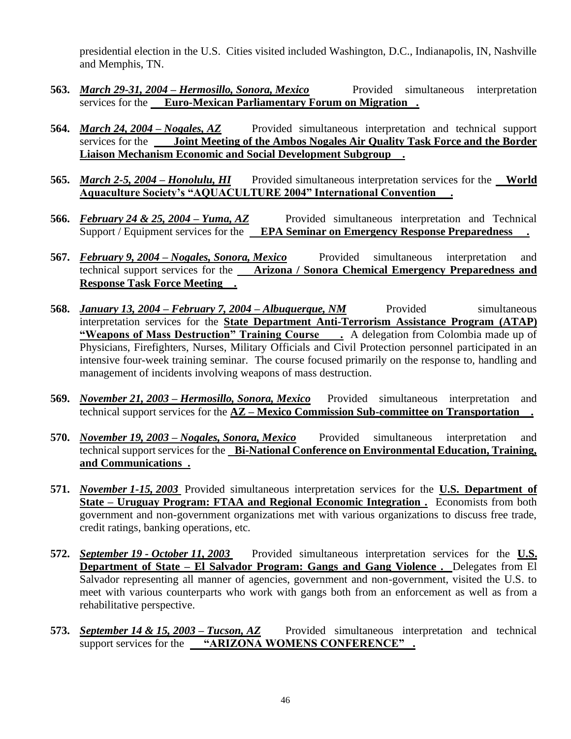presidential election in the U.S. Cities visited included Washington, D.C., Indianapolis, IN, Nashville and Memphis, TN.

**563.** ***March 29-31, 2004 – Hermosillo, Sonora, Mexico*** Provided simultaneous interpretation services for the **Euro-Mexican Parliamentary Forum on Migration .**

**564.** ***March 24, 2004 – Nogales, AZ*** Provided simultaneous interpretation and technical support services for the **Joint Meeting of the Ambos Nogales Air Quality Task Force and the Border Liaison Mechanism Economic and Social Development Subgroup .**

**565.** ***March 2-5, 2004 – Honolulu, HI*** Provided simultaneous interpretation services for the **World Aquaculture Society's "AQUACULTURE 2004" International Convention .**

**566.** ***February 24 & 25, 2004 – Yuma, AZ*** Provided simultaneous interpretation and Technical Support / Equipment services for the **EPA Seminar on Emergency Response Preparedness .**

**567.** ***February 9, 2004 – Nogales, Sonora, Mexico*** Provided simultaneous interpretation and technical support services for the **Arizona / Sonora Chemical Emergency Preparedness and Response Task Force Meeting .**

**568.** ***January 13, 2004 – February 7, 2004 – Albuquerque, NM*** Provided simultaneous interpretation services for the **State Department Anti-Terrorism Assistance Program (ATAP) "Weapons of Mass Destruction" Training Course .** A delegation from Colombia made up of Physicians, Firefighters, Nurses, Military Officials and Civil Protection personnel participated in an intensive four-week training seminar. The course focused primarily on the response to, handling and management of incidents involving weapons of mass destruction.

**569.** ***November 21, 2003 – Hermosillo, Sonora, Mexico*** Provided simultaneous interpretation and technical support services for the **AZ – Mexico Commission Sub-committee on Transportation .**

**570.** ***November 19, 2003 – Nogales, Sonora, Mexico*** Provided simultaneous interpretation and technical support services for the **Bi-National Conference on Environmental Education, Training, and Communications .**

**571.** ***November 1-15, 2003*** Provided simultaneous interpretation services for the **U.S. Department of State – Uruguay Program: FTAA and Regional Economic Integration .** Economists from both government and non-government organizations met with various organizations to discuss free trade, credit ratings, banking operations, etc.

**572.** ***September 19 - October 11, 2003*** Provided simultaneous interpretation services for the **U.S. Department of State – El Salvador Program: Gangs and Gang Violence .** Delegates from El Salvador representing all manner of agencies, government and non-government, visited the U.S. to meet with various counterparts who work with gangs both from an enforcement as well as from a rehabilitative perspective.

**573.** ***September 14 & 15, 2003 – Tucson, AZ*** Provided simultaneous interpretation and technical support services for the **"ARIZONA WOMENS CONFERENCE" .**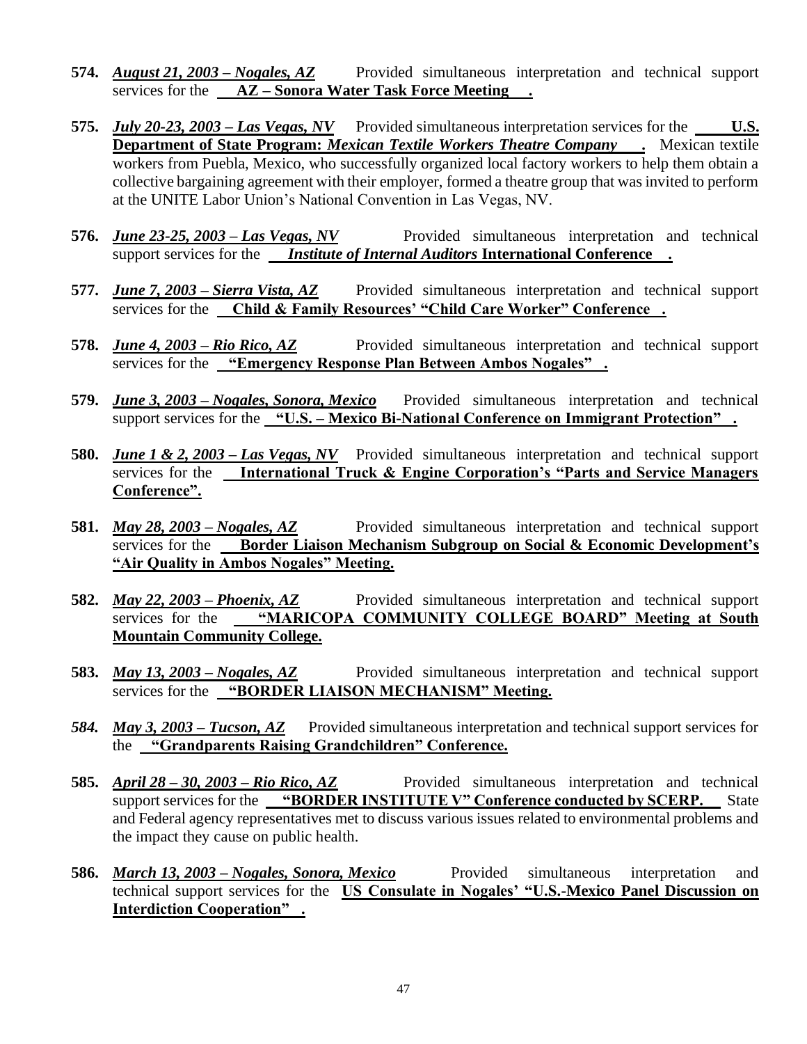**574.** ***August 21, 2003 – Nogales, AZ*** Provided simultaneous interpretation and technical support services for the **AZ – Sonora Water Task Force Meeting .**

**575.** ***July 20-23, 2003 – Las Vegas, NV*** Provided simultaneous interpretation services for the **U.S. Department of State Program: *Mexican Textile Workers Theatre Company* .** Mexican textile workers from Puebla, Mexico, who successfully organized local factory workers to help them obtain a collective bargaining agreement with their employer, formed a theatre group that was invited to perform at the UNITE Labor Union's National Convention in Las Vegas, NV.

**576.** ***June 23-25, 2003 – Las Vegas, NV*** Provided simultaneous interpretation and technical support services for the ***Institute of Internal Auditors* International Conference .**

**577.** ***June 7, 2003 – Sierra Vista, AZ*** Provided simultaneous interpretation and technical support services for the **Child & Family Resources' "Child Care Worker" Conference .**

**578.** ***June 4, 2003 – Rio Rico, AZ*** Provided simultaneous interpretation and technical support services for the **"Emergency Response Plan Between Ambos Nogales" .**

**579.** ***June 3, 2003 – Nogales, Sonora, Mexico*** Provided simultaneous interpretation and technical support services for the **"U.S. – Mexico Bi-National Conference on Immigrant Protection" .**

**580.** ***June 1 & 2, 2003 – Las Vegas, NV*** Provided simultaneous interpretation and technical support services for the **International Truck & Engine Corporation's "Parts and Service Managers Conference".**

**581.** ***May 28, 2003 – Nogales, AZ*** Provided simultaneous interpretation and technical support services for the **Border Liaison Mechanism Subgroup on Social & Economic Development's "Air Quality in Ambos Nogales" Meeting.**

**582.** ***May 22, 2003 – Phoenix, AZ*** Provided simultaneous interpretation and technical support services for the **"MARICOPA COMMUNITY COLLEGE BOARD" Meeting at South Mountain Community College.**

**583.** ***May 13, 2003 – Nogales, AZ*** Provided simultaneous interpretation and technical support services for the **"BORDER LIAISON MECHANISM" Meeting.**

***584.*** ***May 3, 2003 – Tucson, AZ*** Provided simultaneous interpretation and technical support services for the **"Grandparents Raising Grandchildren" Conference.**

**585.** ***April 28 – 30, 2003 – Rio Rico, AZ*** Provided simultaneous interpretation and technical support services for the **"BORDER INSTITUTE V" Conference conducted by SCERP.** State and Federal agency representatives met to discuss various issues related to environmental problems and the impact they cause on public health.

**586.** ***March 13, 2003 – Nogales, Sonora, Mexico*** Provided simultaneous interpretation and technical support services for the **US Consulate in Nogales' "U.S.-Mexico Panel Discussion on Interdiction Cooperation" .**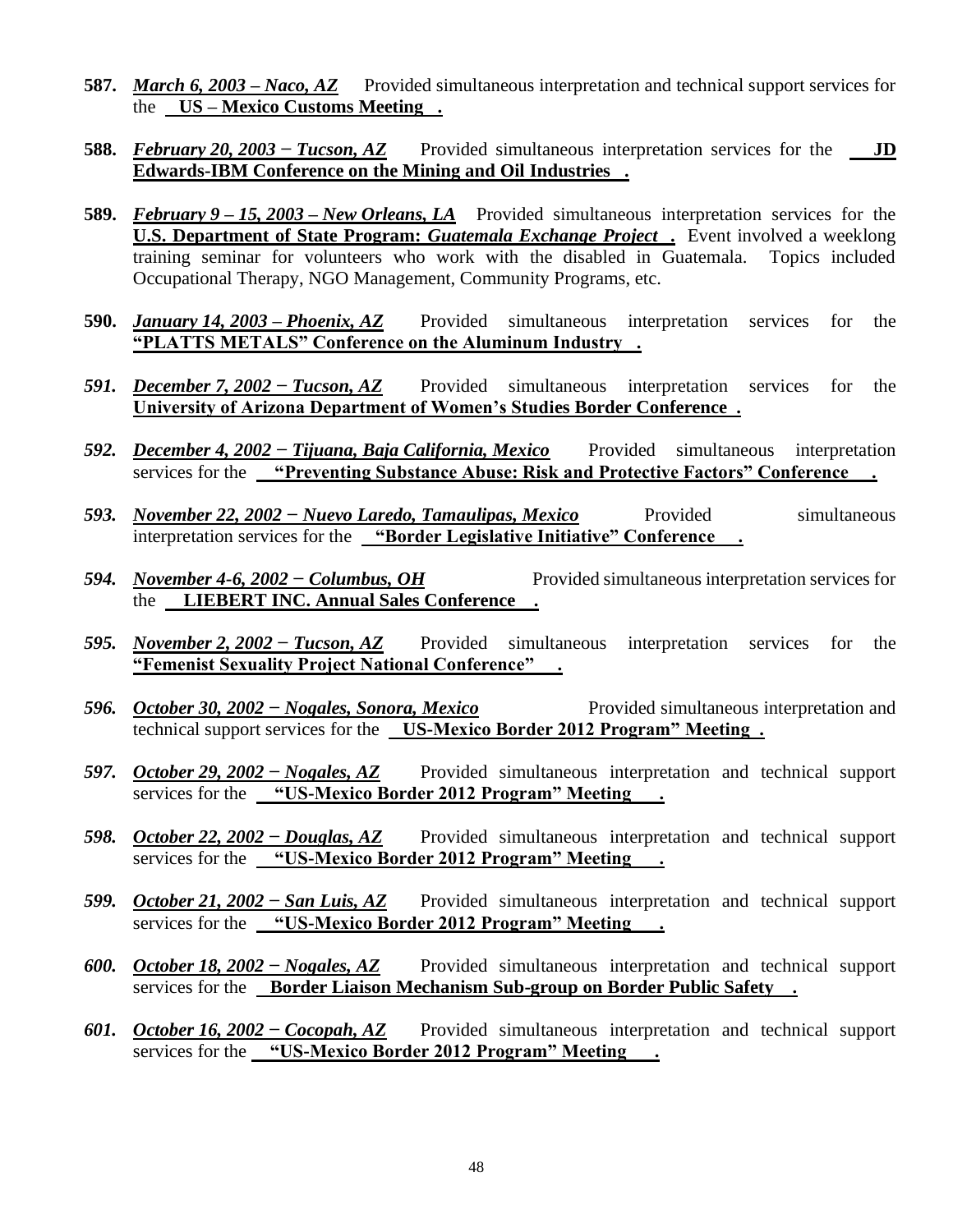**587.** ***March 6, 2003 – Naco, AZ*** Provided simultaneous interpretation and technical support services for the **US – Mexico Customs Meeting .**

**588.** ***February 20, 2003 − Tucson, AZ*** Provided simultaneous interpretation services for the **JD Edwards-IBM Conference on the Mining and Oil Industries .**

**589.** ***February 9 – 15, 2003 – New Orleans, LA*** Provided simultaneous interpretation services for the **U.S. Department of State Program: *Guatemala Exchange Project* .** Event involved a weeklong training seminar for volunteers who work with the disabled in Guatemala. Topics included Occupational Therapy, NGO Management, Community Programs, etc.

**590.** ***January 14, 2003 – Phoenix, AZ*** Provided simultaneous interpretation services for the **"PLATTS METALS" Conference on the Aluminum Industry .**

***591.*** ***December 7, 2002 − Tucson, AZ*** Provided simultaneous interpretation services for the **University of Arizona Department of Women's Studies Border Conference .**

***592.*** ***December 4, 2002 − Tijuana, Baja California, Mexico*** Provided simultaneous interpretation services for the **"Preventing Substance Abuse: Risk and Protective Factors" Conference .**

***593.*** ***November 22, 2002 − Nuevo Laredo, Tamaulipas, Mexico*** Provided simultaneous interpretation services for the **"Border Legislative Initiative" Conference .**

***594.*** ***November 4-6, 2002 − Columbus, OH*** Provided simultaneous interpretation services for the **LIEBERT INC. Annual Sales Conference .**

***595.*** ***November 2, 2002 − Tucson, AZ*** Provided simultaneous interpretation services for the **"Femenist Sexuality Project National Conference" .**

***596.*** ***October 30, 2002 − Nogales, Sonora, Mexico*** Provided simultaneous interpretation and technical support services for the **US-Mexico Border 2012 Program" Meeting .**

***597.*** ***October 29, 2002 − Nogales, AZ*** Provided simultaneous interpretation and technical support services for the **"US-Mexico Border 2012 Program" Meeting .**

***598.*** ***October 22, 2002 − Douglas, AZ*** Provided simultaneous interpretation and technical support services for the **"US-Mexico Border 2012 Program" Meeting .**

***599.*** ***October 21, 2002 − San Luis, AZ*** Provided simultaneous interpretation and technical support services for the **"US-Mexico Border 2012 Program" Meeting .**

***600.*** ***October 18, 2002 − Nogales, AZ*** Provided simultaneous interpretation and technical support services for the **Border Liaison Mechanism Sub-group on Border Public Safety .**

***601.*** ***October 16, 2002 − Cocopah, AZ*** Provided simultaneous interpretation and technical support services for the **"US-Mexico Border 2012 Program" Meeting .**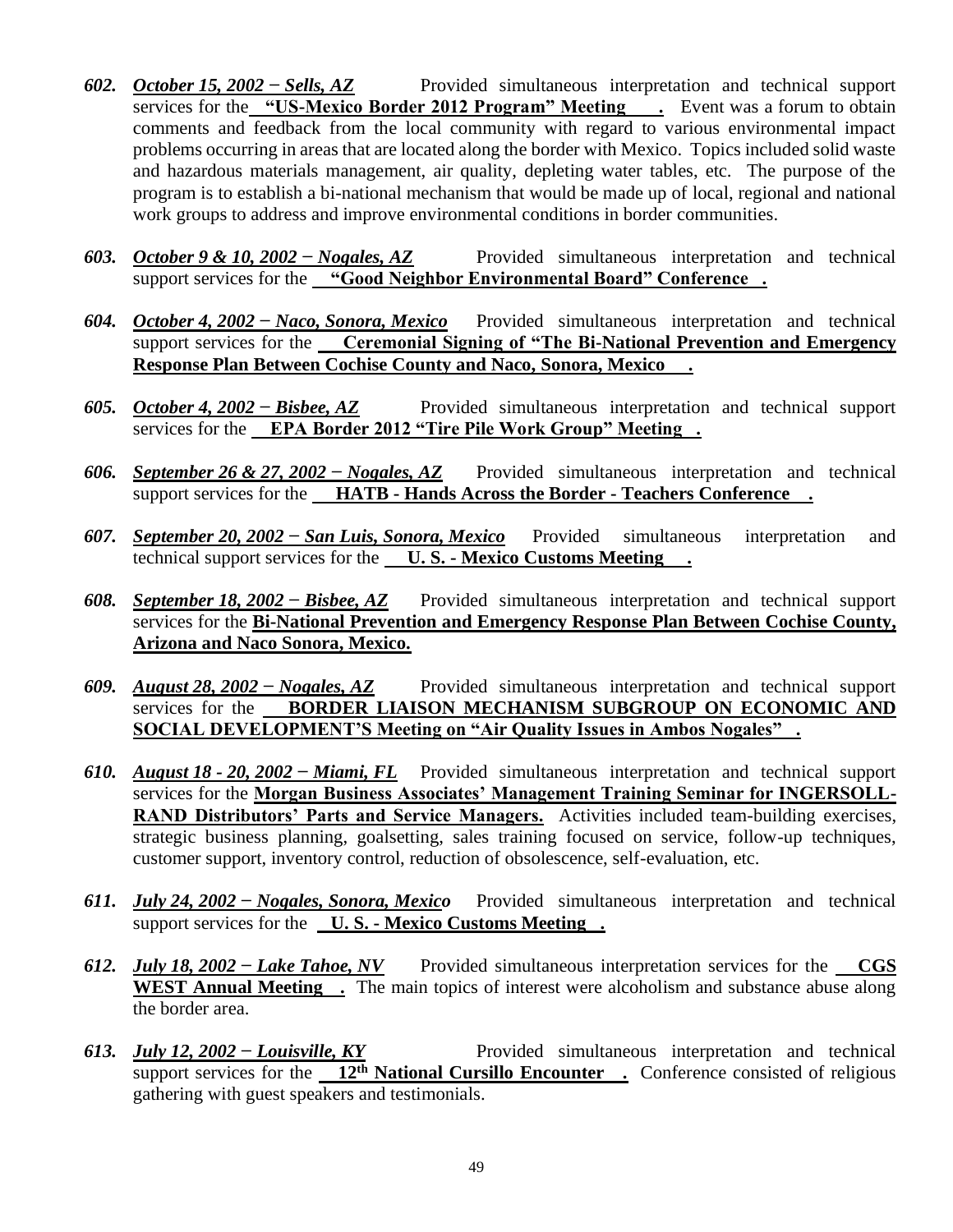602. ***October 15, 2002 − Sells, AZ*** Provided simultaneous interpretation and technical support services for the **"US-Mexico Border 2012 Program" Meeting.** Event was a forum to obtain comments and feedback from the local community with regard to various environmental impact problems occurring in areas that are located along the border with Mexico. Topics included solid waste and hazardous materials management, air quality, depleting water tables, etc. The purpose of the program is to establish a bi-national mechanism that would be made up of local, regional and national work groups to address and improve environmental conditions in border communities.

603. ***October 9 & 10, 2002 − Nogales, AZ*** Provided simultaneous interpretation and technical support services for the **"Good Neighbor Environmental Board" Conference.**

604. ***October 4, 2002 − Naco, Sonora, Mexico*** Provided simultaneous interpretation and technical support services for the **Ceremonial Signing of "The Bi-National Prevention and Emergency Response Plan Between Cochise County and Naco, Sonora, Mexico.**

605. ***October 4, 2002 − Bisbee, AZ*** Provided simultaneous interpretation and technical support services for the **EPA Border 2012 "Tire Pile Work Group" Meeting.**

606. ***September 26 & 27, 2002 − Nogales, AZ*** Provided simultaneous interpretation and technical support services for the **HATB - Hands Across the Border - Teachers Conference.**

607. ***September 20, 2002 − San Luis, Sonora, Mexico*** Provided simultaneous interpretation and technical support services for the **U. S. - Mexico Customs Meeting.**

608. ***September 18, 2002 − Bisbee, AZ*** Provided simultaneous interpretation and technical support services for the **Bi-National Prevention and Emergency Response Plan Between Cochise County, Arizona and Naco Sonora, Mexico.**

609. ***August 28, 2002 − Nogales, AZ*** Provided simultaneous interpretation and technical support services for the **BORDER LIAISON MECHANISM SUBGROUP ON ECONOMIC AND SOCIAL DEVELOPMENT'S Meeting on "Air Quality Issues in Ambos Nogales".**

610. ***August 18 - 20, 2002 − Miami, FL*** Provided simultaneous interpretation and technical support services for the **Morgan Business Associates' Management Training Seminar for INGERSOLL-RAND Distributors' Parts and Service Managers.** Activities included team-building exercises, strategic business planning, goalsetting, sales training focused on service, follow-up techniques, customer support, inventory control, reduction of obsolescence, self-evaluation, etc.

611. ***July 24, 2002 − Nogales, Sonora, Mexico*** Provided simultaneous interpretation and technical support services for the **U. S. - Mexico Customs Meeting.**

612. ***July 18, 2002 − Lake Tahoe, NV*** Provided simultaneous interpretation services for the **CGS WEST Annual Meeting.** The main topics of interest were alcoholism and substance abuse along the border area.

613. ***July 12, 2002 − Louisville, KY*** Provided simultaneous interpretation and technical support services for the **12th National Cursillo Encounter.** Conference consisted of religious gathering with guest speakers and testimonials.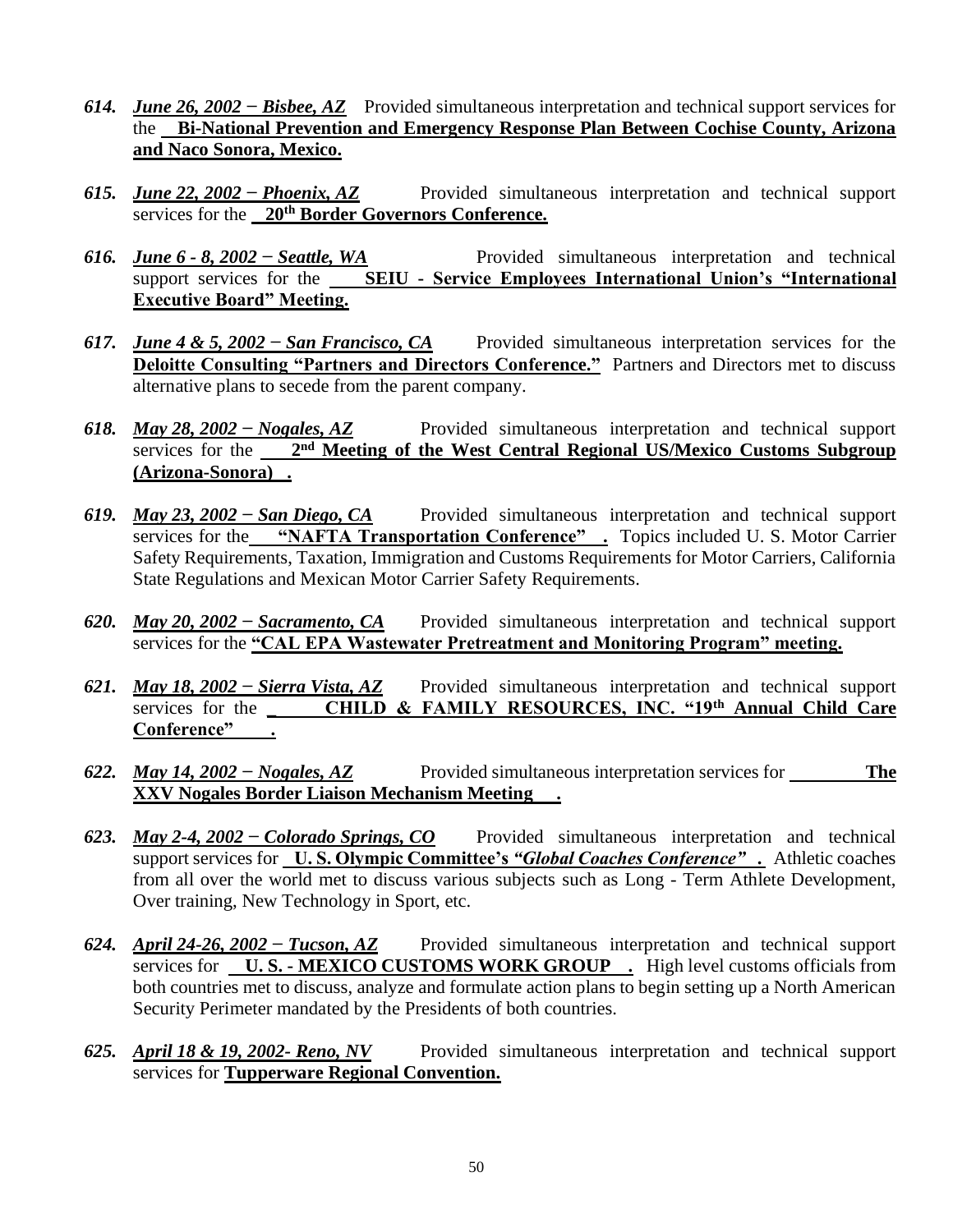*614.* ***June 26, 2002 − Bisbee, AZ*** Provided simultaneous interpretation and technical support services for the **Bi-National Prevention and Emergency Response Plan Between Cochise County, Arizona and Naco Sonora, Mexico.**

*615.* ***June 22, 2002 − Phoenix, AZ*** Provided simultaneous interpretation and technical support services for the **20th Border Governors Conference.**

*616.* ***June 6 - 8, 2002 − Seattle, WA*** Provided simultaneous interpretation and technical support services for the **SEIU - Service Employees International Union's "International Executive Board" Meeting.**

*617.* ***June 4 & 5, 2002 − San Francisco, CA*** Provided simultaneous interpretation services for the **Deloitte Consulting "Partners and Directors Conference."** Partners and Directors met to discuss alternative plans to secede from the parent company.

*618.* ***May 28, 2002 − Nogales, AZ*** Provided simultaneous interpretation and technical support services for the **2nd Meeting of the West Central Regional US/Mexico Customs Subgroup (Arizona-Sonora).**

*619.* ***May 23, 2002 − San Diego, CA*** Provided simultaneous interpretation and technical support services for the **"NAFTA Transportation Conference".** Topics included U. S. Motor Carrier Safety Requirements, Taxation, Immigration and Customs Requirements for Motor Carriers, California State Regulations and Mexican Motor Carrier Safety Requirements.

*620.* ***May 20, 2002 − Sacramento, CA*** Provided simultaneous interpretation and technical support services for the **"CAL EPA Wastewater Pretreatment and Monitoring Program" meeting.**

*621.* ***May 18, 2002 − Sierra Vista, AZ*** Provided simultaneous interpretation and technical support services for the **CHILD & FAMILY RESOURCES, INC. "19th Annual Child Care Conference".**

*622.* ***May 14, 2002 − Nogales, AZ*** Provided simultaneous interpretation services for **The XXV Nogales Border Liaison Mechanism Meeting.**

*623.* ***May 2-4, 2002 − Colorado Springs, CO*** Provided simultaneous interpretation and technical support services for **U. S. Olympic Committee's *"Global Coaches Conference"*.** Athletic coaches from all over the world met to discuss various subjects such as Long - Term Athlete Development, Over training, New Technology in Sport, etc.

*624.* ***April 24-26, 2002 − Tucson, AZ*** Provided simultaneous interpretation and technical support services for **U. S. - MEXICO CUSTOMS WORK GROUP.** High level customs officials from both countries met to discuss, analyze and formulate action plans to begin setting up a North American Security Perimeter mandated by the Presidents of both countries.

*625.* ***April 18 & 19, 2002- Reno, NV*** Provided simultaneous interpretation and technical support services for **Tupperware Regional Convention.**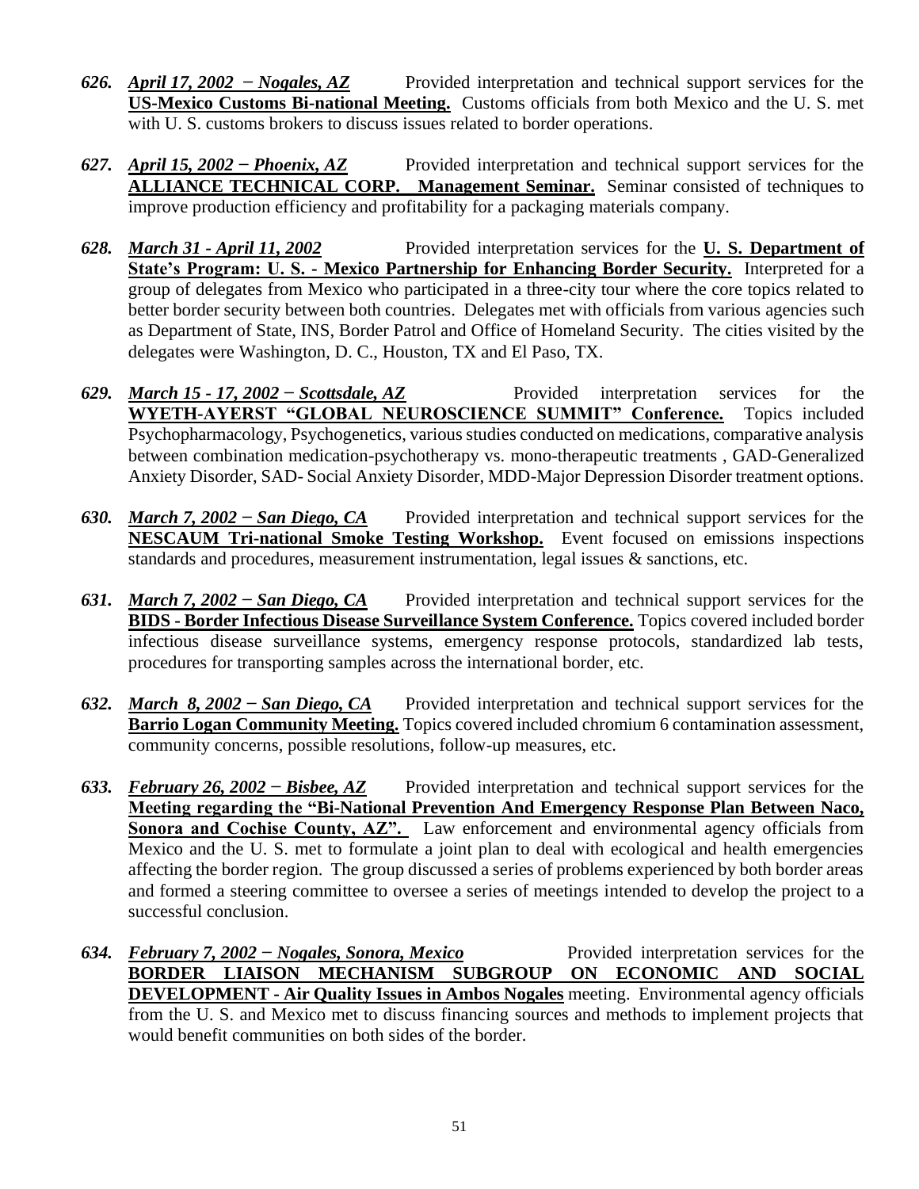626. ***April 17, 2002 − Nogales, AZ*** Provided interpretation and technical support services for the **US-Mexico Customs Bi-national Meeting.** Customs officials from both Mexico and the U. S. met with U. S. customs brokers to discuss issues related to border operations.

627. ***April 15, 2002 − Phoenix, AZ*** Provided interpretation and technical support services for the **ALLIANCE TECHNICAL CORP. Management Seminar.** Seminar consisted of techniques to improve production efficiency and profitability for a packaging materials company.

628. ***March 31 - April 11, 2002*** Provided interpretation services for the **U. S. Department of State's Program: U. S. - Mexico Partnership for Enhancing Border Security.** Interpreted for a group of delegates from Mexico who participated in a three-city tour where the core topics related to better border security between both countries. Delegates met with officials from various agencies such as Department of State, INS, Border Patrol and Office of Homeland Security. The cities visited by the delegates were Washington, D. C., Houston, TX and El Paso, TX.

629. ***March 15 - 17, 2002 − Scottsdale, AZ*** Provided interpretation services for the **WYETH-AYERST "GLOBAL NEUROSCIENCE SUMMIT" Conference.** Topics included Psychopharmacology, Psychogenetics, various studies conducted on medications, comparative analysis between combination medication-psychotherapy vs. mono-therapeutic treatments , GAD-Generalized Anxiety Disorder, SAD- Social Anxiety Disorder, MDD-Major Depression Disorder treatment options.

630. ***March 7, 2002 − San Diego, CA*** Provided interpretation and technical support services for the **NESCAUM Tri-national Smoke Testing Workshop.** Event focused on emissions inspections standards and procedures, measurement instrumentation, legal issues & sanctions, etc.

631. ***March 7, 2002 − San Diego, CA*** Provided interpretation and technical support services for the **BIDS - Border Infectious Disease Surveillance System Conference.** Topics covered included border infectious disease surveillance systems, emergency response protocols, standardized lab tests, procedures for transporting samples across the international border, etc.

632. ***March 8, 2002 − San Diego, CA*** Provided interpretation and technical support services for the **Barrio Logan Community Meeting.** Topics covered included chromium 6 contamination assessment, community concerns, possible resolutions, follow-up measures, etc.

633. ***February 26, 2002 − Bisbee, AZ*** Provided interpretation and technical support services for the **Meeting regarding the "Bi-National Prevention And Emergency Response Plan Between Naco, Sonora and Cochise County, AZ".** Law enforcement and environmental agency officials from Mexico and the U. S. met to formulate a joint plan to deal with ecological and health emergencies affecting the border region. The group discussed a series of problems experienced by both border areas and formed a steering committee to oversee a series of meetings intended to develop the project to a successful conclusion.

634. ***February 7, 2002 − Nogales, Sonora, Mexico*** Provided interpretation services for the **BORDER LIAISON MECHANISM SUBGROUP ON ECONOMIC AND SOCIAL DEVELOPMENT - Air Quality Issues in Ambos Nogales** meeting. Environmental agency officials from the U. S. and Mexico met to discuss financing sources and methods to implement projects that would benefit communities on both sides of the border.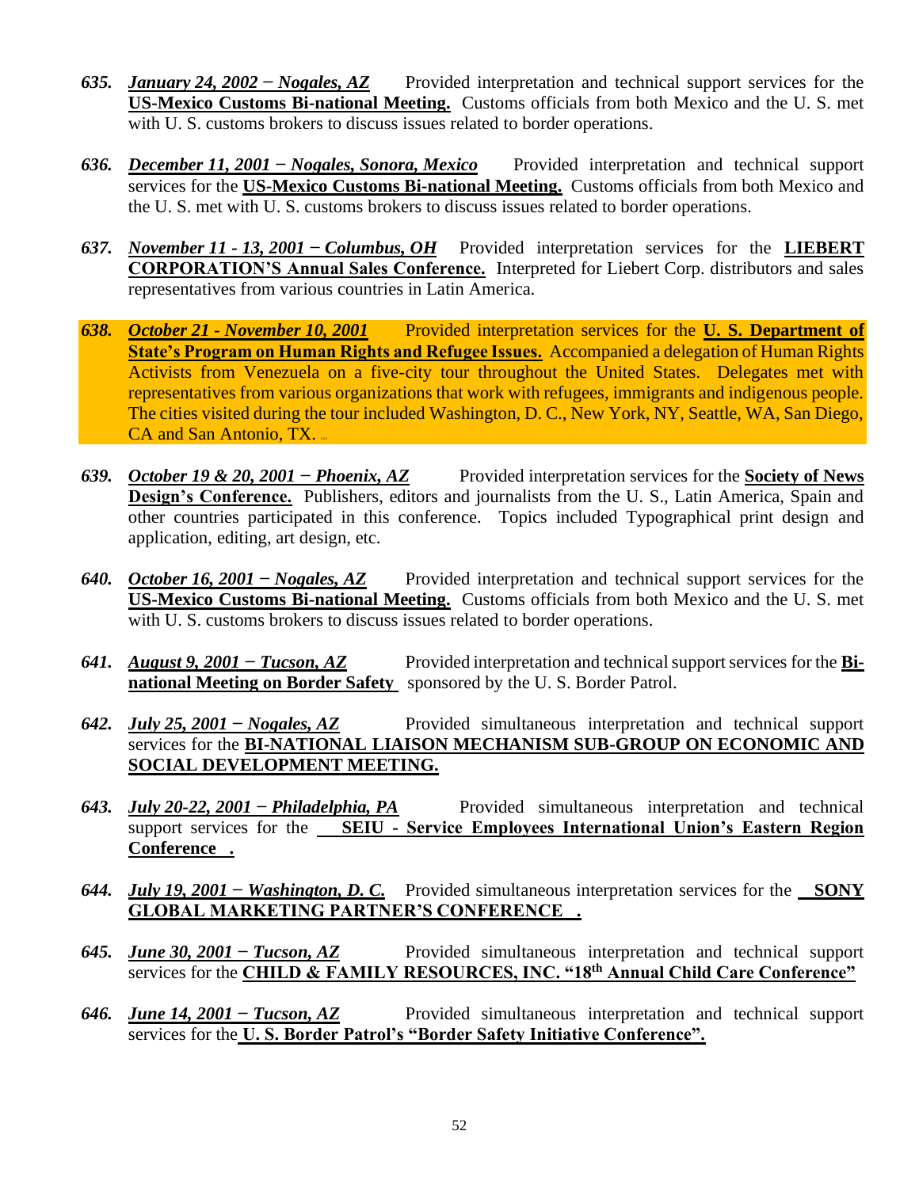635. ***January 24, 2002 − Nogales, AZ*** Provided interpretation and technical support services for the **US-Mexico Customs Bi-national Meeting.** Customs officials from both Mexico and the U. S. met with U. S. customs brokers to discuss issues related to border operations.

636. ***December 11, 2001 − Nogales, Sonora, Mexico*** Provided interpretation and technical support services for the **US-Mexico Customs Bi-national Meeting.** Customs officials from both Mexico and the U. S. met with U. S. customs brokers to discuss issues related to border operations.

637. ***November 11 - 13, 2001 − Columbus, OH*** Provided interpretation services for the **LIEBERT CORPORATION'S Annual Sales Conference.** Interpreted for Liebert Corp. distributors and sales representatives from various countries in Latin America.

638. ***October 21 - November 10, 2001*** Provided interpretation services for the **U. S. Department of State's Program on Human Rights and Refugee Issues.** Accompanied a delegation of Human Rights Activists from Venezuela on a five-city tour throughout the United States. Delegates met with representatives from various organizations that work with refugees, immigrants and indigenous people. The cities visited during the tour included Washington, D. C., New York, NY, Seattle, WA, San Diego, CA and San Antonio, TX.

639. ***October 19 & 20, 2001 − Phoenix, AZ*** Provided interpretation services for the **Society of News Design's Conference.** Publishers, editors and journalists from the U. S., Latin America, Spain and other countries participated in this conference. Topics included Typographical print design and application, editing, art design, etc.

640. ***October 16, 2001 − Nogales, AZ*** Provided interpretation and technical support services for the **US-Mexico Customs Bi-national Meeting.** Customs officials from both Mexico and the U. S. met with U. S. customs brokers to discuss issues related to border operations.

641. ***August 9, 2001 − Tucson, AZ*** Provided interpretation and technical support services for the **Bi-national Meeting on Border Safety** sponsored by the U. S. Border Patrol.

642. ***July 25, 2001 − Nogales, AZ*** Provided simultaneous interpretation and technical support services for the **BI-NATIONAL LIAISON MECHANISM SUB-GROUP ON ECONOMIC AND SOCIAL DEVELOPMENT MEETING.**

643. ***July 20-22, 2001 − Philadelphia, PA*** Provided simultaneous interpretation and technical support services for the **SEIU - Service Employees International Union's Eastern Region Conference .**

644. ***July 19, 2001 − Washington, D. C.*** Provided simultaneous interpretation services for the **SONY GLOBAL MARKETING PARTNER'S CONFERENCE .**

645. ***June 30, 2001 − Tucson, AZ*** Provided simultaneous interpretation and technical support services for the **CHILD & FAMILY RESOURCES, INC. "18th Annual Child Care Conference"**

646. ***June 14, 2001 − Tucson, AZ*** Provided simultaneous interpretation and technical support services for the **U. S. Border Patrol's "Border Safety Initiative Conference".**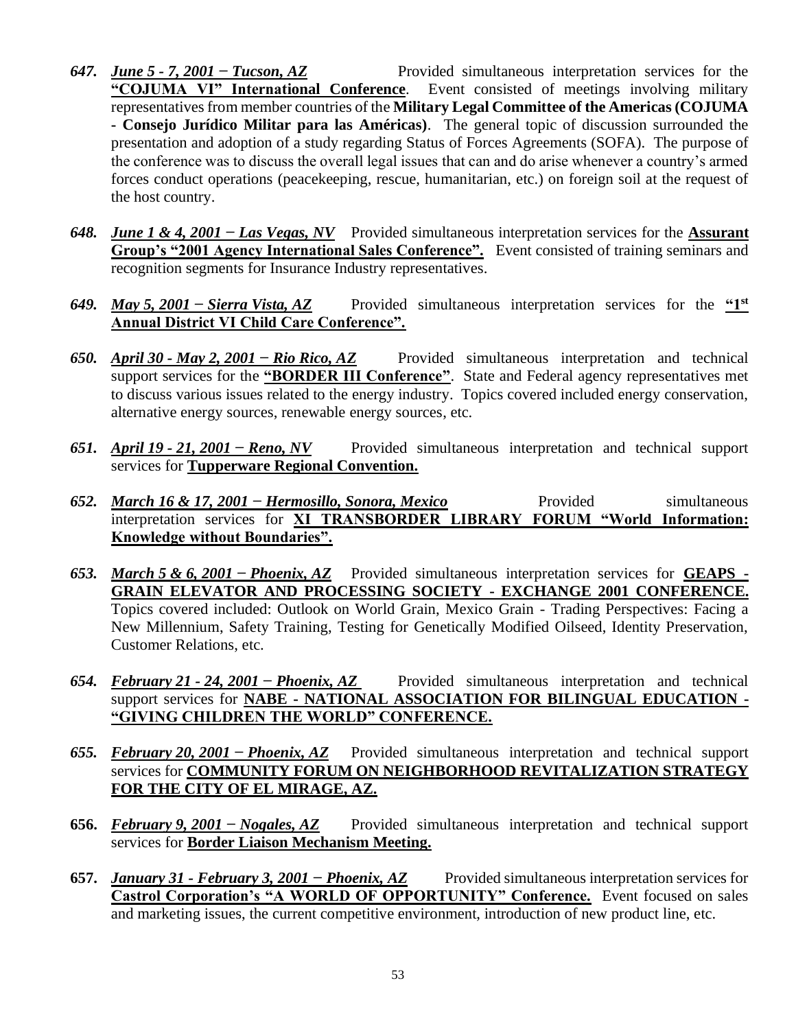*647.* ***June 5 - 7, 2001 − Tucson, AZ*** Provided simultaneous interpretation services for the **"COJUMA VI" International Conference**. Event consisted of meetings involving military representatives from member countries of the **Military Legal Committee of the Americas (COJUMA - Consejo Jurídico Militar para las Américas)**. The general topic of discussion surrounded the presentation and adoption of a study regarding Status of Forces Agreements (SOFA). The purpose of the conference was to discuss the overall legal issues that can and do arise whenever a country's armed forces conduct operations (peacekeeping, rescue, humanitarian, etc.) on foreign soil at the request of the host country.

*648.* ***June 1 & 4, 2001 − Las Vegas, NV*** Provided simultaneous interpretation services for the **Assurant Group's "2001 Agency International Sales Conference".** Event consisted of training seminars and recognition segments for Insurance Industry representatives.

*649.* ***May 5, 2001 − Sierra Vista, AZ*** Provided simultaneous interpretation services for the **"1st Annual District VI Child Care Conference".**

*650.* ***April 30 - May 2, 2001 − Rio Rico, AZ*** Provided simultaneous interpretation and technical support services for the **"BORDER III Conference"**. State and Federal agency representatives met to discuss various issues related to the energy industry. Topics covered included energy conservation, alternative energy sources, renewable energy sources, etc.

*651.* ***April 19 - 21, 2001 − Reno, NV*** Provided simultaneous interpretation and technical support services for **Tupperware Regional Convention.**

*652.* ***March 16 & 17, 2001 − Hermosillo, Sonora, Mexico*** Provided simultaneous interpretation services for **XI TRANSBORDER LIBRARY FORUM "World Information: Knowledge without Boundaries".**

*653.* ***March 5 & 6, 2001 − Phoenix, AZ*** Provided simultaneous interpretation services for **GEAPS - GRAIN ELEVATOR AND PROCESSING SOCIETY - EXCHANGE 2001 CONFERENCE.** Topics covered included: Outlook on World Grain, Mexico Grain - Trading Perspectives: Facing a New Millennium, Safety Training, Testing for Genetically Modified Oilseed, Identity Preservation, Customer Relations, etc.

*654.* ***February 21 - 24, 2001 − Phoenix, AZ*** Provided simultaneous interpretation and technical support services for **NABE - NATIONAL ASSOCIATION FOR BILINGUAL EDUCATION - "GIVING CHILDREN THE WORLD" CONFERENCE.**

*655.* ***February 20, 2001 − Phoenix, AZ*** Provided simultaneous interpretation and technical support services for **COMMUNITY FORUM ON NEIGHBORHOOD REVITALIZATION STRATEGY FOR THE CITY OF EL MIRAGE, AZ.**

**656.** ***February 9, 2001 − Nogales, AZ*** Provided simultaneous interpretation and technical support services for **Border Liaison Mechanism Meeting.**

**657.** ***January 31 - February 3, 2001 − Phoenix, AZ*** Provided simultaneous interpretation services for **Castrol Corporation's "A WORLD OF OPPORTUNITY" Conference.** Event focused on sales and marketing issues, the current competitive environment, introduction of new product line, etc.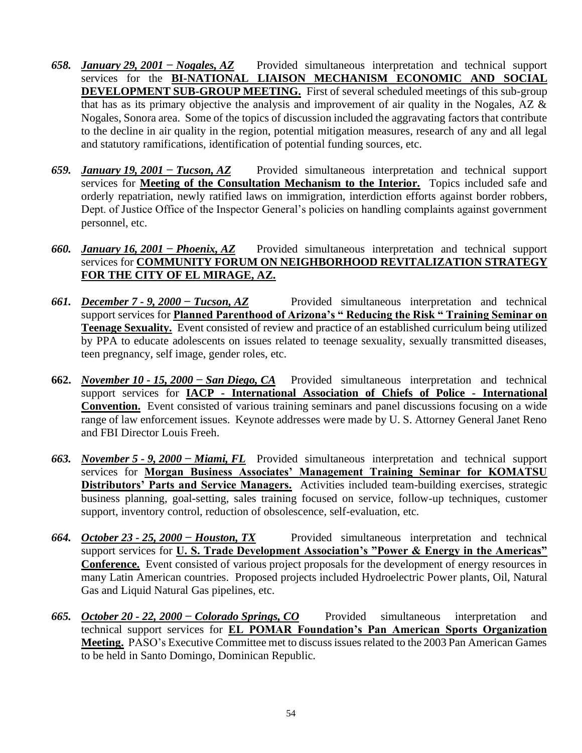*658.* ***January 29, 2001 − Nogales, AZ*** Provided simultaneous interpretation and technical support services for the **BI-NATIONAL LIAISON MECHANISM ECONOMIC AND SOCIAL DEVELOPMENT SUB-GROUP MEETING.** First of several scheduled meetings of this sub-group that has as its primary objective the analysis and improvement of air quality in the Nogales, AZ & Nogales, Sonora area. Some of the topics of discussion included the aggravating factors that contribute to the decline in air quality in the region, potential mitigation measures, research of any and all legal and statutory ramifications, identification of potential funding sources, etc.

*659.* ***January 19, 2001 − Tucson, AZ*** Provided simultaneous interpretation and technical support services for **Meeting of the Consultation Mechanism to the Interior.** Topics included safe and orderly repatriation, newly ratified laws on immigration, interdiction efforts against border robbers, Dept. of Justice Office of the Inspector General's policies on handling complaints against government personnel, etc.

*660.* ***January 16, 2001 − Phoenix, AZ*** Provided simultaneous interpretation and technical support services for **COMMUNITY FORUM ON NEIGHBORHOOD REVITALIZATION STRATEGY FOR THE CITY OF EL MIRAGE, AZ.**

*661.* ***December 7 - 9, 2000 − Tucson, AZ*** Provided simultaneous interpretation and technical support services for **Planned Parenthood of Arizona's " Reducing the Risk " Training Seminar on Teenage Sexuality.** Event consisted of review and practice of an established curriculum being utilized by PPA to educate adolescents on issues related to teenage sexuality, sexually transmitted diseases, teen pregnancy, self image, gender roles, etc.

**662.** ***November 10 - 15, 2000 − San Diego, CA*** Provided simultaneous interpretation and technical support services for **IACP - International Association of Chiefs of Police - International Convention.** Event consisted of various training seminars and panel discussions focusing on a wide range of law enforcement issues. Keynote addresses were made by U. S. Attorney General Janet Reno and FBI Director Louis Freeh.

*663.* ***November 5 - 9, 2000 − Miami, FL*** Provided simultaneous interpretation and technical support services for **Morgan Business Associates' Management Training Seminar for KOMATSU Distributors' Parts and Service Managers.** Activities included team-building exercises, strategic business planning, goal-setting, sales training focused on service, follow-up techniques, customer support, inventory control, reduction of obsolescence, self-evaluation, etc.

*664.* ***October 23 - 25, 2000 − Houston, TX*** Provided simultaneous interpretation and technical support services for **U. S. Trade Development Association's "Power & Energy in the Americas" Conference.** Event consisted of various project proposals for the development of energy resources in many Latin American countries. Proposed projects included Hydroelectric Power plants, Oil, Natural Gas and Liquid Natural Gas pipelines, etc.

*665.* ***October 20 - 22, 2000 − Colorado Springs, CO*** Provided simultaneous interpretation and technical support services for **EL POMAR Foundation's Pan American Sports Organization Meeting.** PASO's Executive Committee met to discuss issues related to the 2003 Pan American Games to be held in Santo Domingo, Dominican Republic.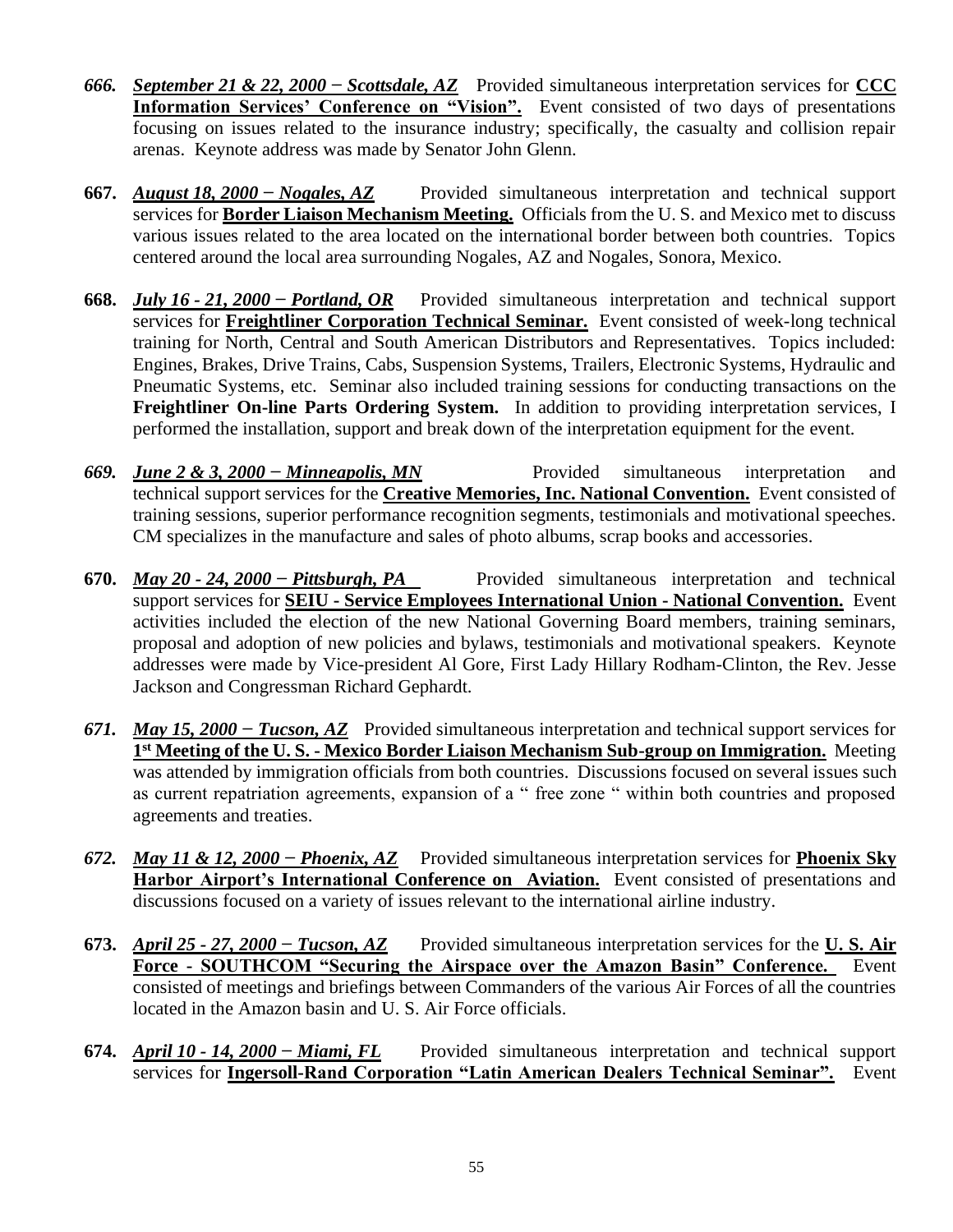*666.* ***September 21 & 22, 2000 − Scottsdale, AZ*** Provided simultaneous interpretation services for **CCC Information Services' Conference on "Vision".** Event consisted of two days of presentations focusing on issues related to the insurance industry; specifically, the casualty and collision repair arenas. Keynote address was made by Senator John Glenn.

**667.** ***August 18, 2000 − Nogales, AZ*** Provided simultaneous interpretation and technical support services for **Border Liaison Mechanism Meeting.** Officials from the U. S. and Mexico met to discuss various issues related to the area located on the international border between both countries. Topics centered around the local area surrounding Nogales, AZ and Nogales, Sonora, Mexico.

**668.** ***July 16 - 21, 2000 − Portland, OR*** Provided simultaneous interpretation and technical support services for **Freightliner Corporation Technical Seminar.** Event consisted of week-long technical training for North, Central and South American Distributors and Representatives. Topics included: Engines, Brakes, Drive Trains, Cabs, Suspension Systems, Trailers, Electronic Systems, Hydraulic and Pneumatic Systems, etc. Seminar also included training sessions for conducting transactions on the **Freightliner On-line Parts Ordering System.** In addition to providing interpretation services, I performed the installation, support and break down of the interpretation equipment for the event.

*669.* ***June 2 & 3, 2000 − Minneapolis, MN*** Provided simultaneous interpretation and technical support services for the **Creative Memories, Inc. National Convention.** Event consisted of training sessions, superior performance recognition segments, testimonials and motivational speeches. CM specializes in the manufacture and sales of photo albums, scrap books and accessories.

**670.** ***May 20 - 24, 2000 − Pittsburgh, PA*** Provided simultaneous interpretation and technical support services for **SEIU - Service Employees International Union - National Convention.** Event activities included the election of the new National Governing Board members, training seminars, proposal and adoption of new policies and bylaws, testimonials and motivational speakers. Keynote addresses were made by Vice-president Al Gore, First Lady Hillary Rodham-Clinton, the Rev. Jesse Jackson and Congressman Richard Gephardt.

*671.* ***May 15, 2000 − Tucson, AZ*** Provided simultaneous interpretation and technical support services for **1st Meeting of the U. S. - Mexico Border Liaison Mechanism Sub-group on Immigration.** Meeting was attended by immigration officials from both countries. Discussions focused on several issues such as current repatriation agreements, expansion of a " free zone " within both countries and proposed agreements and treaties.

*672.* ***May 11 & 12, 2000 − Phoenix, AZ*** Provided simultaneous interpretation services for **Phoenix Sky Harbor Airport's International Conference on Aviation.** Event consisted of presentations and discussions focused on a variety of issues relevant to the international airline industry.

**673.** ***April 25 - 27, 2000 − Tucson, AZ*** Provided simultaneous interpretation services for the **U. S. Air Force - SOUTHCOM "Securing the Airspace over the Amazon Basin" Conference.** Event consisted of meetings and briefings between Commanders of the various Air Forces of all the countries located in the Amazon basin and U. S. Air Force officials.

**674.** ***April 10 - 14, 2000 − Miami, FL*** Provided simultaneous interpretation and technical support services for **Ingersoll-Rand Corporation "Latin American Dealers Technical Seminar".** Event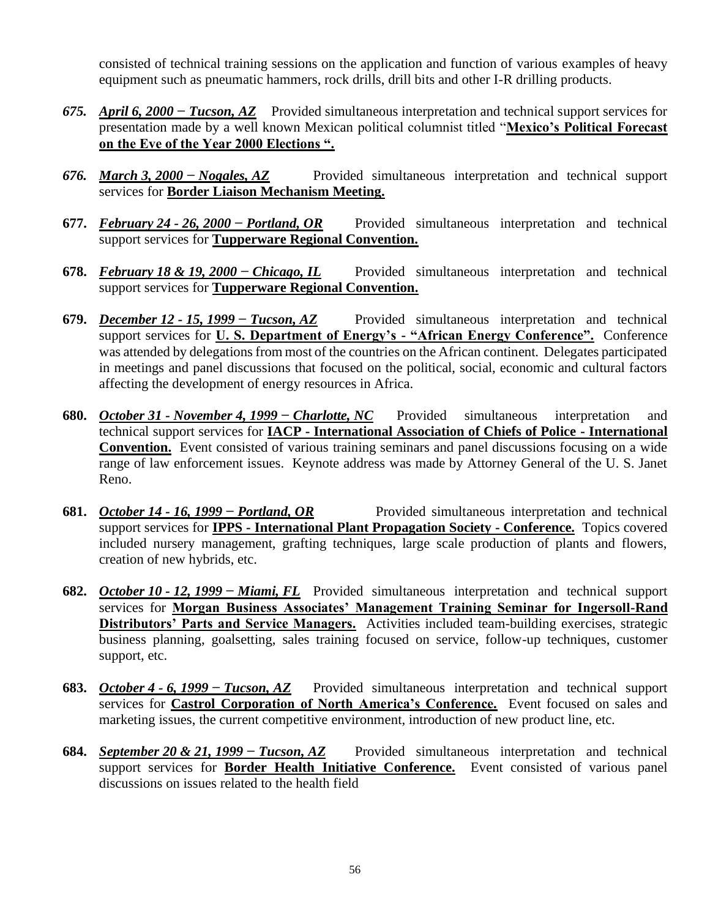consisted of technical training sessions on the application and function of various examples of heavy equipment such as pneumatic hammers, rock drills, drill bits and other I-R drilling products.

***675.*** ***April 6, 2000 − Tucson, AZ*** Provided simultaneous interpretation and technical support services for presentation made by a well known Mexican political columnist titled "**Mexico's Political Forecast on the Eve of the Year 2000 Elections ".**

***676.*** ***March 3, 2000 − Nogales, AZ*** Provided simultaneous interpretation and technical support services for **Border Liaison Mechanism Meeting.**

**677.** ***February 24 - 26, 2000 − Portland, OR*** Provided simultaneous interpretation and technical support services for **Tupperware Regional Convention.**

**678.** ***February 18 & 19, 2000 − Chicago, IL*** Provided simultaneous interpretation and technical support services for **Tupperware Regional Convention.**

**679.** ***December 12 - 15, 1999 − Tucson, AZ*** Provided simultaneous interpretation and technical support services for **U. S. Department of Energy's - "African Energy Conference".** Conference was attended by delegations from most of the countries on the African continent. Delegates participated in meetings and panel discussions that focused on the political, social, economic and cultural factors affecting the development of energy resources in Africa.

**680.** ***October 31 - November 4, 1999 − Charlotte, NC*** Provided simultaneous interpretation and technical support services for **IACP - International Association of Chiefs of Police - International Convention.** Event consisted of various training seminars and panel discussions focusing on a wide range of law enforcement issues. Keynote address was made by Attorney General of the U. S. Janet Reno.

**681.** ***October 14 - 16, 1999 − Portland, OR*** Provided simultaneous interpretation and technical support services for **IPPS - International Plant Propagation Society - Conference.** Topics covered included nursery management, grafting techniques, large scale production of plants and flowers, creation of new hybrids, etc.

**682.** ***October 10 - 12, 1999 − Miami, FL*** Provided simultaneous interpretation and technical support services for **Morgan Business Associates' Management Training Seminar for Ingersoll-Rand Distributors' Parts and Service Managers.** Activities included team-building exercises, strategic business planning, goalsetting, sales training focused on service, follow-up techniques, customer support, etc.

**683.** ***October 4 - 6, 1999 − Tucson, AZ*** Provided simultaneous interpretation and technical support services for **Castrol Corporation of North America's Conference.** Event focused on sales and marketing issues, the current competitive environment, introduction of new product line, etc.

**684.** ***September 20 & 21, 1999 − Tucson, AZ*** Provided simultaneous interpretation and technical support services for **Border Health Initiative Conference.** Event consisted of various panel discussions on issues related to the health field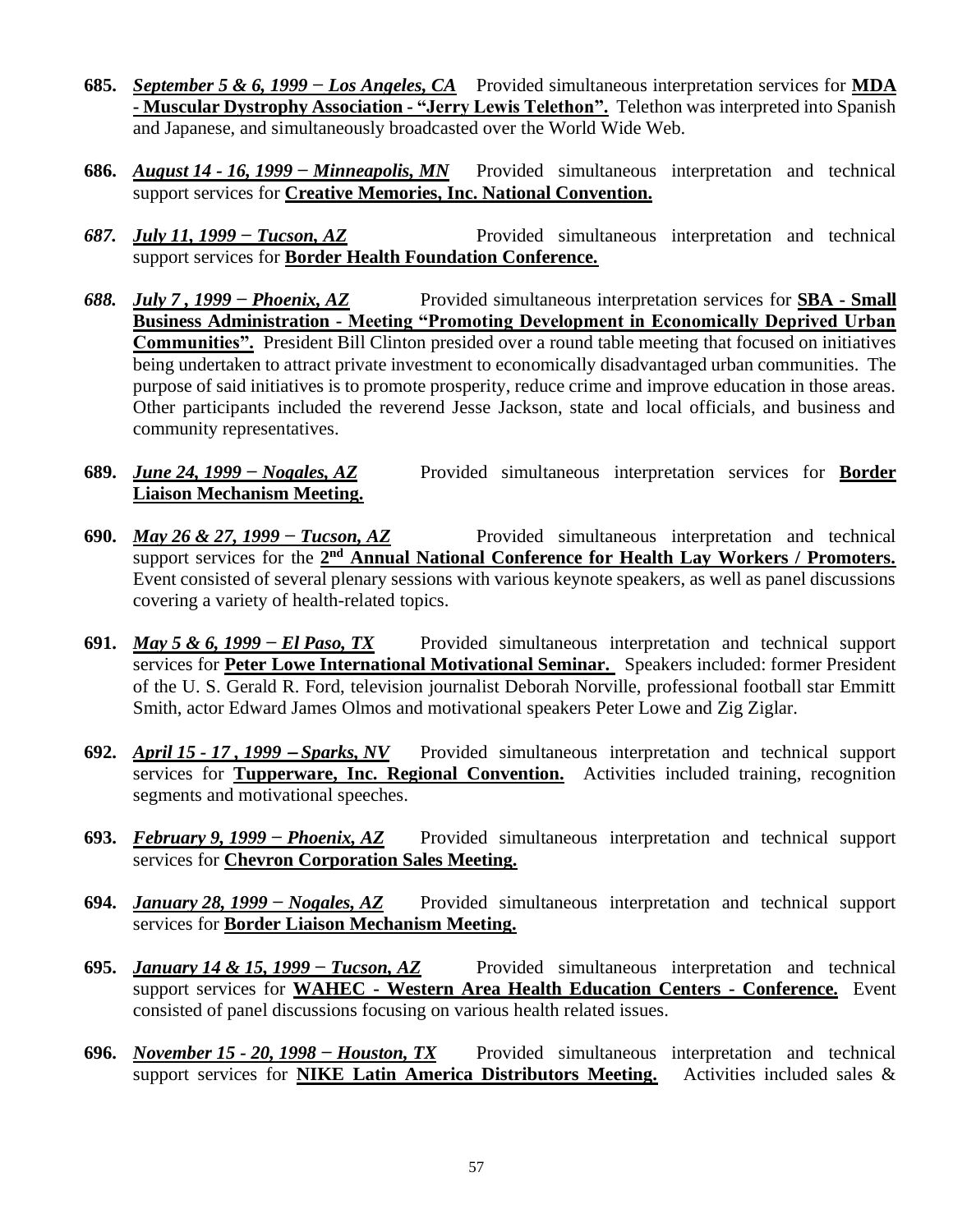**685.** ***September 5 & 6, 1999 – Los Angeles, CA*** Provided simultaneous interpretation services for **MDA - Muscular Dystrophy Association - "Jerry Lewis Telethon".** Telethon was interpreted into Spanish and Japanese, and simultaneously broadcasted over the World Wide Web.

**686.** ***August 14 - 16, 1999 – Minneapolis, MN*** Provided simultaneous interpretation and technical support services for **Creative Memories, Inc. National Convention.**

***687.*** ***July 11, 1999 – Tucson, AZ*** Provided simultaneous interpretation and technical support services for **Border Health Foundation Conference.**

***688.*** ***July 7 , 1999 – Phoenix, AZ*** Provided simultaneous interpretation services for **SBA - Small Business Administration - Meeting "Promoting Development in Economically Deprived Urban Communities".** President Bill Clinton presided over a round table meeting that focused on initiatives being undertaken to attract private investment to economically disadvantaged urban communities. The purpose of said initiatives is to promote prosperity, reduce crime and improve education in those areas. Other participants included the reverend Jesse Jackson, state and local officials, and business and community representatives.

**689.** ***June 24, 1999 – Nogales, AZ*** Provided simultaneous interpretation services for **Border Liaison Mechanism Meeting.**

**690.** ***May 26 & 27, 1999 – Tucson, AZ*** Provided simultaneous interpretation and technical support services for the **2nd Annual National Conference for Health Lay Workers / Promoters.** Event consisted of several plenary sessions with various keynote speakers, as well as panel discussions covering a variety of health-related topics.

**691.** ***May 5 & 6, 1999 – El Paso, TX*** Provided simultaneous interpretation and technical support services for **Peter Lowe International Motivational Seminar.** Speakers included: former President of the U. S. Gerald R. Ford, television journalist Deborah Norville, professional football star Emmitt Smith, actor Edward James Olmos and motivational speakers Peter Lowe and Zig Ziglar.

**692.** ***April 15 - 17 , 1999 – Sparks, NV*** Provided simultaneous interpretation and technical support services for **Tupperware, Inc. Regional Convention.** Activities included training, recognition segments and motivational speeches.

**693.** ***February 9, 1999 – Phoenix, AZ*** Provided simultaneous interpretation and technical support services for **Chevron Corporation Sales Meeting.**

**694.** ***January 28, 1999 – Nogales, AZ*** Provided simultaneous interpretation and technical support services for **Border Liaison Mechanism Meeting.**

**695.** ***January 14 & 15, 1999 – Tucson, AZ*** Provided simultaneous interpretation and technical support services for **WAHEC - Western Area Health Education Centers - Conference.** Event consisted of panel discussions focusing on various health related issues.

**696.** ***November 15 - 20, 1998 – Houston, TX*** Provided simultaneous interpretation and technical support services for **NIKE Latin America Distributors Meeting.** Activities included sales &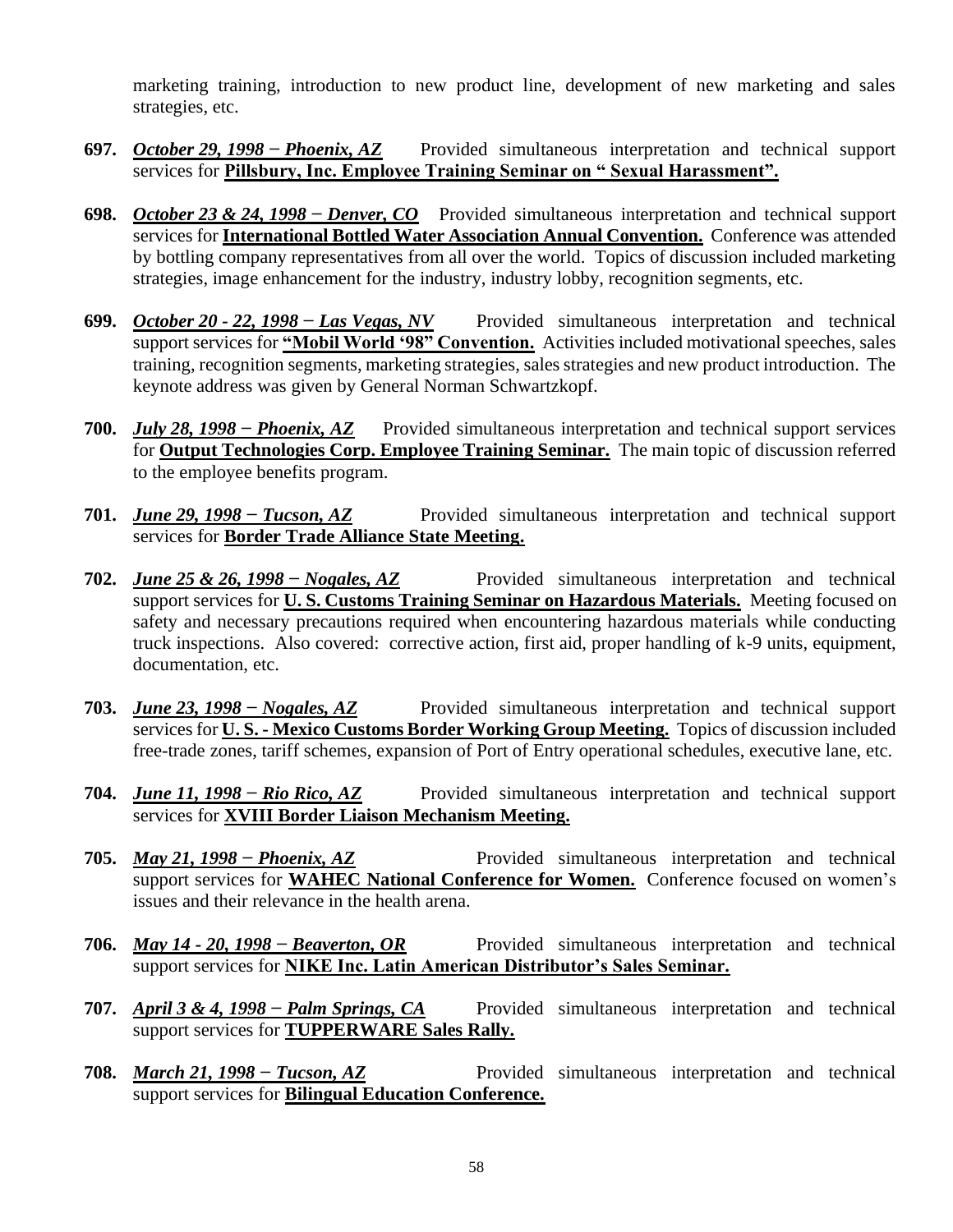marketing training, introduction to new product line, development of new marketing and sales strategies, etc.

**697.** ***October 29, 1998 − Phoenix, AZ*** Provided simultaneous interpretation and technical support services for **Pillsbury, Inc. Employee Training Seminar on " Sexual Harassment".**

**698.** ***October 23 & 24, 1998 − Denver, CO*** Provided simultaneous interpretation and technical support services for **International Bottled Water Association Annual Convention.** Conference was attended by bottling company representatives from all over the world. Topics of discussion included marketing strategies, image enhancement for the industry, industry lobby, recognition segments, etc.

**699.** ***October 20 - 22, 1998 − Las Vegas, NV*** Provided simultaneous interpretation and technical support services for **"Mobil World '98" Convention.** Activities included motivational speeches, sales training, recognition segments, marketing strategies, sales strategies and new product introduction. The keynote address was given by General Norman Schwartzkopf.

**700.** ***July 28, 1998 − Phoenix, AZ*** Provided simultaneous interpretation and technical support services for **Output Technologies Corp. Employee Training Seminar.** The main topic of discussion referred to the employee benefits program.

**701.** ***June 29, 1998 − Tucson, AZ*** Provided simultaneous interpretation and technical support services for **Border Trade Alliance State Meeting.**

**702.** ***June 25 & 26, 1998 − Nogales, AZ*** Provided simultaneous interpretation and technical support services for **U. S. Customs Training Seminar on Hazardous Materials.** Meeting focused on safety and necessary precautions required when encountering hazardous materials while conducting truck inspections. Also covered: corrective action, first aid, proper handling of k-9 units, equipment, documentation, etc.

**703.** ***June 23, 1998 − Nogales, AZ*** Provided simultaneous interpretation and technical support services for **U. S. - Mexico Customs Border Working Group Meeting.** Topics of discussion included free-trade zones, tariff schemes, expansion of Port of Entry operational schedules, executive lane, etc.

**704.** ***June 11, 1998 − Rio Rico, AZ*** Provided simultaneous interpretation and technical support services for **XVIII Border Liaison Mechanism Meeting.**

**705.** ***May 21, 1998 − Phoenix, AZ*** Provided simultaneous interpretation and technical support services for **WAHEC National Conference for Women.** Conference focused on women's issues and their relevance in the health arena.

**706.** ***May 14 - 20, 1998 − Beaverton, OR*** Provided simultaneous interpretation and technical support services for **NIKE Inc. Latin American Distributor's Sales Seminar.**

**707.** ***April 3 & 4, 1998 − Palm Springs, CA*** Provided simultaneous interpretation and technical support services for **TUPPERWARE Sales Rally.**

**708.** ***March 21, 1998 − Tucson, AZ*** Provided simultaneous interpretation and technical support services for **Bilingual Education Conference.**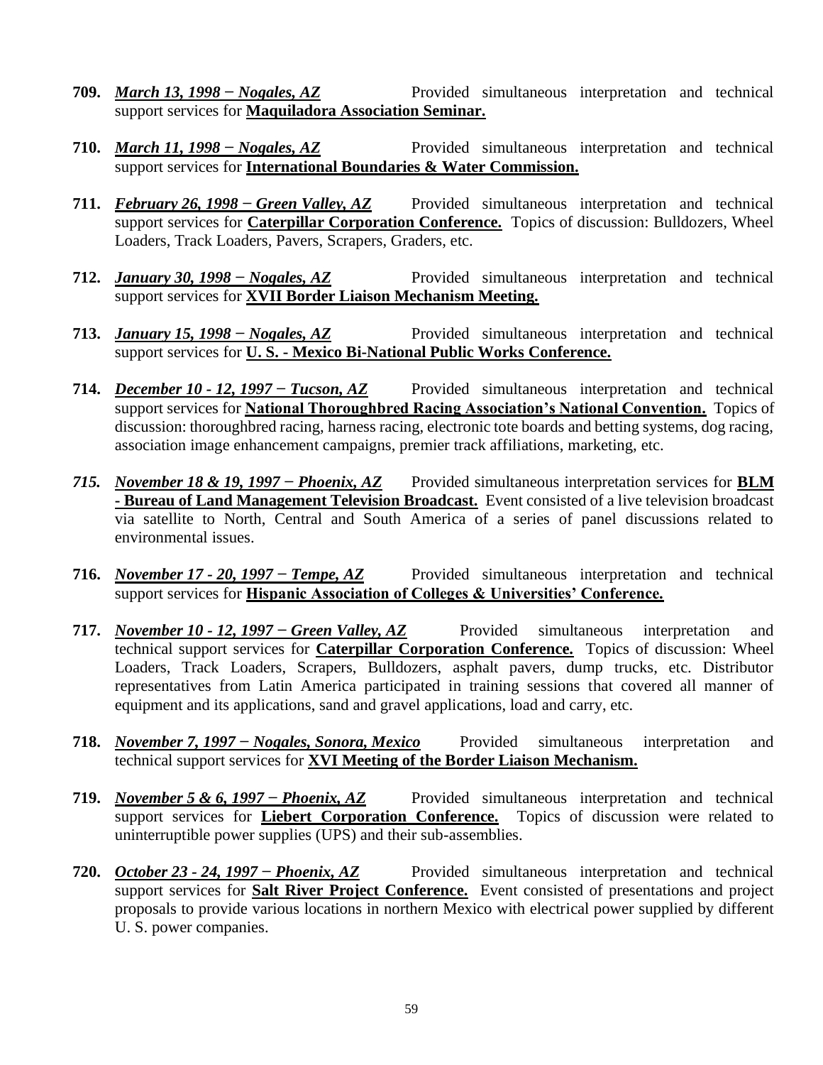**709.** ***March 13, 1998 − Nogales, AZ*** Provided simultaneous interpretation and technical support services for **Maquiladora Association Seminar.**

**710.** ***March 11, 1998 − Nogales, AZ*** Provided simultaneous interpretation and technical support services for **International Boundaries & Water Commission.**

**711.** ***February 26, 1998 − Green Valley, AZ*** Provided simultaneous interpretation and technical support services for **Caterpillar Corporation Conference.** Topics of discussion: Bulldozers, Wheel Loaders, Track Loaders, Pavers, Scrapers, Graders, etc.

**712.** ***January 30, 1998 − Nogales, AZ*** Provided simultaneous interpretation and technical support services for **XVII Border Liaison Mechanism Meeting.**

**713.** ***January 15, 1998 − Nogales, AZ*** Provided simultaneous interpretation and technical support services for **U. S. - Mexico Bi-National Public Works Conference.**

**714.** ***December 10 - 12, 1997 − Tucson, AZ*** Provided simultaneous interpretation and technical support services for **National Thoroughbred Racing Association's National Convention.** Topics of discussion: thoroughbred racing, harness racing, electronic tote boards and betting systems, dog racing, association image enhancement campaigns, premier track affiliations, marketing, etc.

***715.*** ***November 18 & 19, 1997 − Phoenix, AZ*** Provided simultaneous interpretation services for **BLM - Bureau of Land Management Television Broadcast.** Event consisted of a live television broadcast via satellite to North, Central and South America of a series of panel discussions related to environmental issues.

**716.** ***November 17 - 20, 1997 − Tempe, AZ*** Provided simultaneous interpretation and technical support services for **Hispanic Association of Colleges & Universities' Conference.**

**717.** ***November 10 - 12, 1997 − Green Valley, AZ*** Provided simultaneous interpretation and technical support services for **Caterpillar Corporation Conference.** Topics of discussion: Wheel Loaders, Track Loaders, Scrapers, Bulldozers, asphalt pavers, dump trucks, etc. Distributor representatives from Latin America participated in training sessions that covered all manner of equipment and its applications, sand and gravel applications, load and carry, etc.

**718.** ***November 7, 1997 − Nogales, Sonora, Mexico*** Provided simultaneous interpretation and technical support services for **XVI Meeting of the Border Liaison Mechanism.**

**719.** ***November 5 & 6, 1997 − Phoenix, AZ*** Provided simultaneous interpretation and technical support services for **Liebert Corporation Conference.** Topics of discussion were related to uninterruptible power supplies (UPS) and their sub-assemblies.

**720.** ***October 23 - 24, 1997 − Phoenix, AZ*** Provided simultaneous interpretation and technical support services for **Salt River Project Conference.** Event consisted of presentations and project proposals to provide various locations in northern Mexico with electrical power supplied by different U. S. power companies.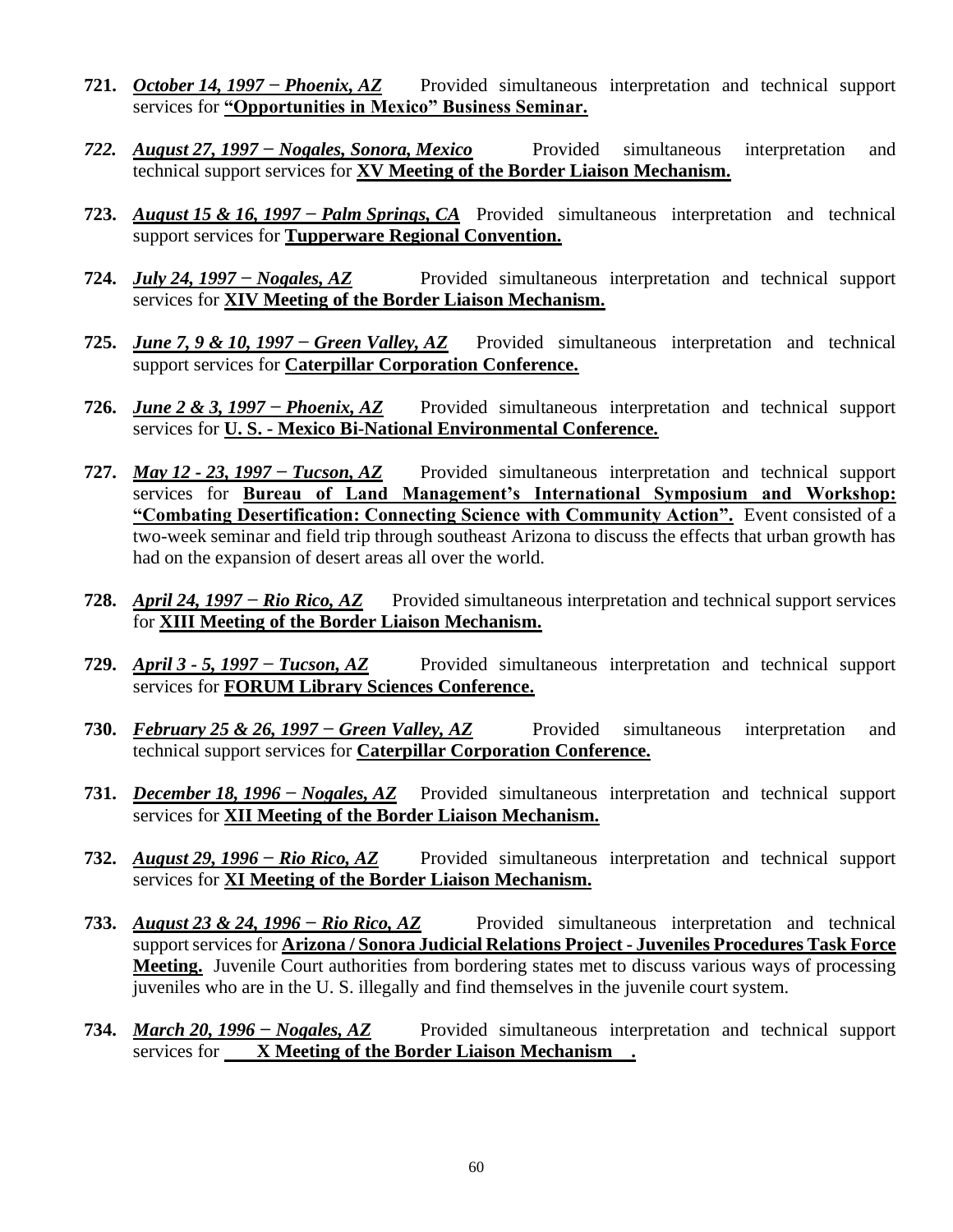**721.** ***October 14, 1997 − Phoenix, AZ*** Provided simultaneous interpretation and technical support services for **"Opportunities in Mexico" Business Seminar.**

***722.*** ***August 27, 1997 − Nogales, Sonora, Mexico*** Provided simultaneous interpretation and technical support services for **XV Meeting of the Border Liaison Mechanism.**

**723.** ***August 15 & 16, 1997 − Palm Springs, CA*** Provided simultaneous interpretation and technical support services for **Tupperware Regional Convention.**

**724.** ***July 24, 1997 − Nogales, AZ*** Provided simultaneous interpretation and technical support services for **XIV Meeting of the Border Liaison Mechanism.**

**725.** ***June 7, 9 & 10, 1997 − Green Valley, AZ*** Provided simultaneous interpretation and technical support services for **Caterpillar Corporation Conference.**

**726.** ***June 2 & 3, 1997 − Phoenix, AZ*** Provided simultaneous interpretation and technical support services for **U. S. - Mexico Bi-National Environmental Conference.**

**727.** ***May 12 - 23, 1997 − Tucson, AZ*** Provided simultaneous interpretation and technical support services for **Bureau of Land Management's International Symposium and Workshop: "Combating Desertification: Connecting Science with Community Action".** Event consisted of a two-week seminar and field trip through southeast Arizona to discuss the effects that urban growth has had on the expansion of desert areas all over the world.

**728.** ***April 24, 1997 − Rio Rico, AZ*** Provided simultaneous interpretation and technical support services for **XIII Meeting of the Border Liaison Mechanism.**

**729.** ***April 3 - 5, 1997 − Tucson, AZ*** Provided simultaneous interpretation and technical support services for **FORUM Library Sciences Conference.**

**730.** ***February 25 & 26, 1997 − Green Valley, AZ*** Provided simultaneous interpretation and technical support services for **Caterpillar Corporation Conference.**

**731.** ***December 18, 1996 − Nogales, AZ*** Provided simultaneous interpretation and technical support services for **XII Meeting of the Border Liaison Mechanism.**

**732.** ***August 29, 1996 − Rio Rico, AZ*** Provided simultaneous interpretation and technical support services for **XI Meeting of the Border Liaison Mechanism.**

**733.** ***August 23 & 24, 1996 − Rio Rico, AZ*** Provided simultaneous interpretation and technical support services for **Arizona / Sonora Judicial Relations Project - Juveniles Procedures Task Force Meeting.** Juvenile Court authorities from bordering states met to discuss various ways of processing juveniles who are in the U. S. illegally and find themselves in the juvenile court system.

**734.** ***March 20, 1996 − Nogales, AZ*** Provided simultaneous interpretation and technical support services for **X Meeting of the Border Liaison Mechanism.**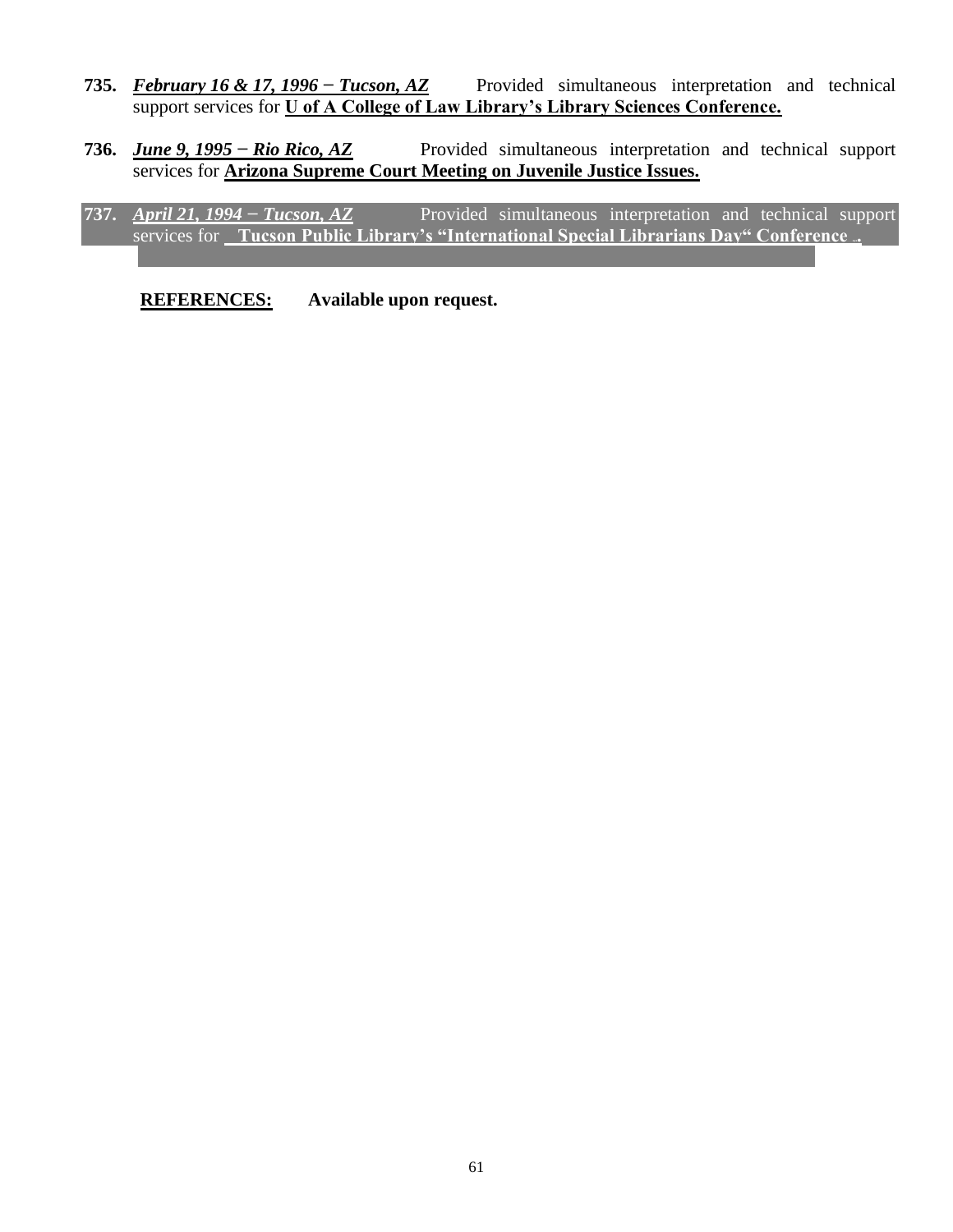**735.** ***February 16 & 17, 1996 − Tucson, AZ*** Provided simultaneous interpretation and technical support services for **U of A College of Law Library's Library Sciences Conference.**

**736.** ***June 9, 1995 − Rio Rico, AZ*** Provided simultaneous interpretation and technical support services for **Arizona Supreme Court Meeting on Juvenile Justice Issues.**

**737.** ***April 21, 1994 − Tucson, AZ*** Provided simultaneous interpretation and technical support services for **Tucson Public Library's "International Special Librarians Day" Conference.**

**REFERENCES:** **Available upon request.**